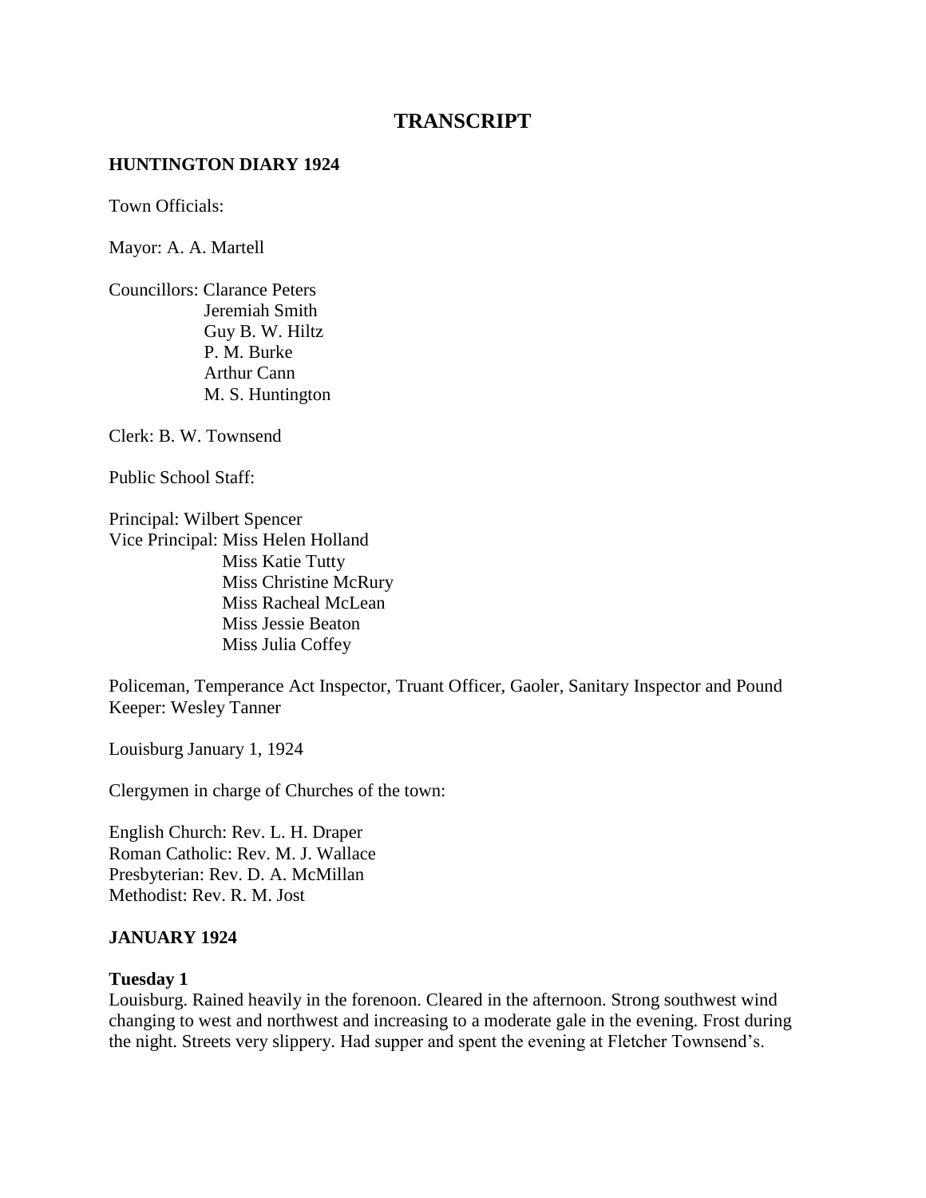# TRANSCRIPT

## HUNTINGTON DIARY 1924

Town Officials:

Mayor: A. A. Martell

Councillors: Clarance Peters
Jeremiah Smith
Guy B. W. Hiltz
P. M. Burke
Arthur Cann
M. S. Huntington

Clerk: B. W. Townsend

Public School Staff:

Principal: Wilbert Spencer
Vice Principal: Miss Helen Holland
Miss Katie Tutty
Miss Christine McRury
Miss Racheal McLean
Miss Jessie Beaton
Miss Julia Coffey

Policeman, Temperance Act Inspector, Truant Officer, Gaoler, Sanitary Inspector and Pound Keeper: Wesley Tanner

Louisburg January 1, 1924

Clergymen in charge of Churches of the town:

English Church: Rev. L. H. Draper
Roman Catholic: Rev. M. J. Wallace
Presbyterian: Rev. D. A. McMillan
Methodist: Rev. R. M. Jost

### JANUARY 1924

**Tuesday 1**
Louisburg. Rained heavily in the forenoon. Cleared in the afternoon. Strong southwest wind changing to west and northwest and increasing to a moderate gale in the evening. Frost during the night. Streets very slippery. Had supper and spent the evening at Fletcher Townsend's.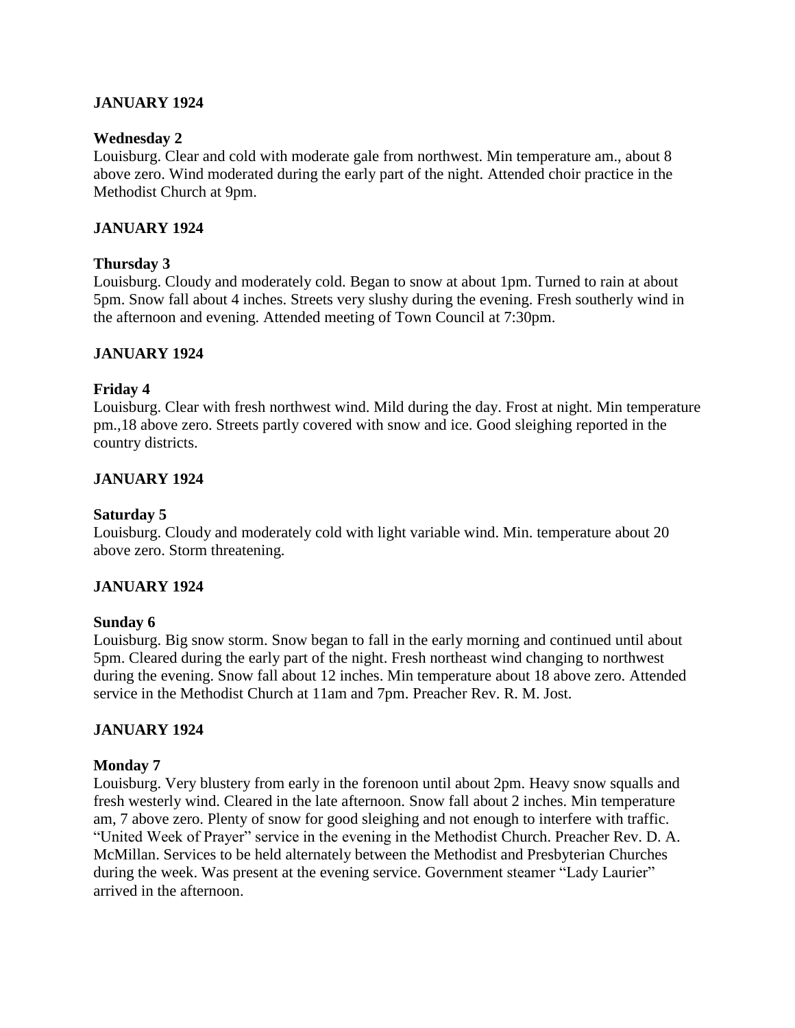**JANUARY 1924**

**Wednesday 2**
Louisburg. Clear and cold with moderate gale from northwest. Min temperature am., about 8 above zero. Wind moderated during the early part of the night. Attended choir practice in the Methodist Church at 9pm.

**JANUARY 1924**

**Thursday 3**
Louisburg. Cloudy and moderately cold. Began to snow at about 1pm. Turned to rain at about 5pm. Snow fall about 4 inches. Streets very slushy during the evening. Fresh southerly wind in the afternoon and evening. Attended meeting of Town Council at 7:30pm.

**JANUARY 1924**

**Friday 4**
Louisburg. Clear with fresh northwest wind. Mild during the day. Frost at night. Min temperature pm.,18 above zero. Streets partly covered with snow and ice. Good sleighing reported in the country districts.

**JANUARY 1924**

**Saturday 5**
Louisburg. Cloudy and moderately cold with light variable wind. Min. temperature about 20 above zero. Storm threatening.

**JANUARY 1924**

**Sunday 6**
Louisburg. Big snow storm. Snow began to fall in the early morning and continued until about 5pm. Cleared during the early part of the night. Fresh northeast wind changing to northwest during the evening. Snow fall about 12 inches. Min temperature about 18 above zero. Attended service in the Methodist Church at 11am and 7pm. Preacher Rev. R. M. Jost.

**JANUARY 1924**

**Monday 7**
Louisburg. Very blustery from early in the forenoon until about 2pm. Heavy snow squalls and fresh westerly wind. Cleared in the late afternoon. Snow fall about 2 inches. Min temperature am, 7 above zero. Plenty of snow for good sleighing and not enough to interfere with traffic. "United Week of Prayer" service in the evening in the Methodist Church. Preacher Rev. D. A. McMillan. Services to be held alternately between the Methodist and Presbyterian Churches during the week. Was present at the evening service. Government steamer "Lady Laurier" arrived in the afternoon.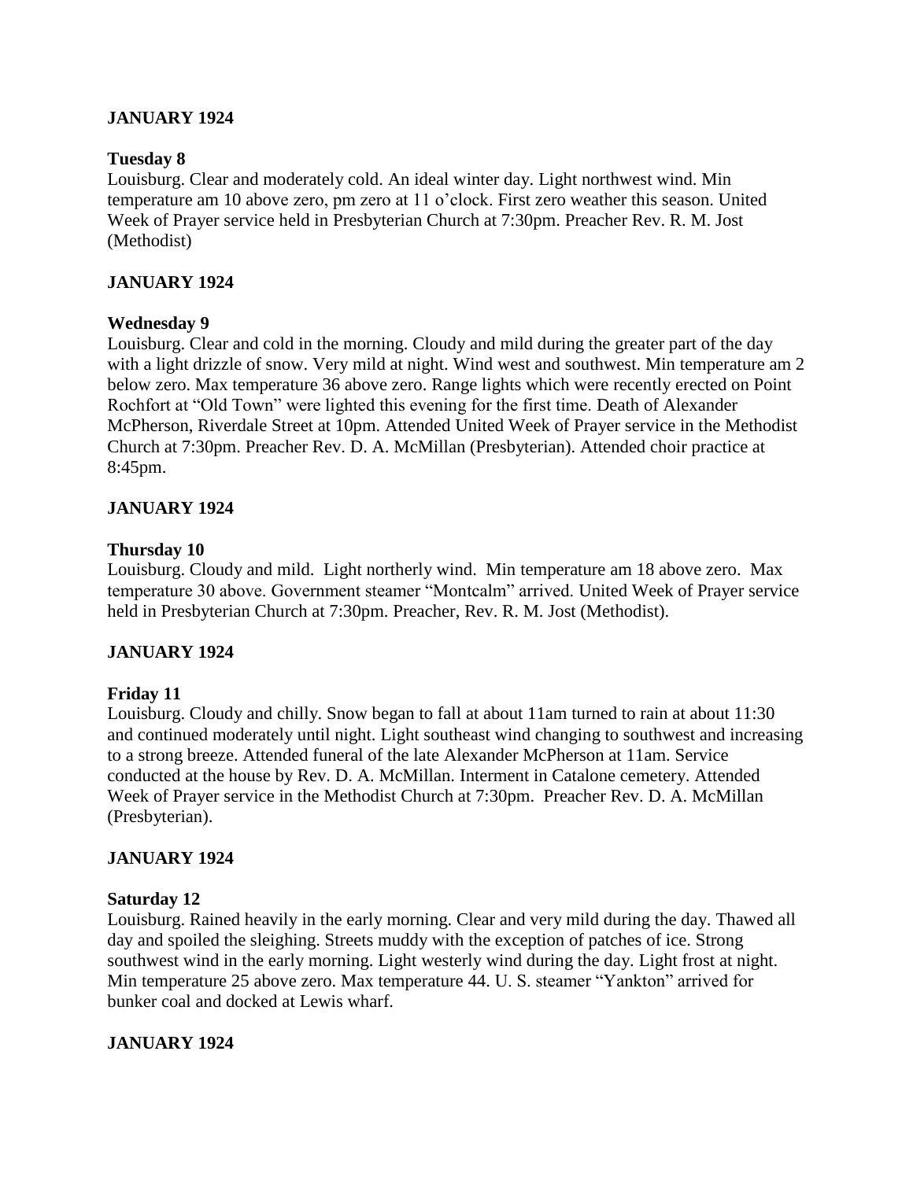**JANUARY 1924**

**Tuesday 8**

Louisburg. Clear and moderately cold. An ideal winter day. Light northwest wind. Min temperature am 10 above zero, pm zero at 11 o'clock. First zero weather this season. United Week of Prayer service held in Presbyterian Church at 7:30pm. Preacher Rev. R. M. Jost (Methodist)

**JANUARY 1924**

**Wednesday 9**

Louisburg. Clear and cold in the morning. Cloudy and mild during the greater part of the day with a light drizzle of snow. Very mild at night. Wind west and southwest. Min temperature am 2 below zero. Max temperature 36 above zero. Range lights which were recently erected on Point Rochfort at "Old Town" were lighted this evening for the first time. Death of Alexander McPherson, Riverdale Street at 10pm. Attended United Week of Prayer service in the Methodist Church at 7:30pm. Preacher Rev. D. A. McMillan (Presbyterian). Attended choir practice at 8:45pm.

**JANUARY 1924**

**Thursday 10**

Louisburg. Cloudy and mild. Light northerly wind. Min temperature am 18 above zero. Max temperature 30 above. Government steamer "Montcalm" arrived. United Week of Prayer service held in Presbyterian Church at 7:30pm. Preacher, Rev. R. M. Jost (Methodist).

**JANUARY 1924**

**Friday 11**

Louisburg. Cloudy and chilly. Snow began to fall at about 11am turned to rain at about 11:30 and continued moderately until night. Light southeast wind changing to southwest and increasing to a strong breeze. Attended funeral of the late Alexander McPherson at 11am. Service conducted at the house by Rev. D. A. McMillan. Interment in Catalone cemetery. Attended Week of Prayer service in the Methodist Church at 7:30pm. Preacher Rev. D. A. McMillan (Presbyterian).

**JANUARY 1924**

**Saturday 12**

Louisburg. Rained heavily in the early morning. Clear and very mild during the day. Thawed all day and spoiled the sleighing. Streets muddy with the exception of patches of ice. Strong southwest wind in the early morning. Light westerly wind during the day. Light frost at night. Min temperature 25 above zero. Max temperature 44. U. S. steamer "Yankton" arrived for bunker coal and docked at Lewis wharf.

**JANUARY 1924**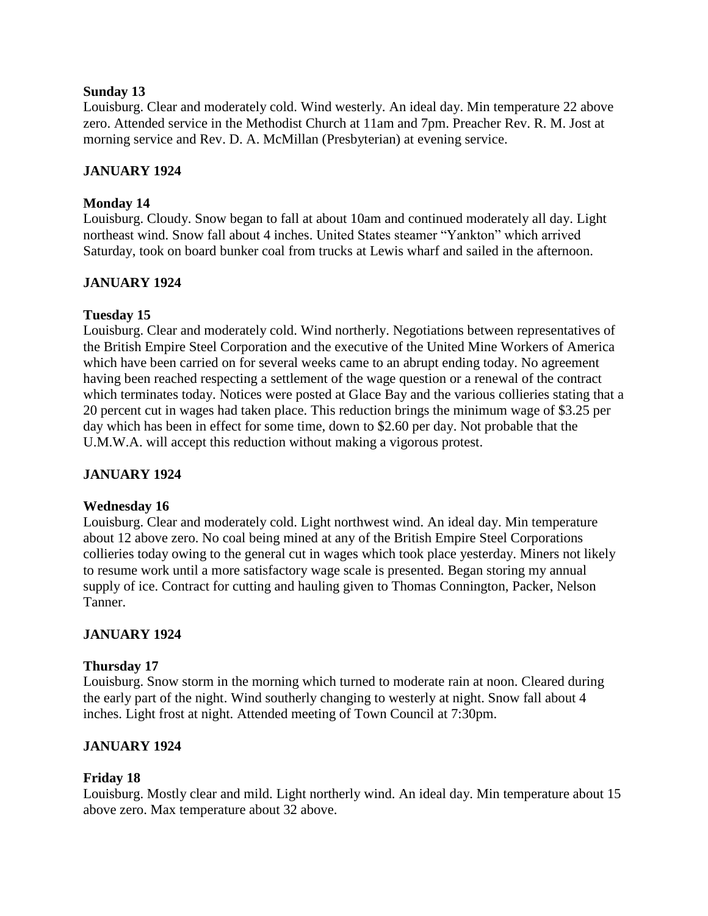**Sunday 13**

Louisburg. Clear and moderately cold. Wind westerly. An ideal day. Min temperature 22 above zero. Attended service in the Methodist Church at 11am and 7pm. Preacher Rev. R. M. Jost at morning service and Rev. D. A. McMillan (Presbyterian) at evening service.

**JANUARY 1924**

**Monday 14**

Louisburg. Cloudy. Snow began to fall at about 10am and continued moderately all day. Light northeast wind. Snow fall about 4 inches. United States steamer "Yankton" which arrived Saturday, took on board bunker coal from trucks at Lewis wharf and sailed in the afternoon.

**JANUARY 1924**

**Tuesday 15**

Louisburg. Clear and moderately cold. Wind northerly. Negotiations between representatives of the British Empire Steel Corporation and the executive of the United Mine Workers of America which have been carried on for several weeks came to an abrupt ending today. No agreement having been reached respecting a settlement of the wage question or a renewal of the contract which terminates today. Notices were posted at Glace Bay and the various collieries stating that a 20 percent cut in wages had taken place. This reduction brings the minimum wage of $3.25 per day which has been in effect for some time, down to $2.60 per day. Not probable that the U.M.W.A. will accept this reduction without making a vigorous protest.

**JANUARY 1924**

**Wednesday 16**

Louisburg. Clear and moderately cold. Light northwest wind. An ideal day. Min temperature about 12 above zero. No coal being mined at any of the British Empire Steel Corporations collieries today owing to the general cut in wages which took place yesterday. Miners not likely to resume work until a more satisfactory wage scale is presented. Began storing my annual supply of ice. Contract for cutting and hauling given to Thomas Connington, Packer, Nelson Tanner.

**JANUARY 1924**

**Thursday 17**

Louisburg. Snow storm in the morning which turned to moderate rain at noon. Cleared during the early part of the night. Wind southerly changing to westerly at night. Snow fall about 4 inches. Light frost at night. Attended meeting of Town Council at 7:30pm.

**JANUARY 1924**

**Friday 18**

Louisburg. Mostly clear and mild. Light northerly wind. An ideal day. Min temperature about 15 above zero. Max temperature about 32 above.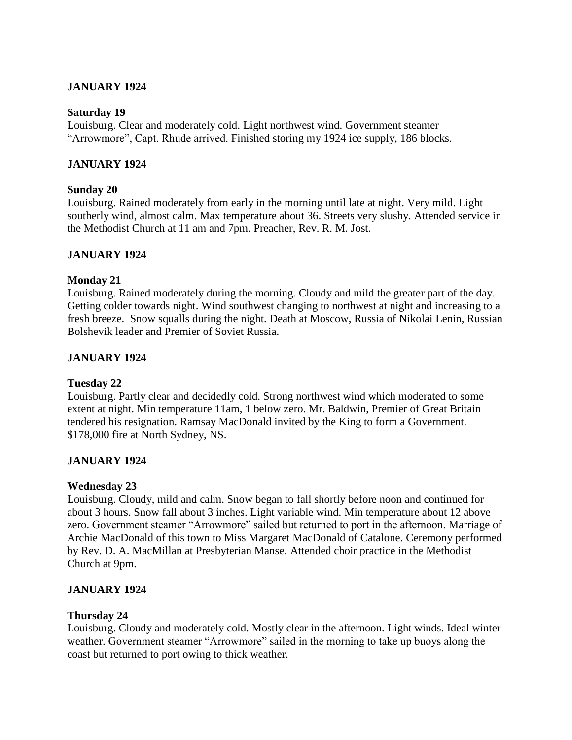**JANUARY 1924**

**Saturday 19**

Louisburg. Clear and moderately cold. Light northwest wind. Government steamer "Arrowmore", Capt. Rhude arrived. Finished storing my 1924 ice supply, 186 blocks.

**JANUARY 1924**

**Sunday 20**

Louisburg. Rained moderately from early in the morning until late at night. Very mild. Light southerly wind, almost calm. Max temperature about 36. Streets very slushy. Attended service in the Methodist Church at 11 am and 7pm. Preacher, Rev. R. M. Jost.

**JANUARY 1924**

**Monday 21**

Louisburg. Rained moderately during the morning. Cloudy and mild the greater part of the day. Getting colder towards night. Wind southwest changing to northwest at night and increasing to a fresh breeze. Snow squalls during the night. Death at Moscow, Russia of Nikolai Lenin, Russian Bolshevik leader and Premier of Soviet Russia.

**JANUARY 1924**

**Tuesday 22**

Louisburg. Partly clear and decidedly cold. Strong northwest wind which moderated to some extent at night. Min temperature 11am, 1 below zero. Mr. Baldwin, Premier of Great Britain tendered his resignation. Ramsay MacDonald invited by the King to form a Government. $178,000 fire at North Sydney, NS.

**JANUARY 1924**

**Wednesday 23**

Louisburg. Cloudy, mild and calm. Snow began to fall shortly before noon and continued for about 3 hours. Snow fall about 3 inches. Light variable wind. Min temperature about 12 above zero. Government steamer "Arrowmore" sailed but returned to port in the afternoon. Marriage of Archie MacDonald of this town to Miss Margaret MacDonald of Catalone. Ceremony performed by Rev. D. A. MacMillan at Presbyterian Manse. Attended choir practice in the Methodist Church at 9pm.

**JANUARY 1924**

**Thursday 24**

Louisburg. Cloudy and moderately cold. Mostly clear in the afternoon. Light winds. Ideal winter weather. Government steamer "Arrowmore" sailed in the morning to take up buoys along the coast but returned to port owing to thick weather.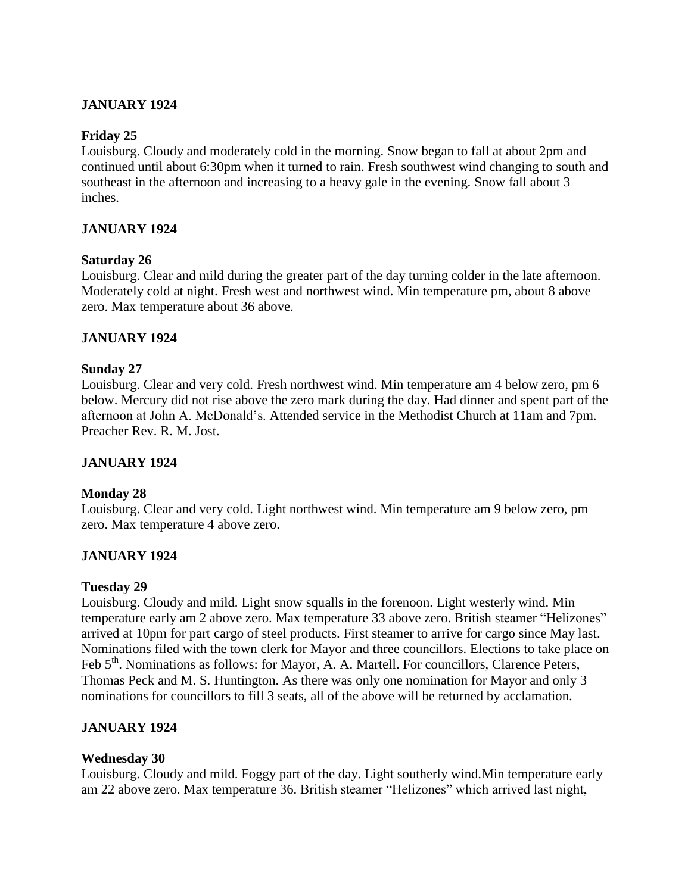## JANUARY 1924

### Friday 25

Louisburg. Cloudy and moderately cold in the morning. Snow began to fall at about 2pm and continued until about 6:30pm when it turned to rain. Fresh southwest wind changing to south and southeast in the afternoon and increasing to a heavy gale in the evening. Snow fall about 3 inches.

## JANUARY 1924

### Saturday 26

Louisburg. Clear and mild during the greater part of the day turning colder in the late afternoon. Moderately cold at night. Fresh west and northwest wind. Min temperature pm, about 8 above zero. Max temperature about 36 above.

## JANUARY 1924

### Sunday 27

Louisburg. Clear and very cold. Fresh northwest wind. Min temperature am 4 below zero, pm 6 below. Mercury did not rise above the zero mark during the day. Had dinner and spent part of the afternoon at John A. McDonald's. Attended service in the Methodist Church at 11am and 7pm. Preacher Rev. R. M. Jost.

## JANUARY 1924

### Monday 28

Louisburg. Clear and very cold. Light northwest wind. Min temperature am 9 below zero, pm zero. Max temperature 4 above zero.

## JANUARY 1924

### Tuesday 29

Louisburg. Cloudy and mild. Light snow squalls in the forenoon. Light westerly wind. Min temperature early am 2 above zero. Max temperature 33 above zero. British steamer "Helizones" arrived at 10pm for part cargo of steel products. First steamer to arrive for cargo since May last. Nominations filed with the town clerk for Mayor and three councillors. Elections to take place on Feb 5th. Nominations as follows: for Mayor, A. A. Martell. For councillors, Clarence Peters, Thomas Peck and M. S. Huntington. As there was only one nomination for Mayor and only 3 nominations for councillors to fill 3 seats, all of the above will be returned by acclamation.

## JANUARY 1924

### Wednesday 30

Louisburg. Cloudy and mild. Foggy part of the day. Light southerly wind.Min temperature early am 22 above zero. Max temperature 36. British steamer "Helizones" which arrived last night,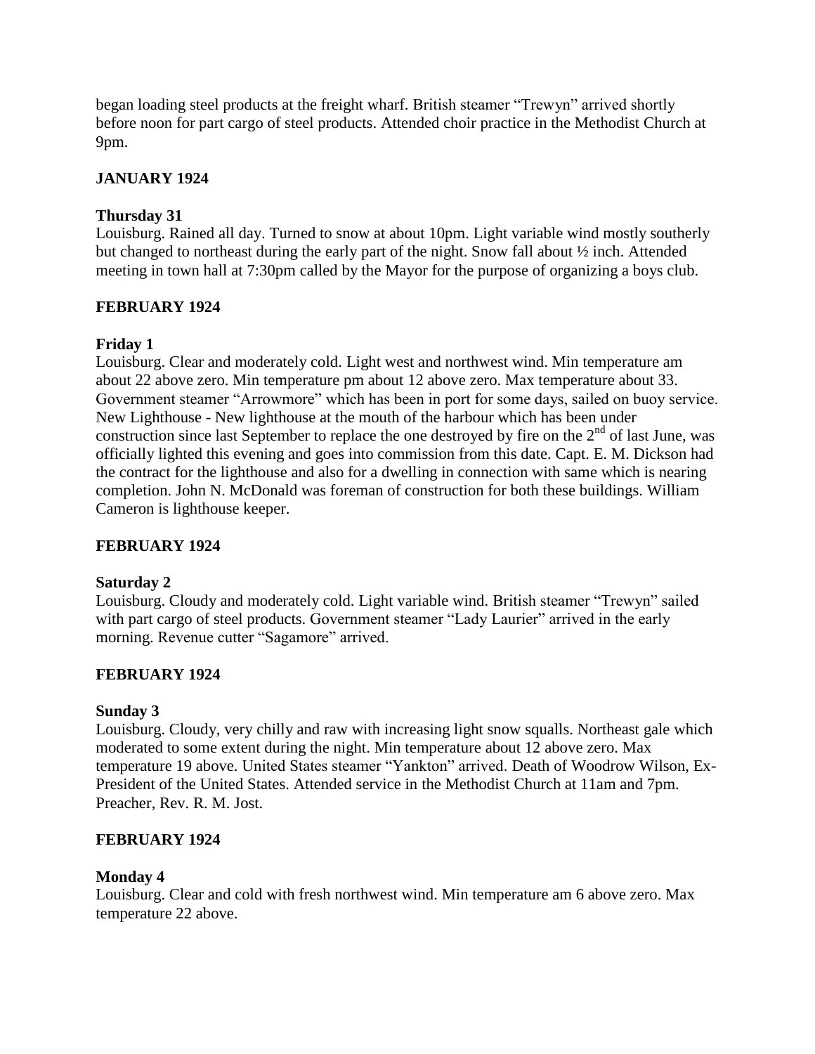began loading steel products at the freight wharf. British steamer "Trewyn" arrived shortly before noon for part cargo of steel products. Attended choir practice in the Methodist Church at 9pm.

## JANUARY 1924

### Thursday 31

Louisburg. Rained all day. Turned to snow at about 10pm. Light variable wind mostly southerly but changed to northeast during the early part of the night. Snow fall about ½ inch. Attended meeting in town hall at 7:30pm called by the Mayor for the purpose of organizing a boys club.

## FEBRUARY 1924

### Friday 1

Louisburg. Clear and moderately cold. Light west and northwest wind. Min temperature am about 22 above zero. Min temperature pm about 12 above zero. Max temperature about 33. Government steamer "Arrowmore" which has been in port for some days, sailed on buoy service. New Lighthouse - New lighthouse at the mouth of the harbour which has been under construction since last September to replace the one destroyed by fire on the 2nd of last June, was officially lighted this evening and goes into commission from this date. Capt. E. M. Dickson had the contract for the lighthouse and also for a dwelling in connection with same which is nearing completion. John N. McDonald was foreman of construction for both these buildings. William Cameron is lighthouse keeper.

## FEBRUARY 1924

### Saturday 2

Louisburg. Cloudy and moderately cold. Light variable wind. British steamer "Trewyn" sailed with part cargo of steel products. Government steamer "Lady Laurier" arrived in the early morning. Revenue cutter "Sagamore" arrived.

## FEBRUARY 1924

### Sunday 3

Louisburg. Cloudy, very chilly and raw with increasing light snow squalls. Northeast gale which moderated to some extent during the night. Min temperature about 12 above zero. Max temperature 19 above. United States steamer "Yankton" arrived. Death of Woodrow Wilson, Ex-President of the United States. Attended service in the Methodist Church at 11am and 7pm. Preacher, Rev. R. M. Jost.

## FEBRUARY 1924

### Monday 4

Louisburg. Clear and cold with fresh northwest wind. Min temperature am 6 above zero. Max temperature 22 above.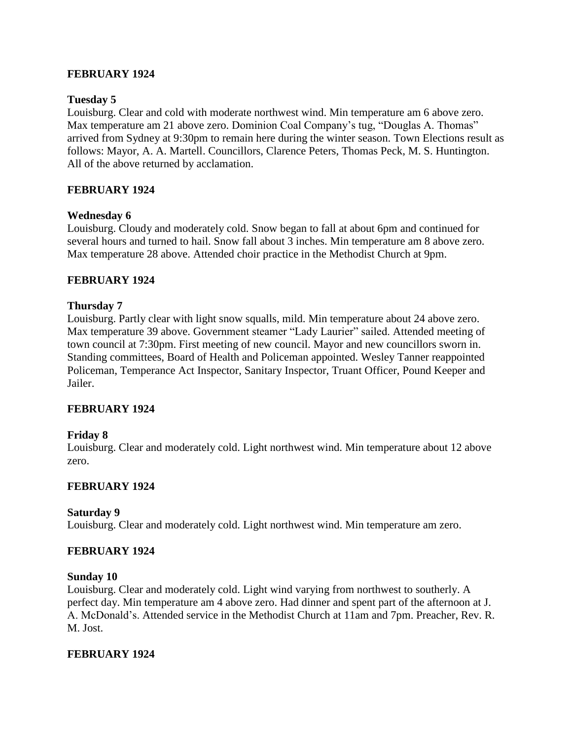**FEBRUARY 1924**

**Tuesday 5**

Louisburg. Clear and cold with moderate northwest wind. Min temperature am 6 above zero. Max temperature am 21 above zero. Dominion Coal Company's tug, "Douglas A. Thomas" arrived from Sydney at 9:30pm to remain here during the winter season. Town Elections result as follows: Mayor, A. A. Martell. Councillors, Clarence Peters, Thomas Peck, M. S. Huntington. All of the above returned by acclamation.

**FEBRUARY 1924**

**Wednesday 6**

Louisburg. Cloudy and moderately cold. Snow began to fall at about 6pm and continued for several hours and turned to hail. Snow fall about 3 inches. Min temperature am 8 above zero. Max temperature 28 above. Attended choir practice in the Methodist Church at 9pm.

**FEBRUARY 1924**

**Thursday 7**

Louisburg. Partly clear with light snow squalls, mild. Min temperature about 24 above zero. Max temperature 39 above. Government steamer "Lady Laurier" sailed. Attended meeting of town council at 7:30pm. First meeting of new council. Mayor and new councillors sworn in. Standing committees, Board of Health and Policeman appointed. Wesley Tanner reappointed Policeman, Temperance Act Inspector, Sanitary Inspector, Truant Officer, Pound Keeper and Jailer.

**FEBRUARY 1924**

**Friday 8**

Louisburg. Clear and moderately cold. Light northwest wind. Min temperature about 12 above zero.

**FEBRUARY 1924**

**Saturday 9**

Louisburg. Clear and moderately cold. Light northwest wind. Min temperature am zero.

**FEBRUARY 1924**

**Sunday 10**

Louisburg. Clear and moderately cold. Light wind varying from northwest to southerly. A perfect day. Min temperature am 4 above zero. Had dinner and spent part of the afternoon at J. A. McDonald's. Attended service in the Methodist Church at 11am and 7pm. Preacher, Rev. R. M. Jost.

**FEBRUARY 1924**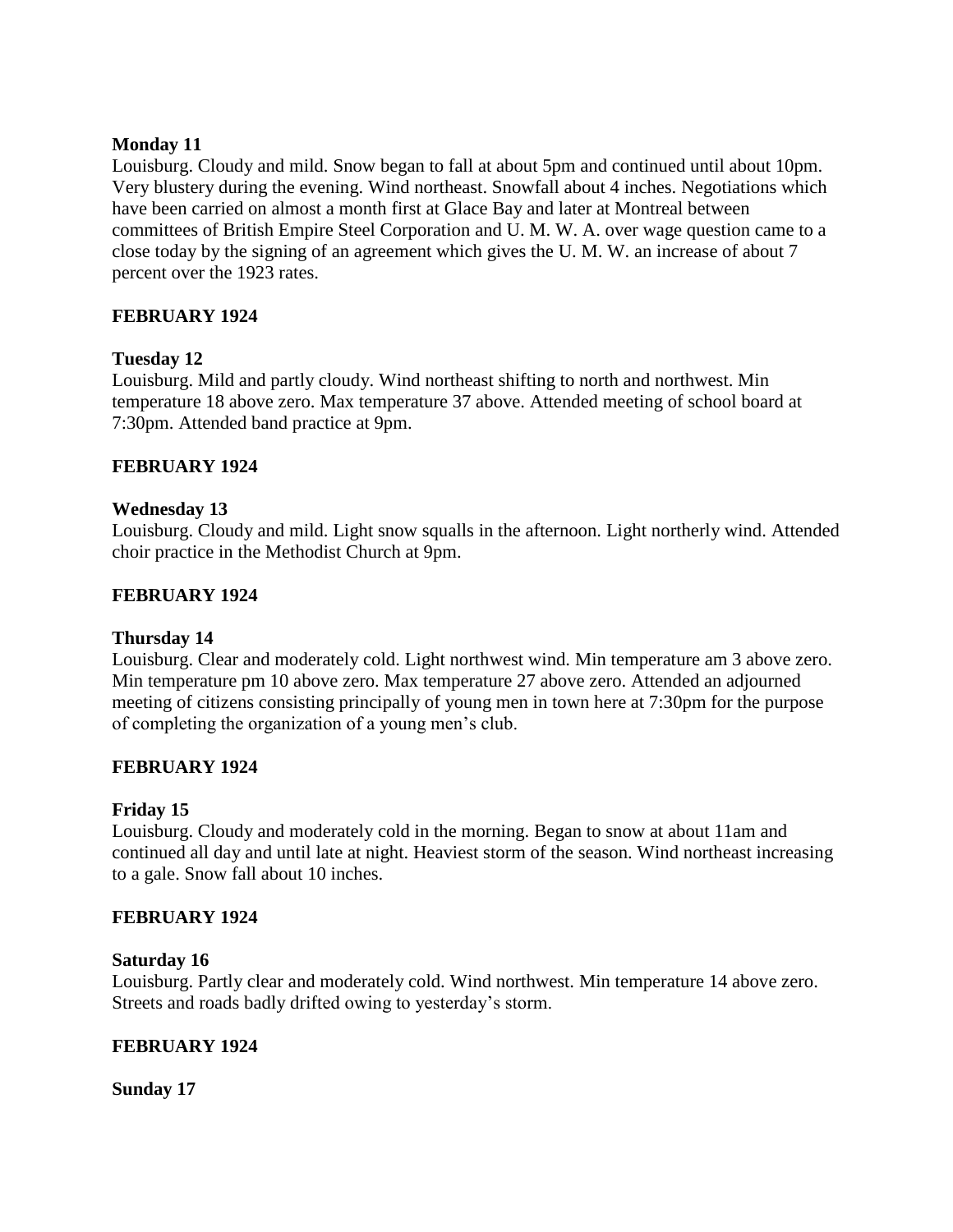**Monday 11**

Louisburg. Cloudy and mild. Snow began to fall at about 5pm and continued until about 10pm. Very blustery during the evening. Wind northeast. Snowfall about 4 inches. Negotiations which have been carried on almost a month first at Glace Bay and later at Montreal between committees of British Empire Steel Corporation and U. M. W. A. over wage question came to a close today by the signing of an agreement which gives the U. M. W. an increase of about 7 percent over the 1923 rates.

**FEBRUARY 1924**

**Tuesday 12**

Louisburg. Mild and partly cloudy. Wind northeast shifting to north and northwest. Min temperature 18 above zero. Max temperature 37 above. Attended meeting of school board at 7:30pm. Attended band practice at 9pm.

**FEBRUARY 1924**

**Wednesday 13**

Louisburg. Cloudy and mild. Light snow squalls in the afternoon. Light northerly wind. Attended choir practice in the Methodist Church at 9pm.

**FEBRUARY 1924**

**Thursday 14**

Louisburg. Clear and moderately cold. Light northwest wind. Min temperature am 3 above zero. Min temperature pm 10 above zero. Max temperature 27 above zero. Attended an adjourned meeting of citizens consisting principally of young men in town here at 7:30pm for the purpose of completing the organization of a young men's club.

**FEBRUARY 1924**

**Friday 15**

Louisburg. Cloudy and moderately cold in the morning. Began to snow at about 11am and continued all day and until late at night. Heaviest storm of the season. Wind northeast increasing to a gale. Snow fall about 10 inches.

**FEBRUARY 1924**

**Saturday 16**

Louisburg. Partly clear and moderately cold. Wind northwest. Min temperature 14 above zero. Streets and roads badly drifted owing to yesterday's storm.

**FEBRUARY 1924**

**Sunday 17**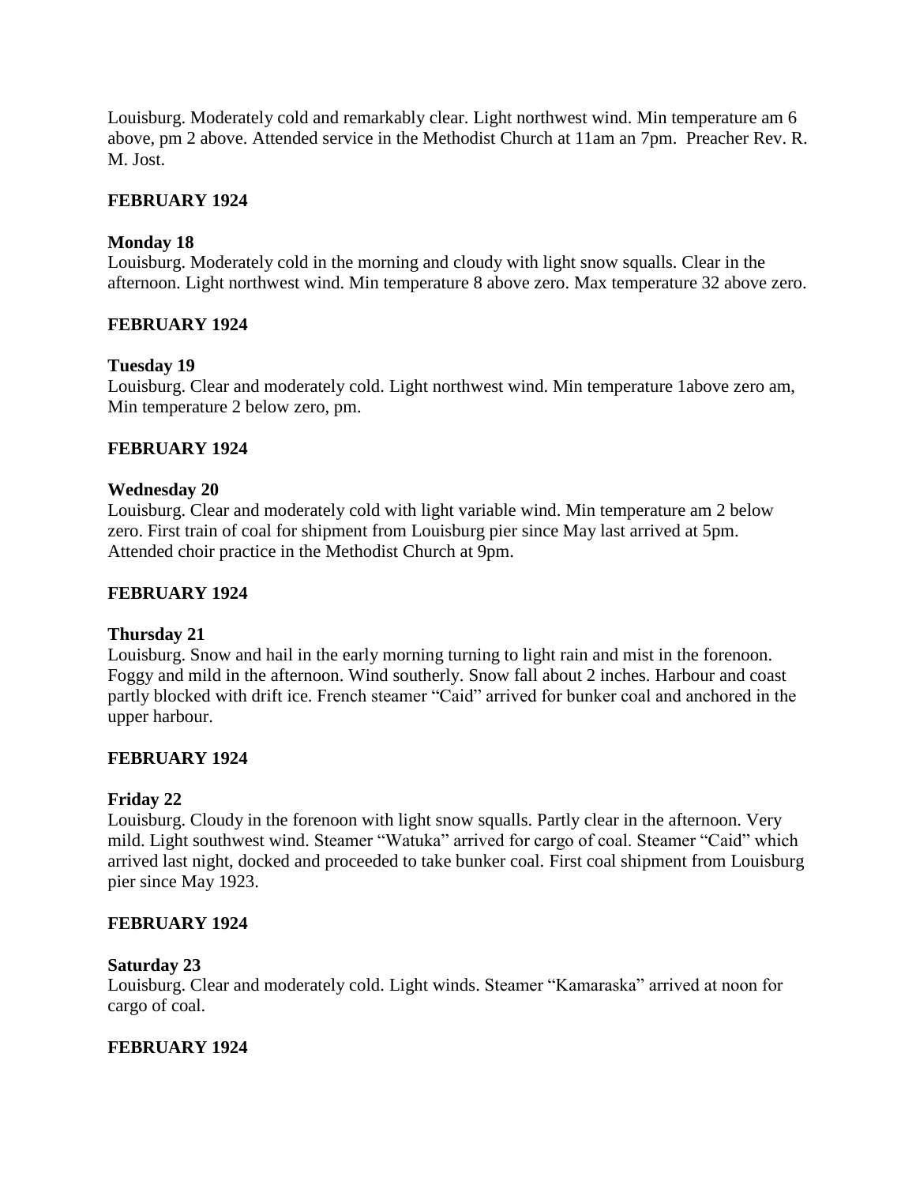Louisburg. Moderately cold and remarkably clear. Light northwest wind. Min temperature am 6 above, pm 2 above. Attended service in the Methodist Church at 11am an 7pm. Preacher Rev. R. M. Jost.

**FEBRUARY 1924**

**Monday 18**
Louisburg. Moderately cold in the morning and cloudy with light snow squalls. Clear in the afternoon. Light northwest wind. Min temperature 8 above zero. Max temperature 32 above zero.

**FEBRUARY 1924**

**Tuesday 19**
Louisburg. Clear and moderately cold. Light northwest wind. Min temperature 1above zero am, Min temperature 2 below zero, pm.

**FEBRUARY 1924**

**Wednesday 20**
Louisburg. Clear and moderately cold with light variable wind. Min temperature am 2 below zero. First train of coal for shipment from Louisburg pier since May last arrived at 5pm. Attended choir practice in the Methodist Church at 9pm.

**FEBRUARY 1924**

**Thursday 21**
Louisburg. Snow and hail in the early morning turning to light rain and mist in the forenoon. Foggy and mild in the afternoon. Wind southerly. Snow fall about 2 inches. Harbour and coast partly blocked with drift ice. French steamer "Caid" arrived for bunker coal and anchored in the upper harbour.

**FEBRUARY 1924**

**Friday 22**
Louisburg. Cloudy in the forenoon with light snow squalls. Partly clear in the afternoon. Very mild. Light southwest wind. Steamer "Watuka" arrived for cargo of coal. Steamer "Caid" which arrived last night, docked and proceeded to take bunker coal. First coal shipment from Louisburg pier since May 1923.

**FEBRUARY 1924**

**Saturday 23**
Louisburg. Clear and moderately cold. Light winds. Steamer "Kamaraska" arrived at noon for cargo of coal.

**FEBRUARY 1924**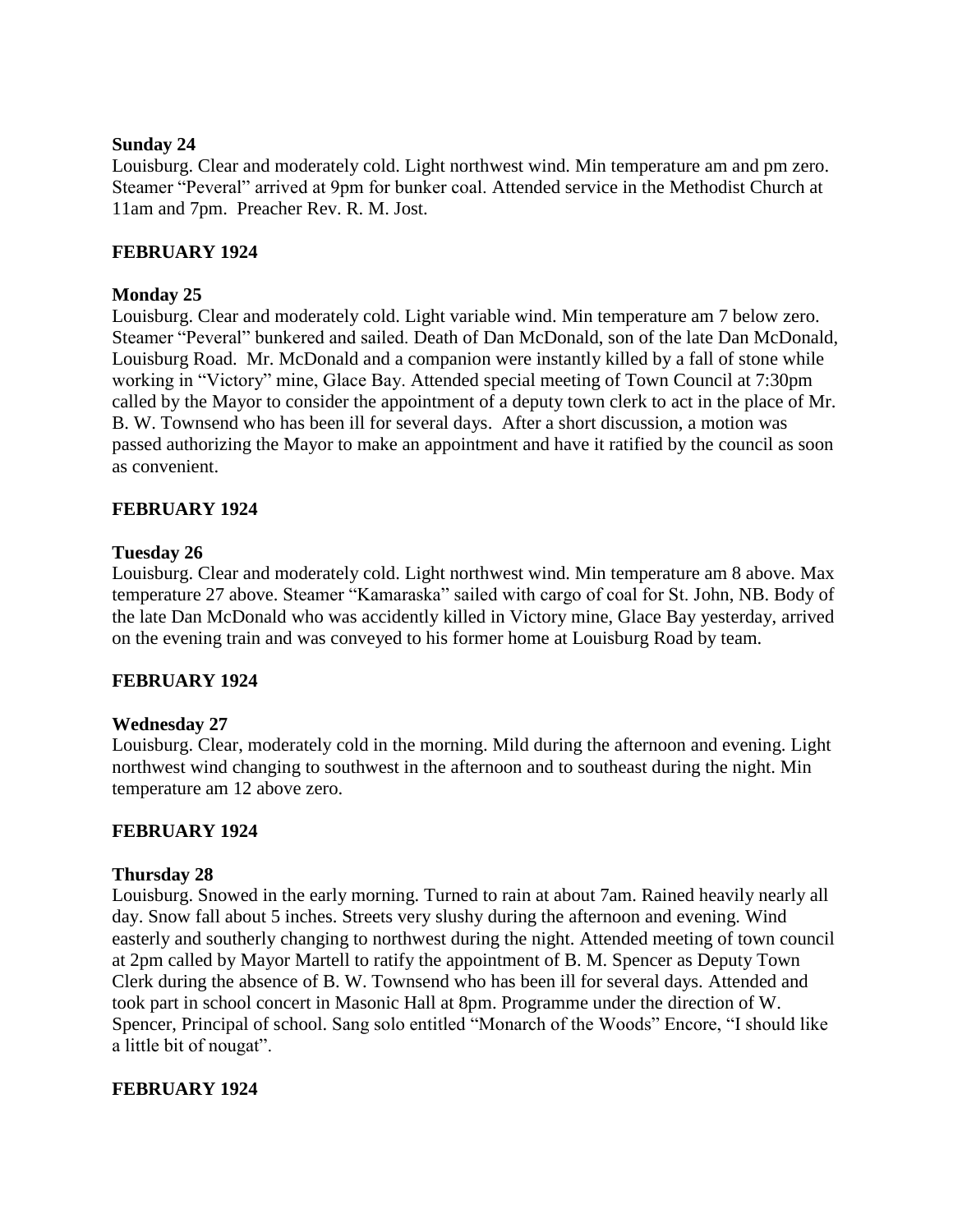**Sunday 24**

Louisburg. Clear and moderately cold. Light northwest wind. Min temperature am and pm zero. Steamer "Peveral" arrived at 9pm for bunker coal. Attended service in the Methodist Church at 11am and 7pm. Preacher Rev. R. M. Jost.

**FEBRUARY 1924**

**Monday 25**

Louisburg. Clear and moderately cold. Light variable wind. Min temperature am 7 below zero. Steamer "Peveral" bunkered and sailed. Death of Dan McDonald, son of the late Dan McDonald, Louisburg Road. Mr. McDonald and a companion were instantly killed by a fall of stone while working in "Victory" mine, Glace Bay. Attended special meeting of Town Council at 7:30pm called by the Mayor to consider the appointment of a deputy town clerk to act in the place of Mr. B. W. Townsend who has been ill for several days. After a short discussion, a motion was passed authorizing the Mayor to make an appointment and have it ratified by the council as soon as convenient.

**FEBRUARY 1924**

**Tuesday 26**

Louisburg. Clear and moderately cold. Light northwest wind. Min temperature am 8 above. Max temperature 27 above. Steamer "Kamaraska" sailed with cargo of coal for St. John, NB. Body of the late Dan McDonald who was accidently killed in Victory mine, Glace Bay yesterday, arrived on the evening train and was conveyed to his former home at Louisburg Road by team.

**FEBRUARY 1924**

**Wednesday 27**

Louisburg. Clear, moderately cold in the morning. Mild during the afternoon and evening. Light northwest wind changing to southwest in the afternoon and to southeast during the night. Min temperature am 12 above zero.

**FEBRUARY 1924**

**Thursday 28**

Louisburg. Snowed in the early morning. Turned to rain at about 7am. Rained heavily nearly all day. Snow fall about 5 inches. Streets very slushy during the afternoon and evening. Wind easterly and southerly changing to northwest during the night. Attended meeting of town council at 2pm called by Mayor Martell to ratify the appointment of B. M. Spencer as Deputy Town Clerk during the absence of B. W. Townsend who has been ill for several days. Attended and took part in school concert in Masonic Hall at 8pm. Programme under the direction of W. Spencer, Principal of school. Sang solo entitled "Monarch of the Woods" Encore, "I should like a little bit of nougat".

**FEBRUARY 1924**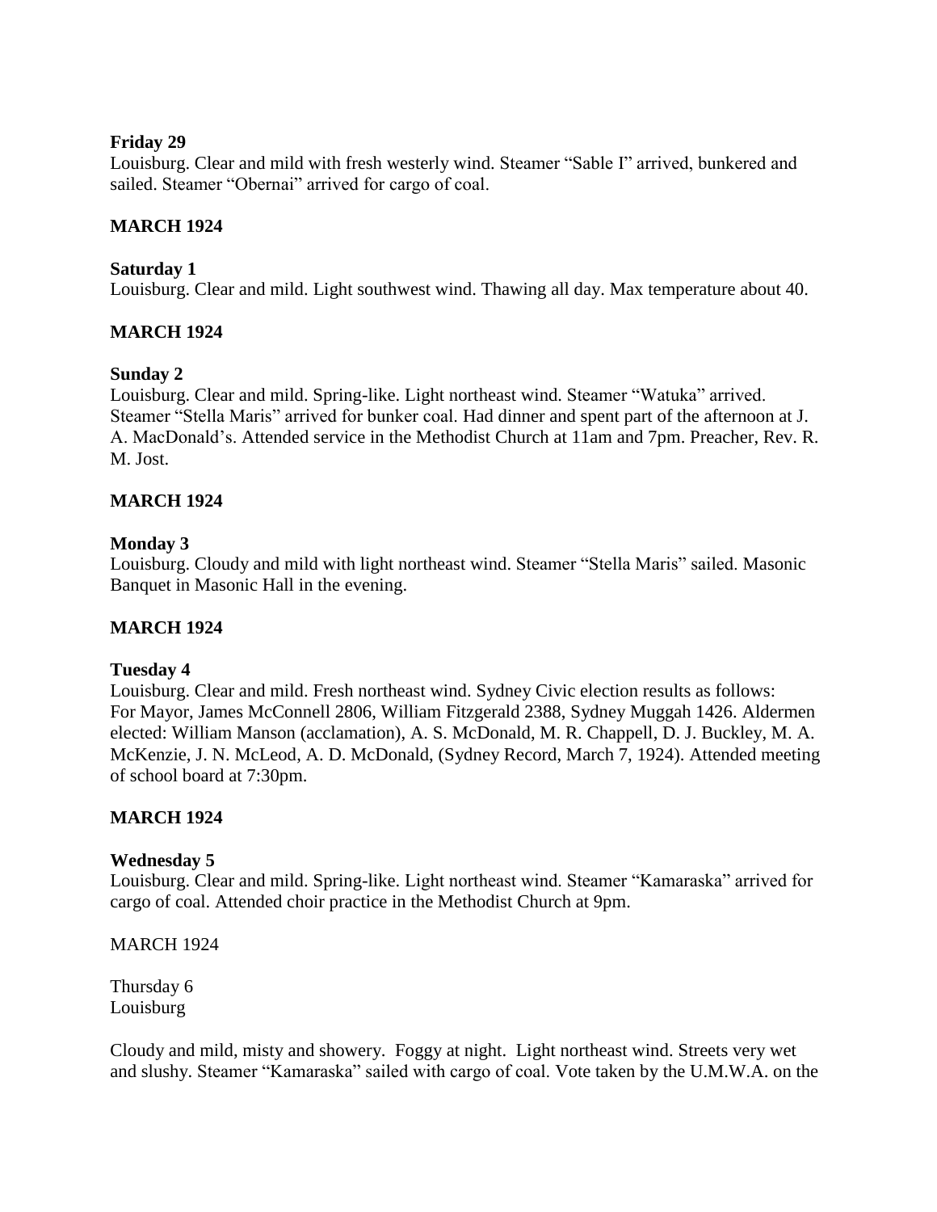**Friday 29**
Louisburg. Clear and mild with fresh westerly wind. Steamer "Sable I" arrived, bunkered and sailed. Steamer "Obernai" arrived for cargo of coal.

**MARCH 1924**

**Saturday 1**
Louisburg. Clear and mild. Light southwest wind. Thawing all day. Max temperature about 40.

**MARCH 1924**

**Sunday 2**
Louisburg. Clear and mild. Spring-like. Light northeast wind. Steamer "Watuka" arrived. Steamer "Stella Maris" arrived for bunker coal. Had dinner and spent part of the afternoon at J. A. MacDonald's. Attended service in the Methodist Church at 11am and 7pm. Preacher, Rev. R. M. Jost.

**MARCH 1924**

**Monday 3**
Louisburg. Cloudy and mild with light northeast wind. Steamer "Stella Maris" sailed. Masonic Banquet in Masonic Hall in the evening.

**MARCH 1924**

**Tuesday 4**
Louisburg. Clear and mild. Fresh northeast wind. Sydney Civic election results as follows: For Mayor, James McConnell 2806, William Fitzgerald 2388, Sydney Muggah 1426. Aldermen elected: William Manson (acclamation), A. S. McDonald, M. R. Chappell, D. J. Buckley, M. A. McKenzie, J. N. McLeod, A. D. McDonald, (Sydney Record, March 7, 1924). Attended meeting of school board at 7:30pm.

**MARCH 1924**

**Wednesday 5**
Louisburg. Clear and mild. Spring-like. Light northeast wind. Steamer "Kamaraska" arrived for cargo of coal. Attended choir practice in the Methodist Church at 9pm.

MARCH 1924

Thursday 6
Louisburg

Cloudy and mild, misty and showery. Foggy at night. Light northeast wind. Streets very wet and slushy. Steamer "Kamaraska" sailed with cargo of coal. Vote taken by the U.M.W.A. on the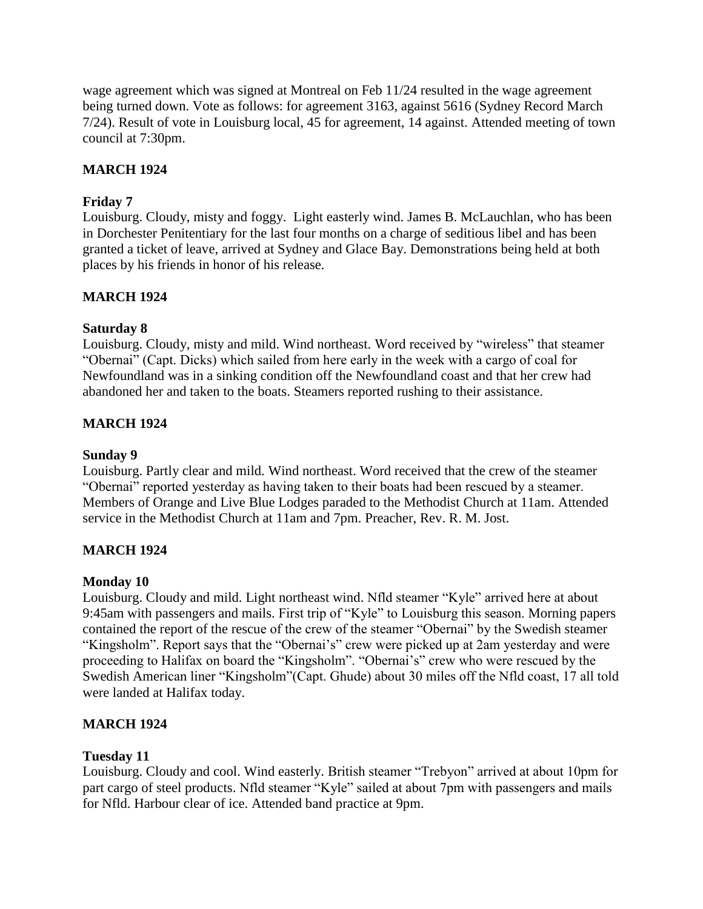wage agreement which was signed at Montreal on Feb 11/24 resulted in the wage agreement being turned down. Vote as follows: for agreement 3163, against 5616 (Sydney Record March 7/24). Result of vote in Louisburg local, 45 for agreement, 14 against. Attended meeting of town council at 7:30pm.

## MARCH 1924

### Friday 7

Louisburg. Cloudy, misty and foggy. Light easterly wind. James B. McLauchlan, who has been in Dorchester Penitentiary for the last four months on a charge of seditious libel and has been granted a ticket of leave, arrived at Sydney and Glace Bay. Demonstrations being held at both places by his friends in honor of his release.

## MARCH 1924

### Saturday 8

Louisburg. Cloudy, misty and mild. Wind northeast. Word received by "wireless" that steamer "Obernai" (Capt. Dicks) which sailed from here early in the week with a cargo of coal for Newfoundland was in a sinking condition off the Newfoundland coast and that her crew had abandoned her and taken to the boats. Steamers reported rushing to their assistance.

## MARCH 1924

### Sunday 9

Louisburg. Partly clear and mild. Wind northeast. Word received that the crew of the steamer "Obernai" reported yesterday as having taken to their boats had been rescued by a steamer. Members of Orange and Live Blue Lodges paraded to the Methodist Church at 11am. Attended service in the Methodist Church at 11am and 7pm. Preacher, Rev. R. M. Jost.

## MARCH 1924

### Monday 10

Louisburg. Cloudy and mild. Light northeast wind. Nfld steamer "Kyle" arrived here at about 9:45am with passengers and mails. First trip of "Kyle" to Louisburg this season. Morning papers contained the report of the rescue of the crew of the steamer "Obernai" by the Swedish steamer "Kingsholm". Report says that the "Obernai's" crew were picked up at 2am yesterday and were proceeding to Halifax on board the "Kingsholm". "Obernai's" crew who were rescued by the Swedish American liner "Kingsholm"(Capt. Ghude) about 30 miles off the Nfld coast, 17 all told were landed at Halifax today.

## MARCH 1924

### Tuesday 11

Louisburg. Cloudy and cool. Wind easterly. British steamer "Trebyon" arrived at about 10pm for part cargo of steel products. Nfld steamer "Kyle" sailed at about 7pm with passengers and mails for Nfld. Harbour clear of ice. Attended band practice at 9pm.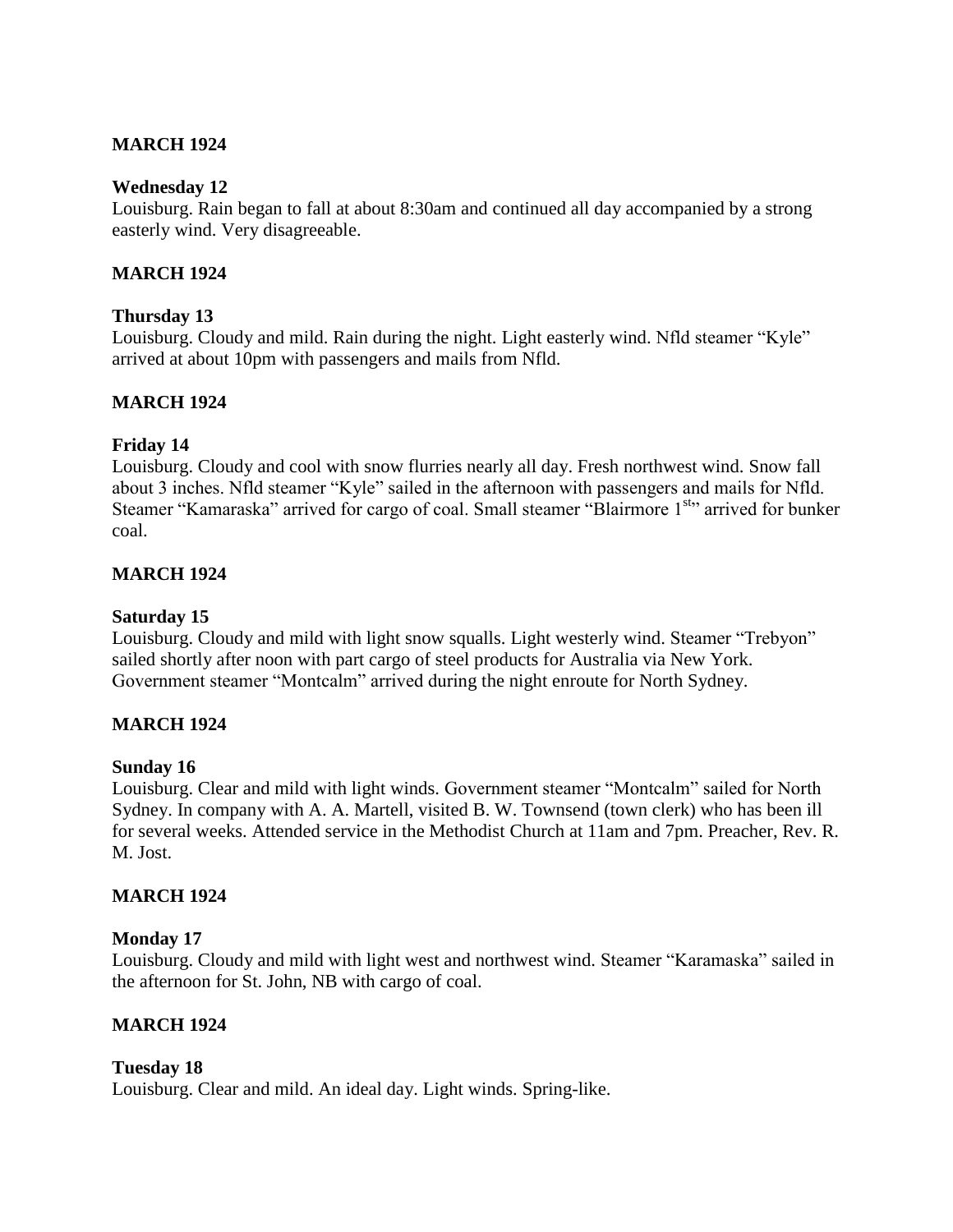## MARCH 1924

### Wednesday 12

Louisburg. Rain began to fall at about 8:30am and continued all day accompanied by a strong easterly wind. Very disagreeable.

## MARCH 1924

### Thursday 13

Louisburg. Cloudy and mild. Rain during the night. Light easterly wind. Nfld steamer "Kyle" arrived at about 10pm with passengers and mails from Nfld.

## MARCH 1924

### Friday 14

Louisburg. Cloudy and cool with snow flurries nearly all day. Fresh northwest wind. Snow fall about 3 inches. Nfld steamer "Kyle" sailed in the afternoon with passengers and mails for Nfld. Steamer "Kamaraska" arrived for cargo of coal. Small steamer "Blairmore 1st" arrived for bunker coal.

## MARCH 1924

### Saturday 15

Louisburg. Cloudy and mild with light snow squalls. Light westerly wind. Steamer "Trebyon" sailed shortly after noon with part cargo of steel products for Australia via New York. Government steamer "Montcalm" arrived during the night enroute for North Sydney.

## MARCH 1924

### Sunday 16

Louisburg. Clear and mild with light winds. Government steamer "Montcalm" sailed for North Sydney. In company with A. A. Martell, visited B. W. Townsend (town clerk) who has been ill for several weeks. Attended service in the Methodist Church at 11am and 7pm. Preacher, Rev. R. M. Jost.

## MARCH 1924

### Monday 17

Louisburg. Cloudy and mild with light west and northwest wind. Steamer "Karamaska" sailed in the afternoon for St. John, NB with cargo of coal.

## MARCH 1924

### Tuesday 18

Louisburg. Clear and mild. An ideal day. Light winds. Spring-like.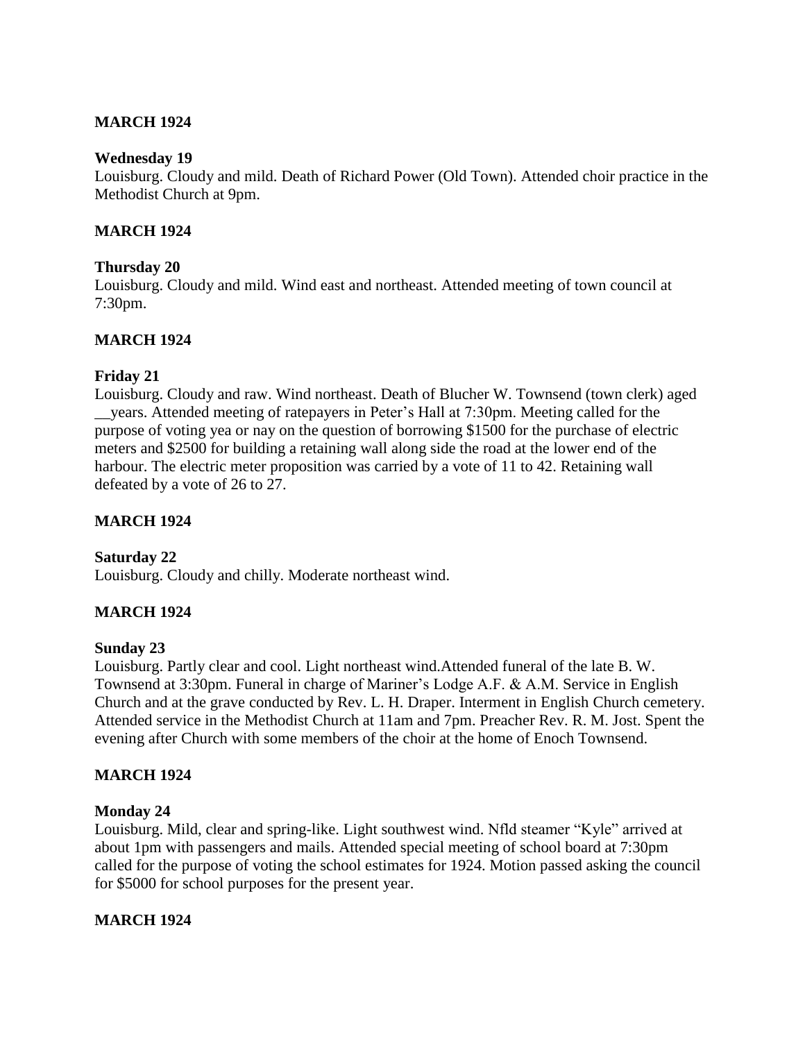**MARCH 1924**

**Wednesday 19**

Louisburg. Cloudy and mild. Death of Richard Power (Old Town). Attended choir practice in the Methodist Church at 9pm.

**MARCH 1924**

**Thursday 20**

Louisburg. Cloudy and mild. Wind east and northeast. Attended meeting of town council at 7:30pm.

**MARCH 1924**

**Friday 21**

Louisburg. Cloudy and raw. Wind northeast. Death of Blucher W. Townsend (town clerk) aged __years. Attended meeting of ratepayers in Peter's Hall at 7:30pm. Meeting called for the purpose of voting yea or nay on the question of borrowing $1500 for the purchase of electric meters and $2500 for building a retaining wall along side the road at the lower end of the harbour. The electric meter proposition was carried by a vote of 11 to 42. Retaining wall defeated by a vote of 26 to 27.

**MARCH 1924**

**Saturday 22**

Louisburg. Cloudy and chilly. Moderate northeast wind.

**MARCH 1924**

**Sunday 23**

Louisburg. Partly clear and cool. Light northeast wind.Attended funeral of the late B. W. Townsend at 3:30pm. Funeral in charge of Mariner's Lodge A.F. & A.M. Service in English Church and at the grave conducted by Rev. L. H. Draper. Interment in English Church cemetery. Attended service in the Methodist Church at 11am and 7pm. Preacher Rev. R. M. Jost. Spent the evening after Church with some members of the choir at the home of Enoch Townsend.

**MARCH 1924**

**Monday 24**

Louisburg. Mild, clear and spring-like. Light southwest wind. Nfld steamer "Kyle" arrived at about 1pm with passengers and mails. Attended special meeting of school board at 7:30pm called for the purpose of voting the school estimates for 1924. Motion passed asking the council for $5000 for school purposes for the present year.

**MARCH 1924**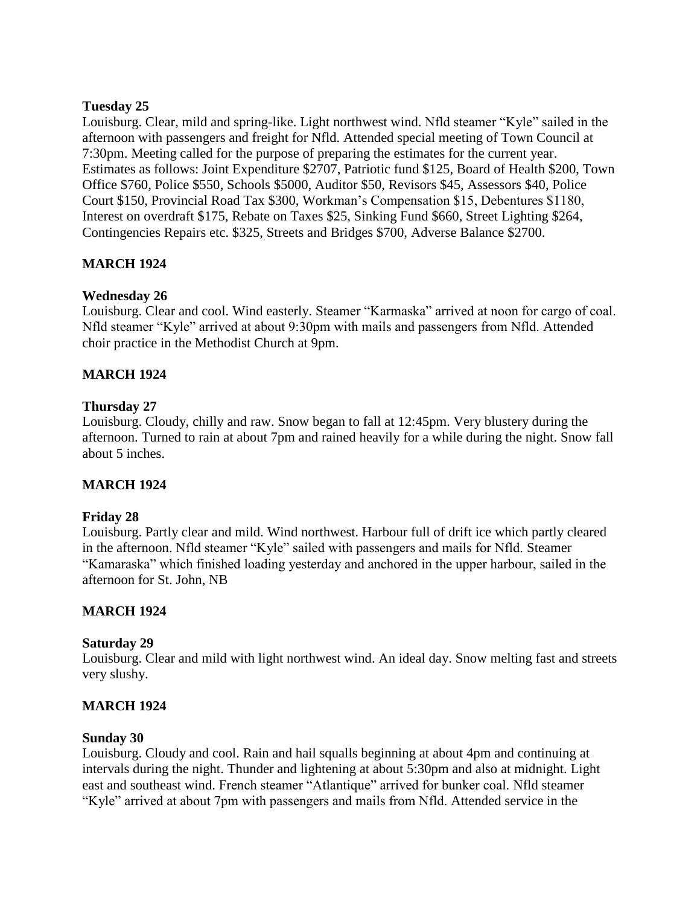**Tuesday 25**

Louisburg. Clear, mild and spring-like. Light northwest wind. Nfld steamer "Kyle" sailed in the afternoon with passengers and freight for Nfld. Attended special meeting of Town Council at 7:30pm. Meeting called for the purpose of preparing the estimates for the current year. Estimates as follows: Joint Expenditure $2707, Patriotic fund $125, Board of Health $200, Town Office $760, Police $550, Schools $5000, Auditor $50, Revisors $45, Assessors $40, Police Court $150, Provincial Road Tax $300, Workman's Compensation $15, Debentures $1180, Interest on overdraft $175, Rebate on Taxes $25, Sinking Fund $660, Street Lighting $264, Contingencies Repairs etc. $325, Streets and Bridges $700, Adverse Balance $2700.

**MARCH 1924**

**Wednesday 26**

Louisburg. Clear and cool. Wind easterly. Steamer "Karmaska" arrived at noon for cargo of coal. Nfld steamer "Kyle" arrived at about 9:30pm with mails and passengers from Nfld. Attended choir practice in the Methodist Church at 9pm.

**MARCH 1924**

**Thursday 27**

Louisburg. Cloudy, chilly and raw. Snow began to fall at 12:45pm. Very blustery during the afternoon. Turned to rain at about 7pm and rained heavily for a while during the night. Snow fall about 5 inches.

**MARCH 1924**

**Friday 28**

Louisburg. Partly clear and mild. Wind northwest. Harbour full of drift ice which partly cleared in the afternoon. Nfld steamer "Kyle" sailed with passengers and mails for Nfld. Steamer "Kamaraska" which finished loading yesterday and anchored in the upper harbour, sailed in the afternoon for St. John, NB

**MARCH 1924**

**Saturday 29**

Louisburg. Clear and mild with light northwest wind. An ideal day. Snow melting fast and streets very slushy.

**MARCH 1924**

**Sunday 30**

Louisburg. Cloudy and cool. Rain and hail squalls beginning at about 4pm and continuing at intervals during the night. Thunder and lightening at about 5:30pm and also at midnight. Light east and southeast wind. French steamer "Atlantique" arrived for bunker coal. Nfld steamer "Kyle" arrived at about 7pm with passengers and mails from Nfld. Attended service in the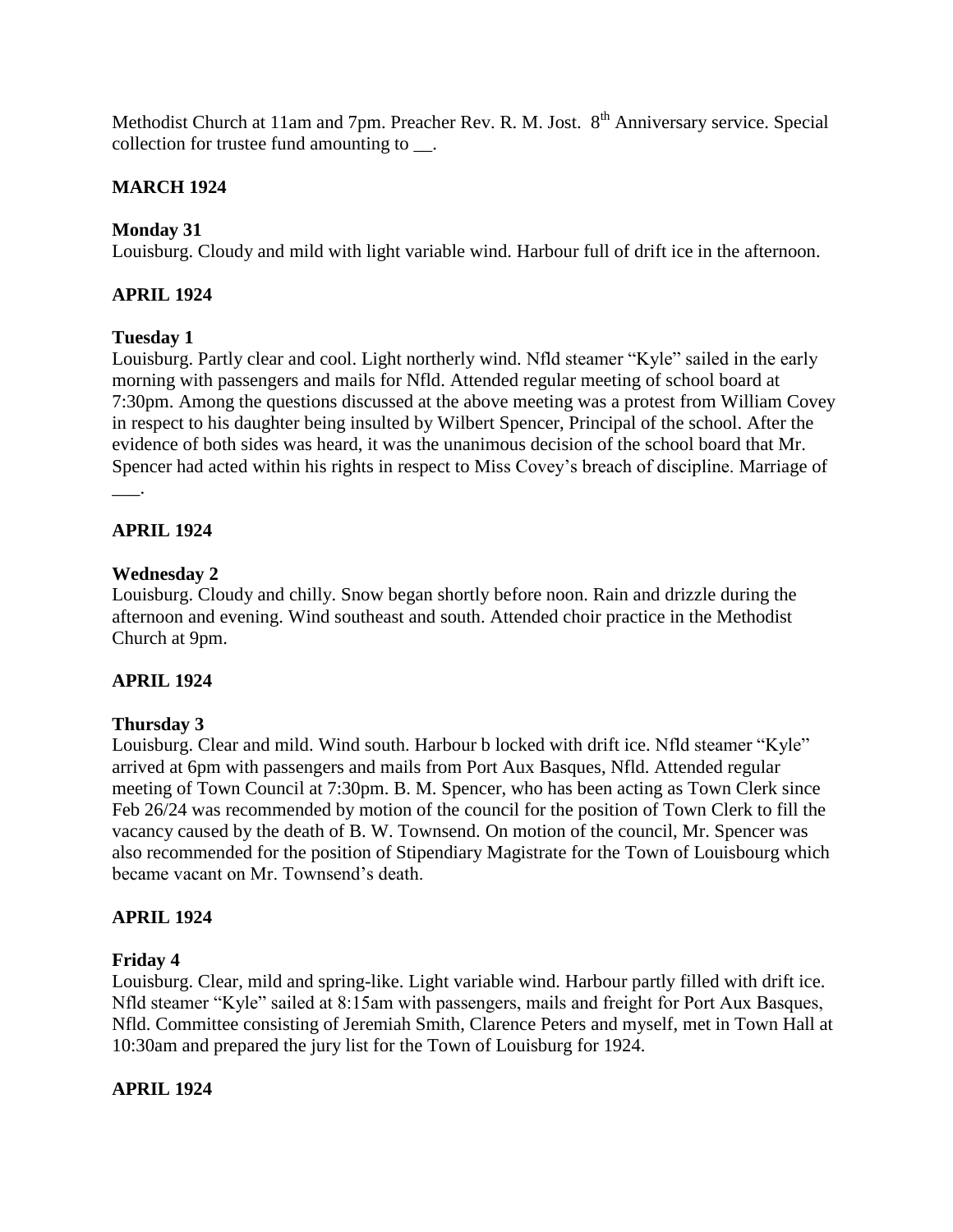Methodist Church at 11am and 7pm. Preacher Rev. R. M. Jost. 8th Anniversary service. Special collection for trustee fund amounting to __.

**MARCH 1924**

**Monday 31**
Louisburg. Cloudy and mild with light variable wind. Harbour full of drift ice in the afternoon.

**APRIL 1924**

**Tuesday 1**
Louisburg. Partly clear and cool. Light northerly wind. Nfld steamer "Kyle" sailed in the early morning with passengers and mails for Nfld. Attended regular meeting of school board at 7:30pm. Among the questions discussed at the above meeting was a protest from William Covey in respect to his daughter being insulted by Wilbert Spencer, Principal of the school. After the evidence of both sides was heard, it was the unanimous decision of the school board that Mr. Spencer had acted within his rights in respect to Miss Covey's breach of discipline. Marriage of ___.

**APRIL 1924**

**Wednesday 2**
Louisburg. Cloudy and chilly. Snow began shortly before noon. Rain and drizzle during the afternoon and evening. Wind southeast and south. Attended choir practice in the Methodist Church at 9pm.

**APRIL 1924**

**Thursday 3**
Louisburg. Clear and mild. Wind south. Harbour b locked with drift ice. Nfld steamer "Kyle" arrived at 6pm with passengers and mails from Port Aux Basques, Nfld. Attended regular meeting of Town Council at 7:30pm. B. M. Spencer, who has been acting as Town Clerk since Feb 26/24 was recommended by motion of the council for the position of Town Clerk to fill the vacancy caused by the death of B. W. Townsend. On motion of the council, Mr. Spencer was also recommended for the position of Stipendiary Magistrate for the Town of Louisbourg which became vacant on Mr. Townsend's death.

**APRIL 1924**

**Friday 4**
Louisburg. Clear, mild and spring-like. Light variable wind. Harbour partly filled with drift ice. Nfld steamer "Kyle" sailed at 8:15am with passengers, mails and freight for Port Aux Basques, Nfld. Committee consisting of Jeremiah Smith, Clarence Peters and myself, met in Town Hall at 10:30am and prepared the jury list for the Town of Louisburg for 1924.

**APRIL 1924**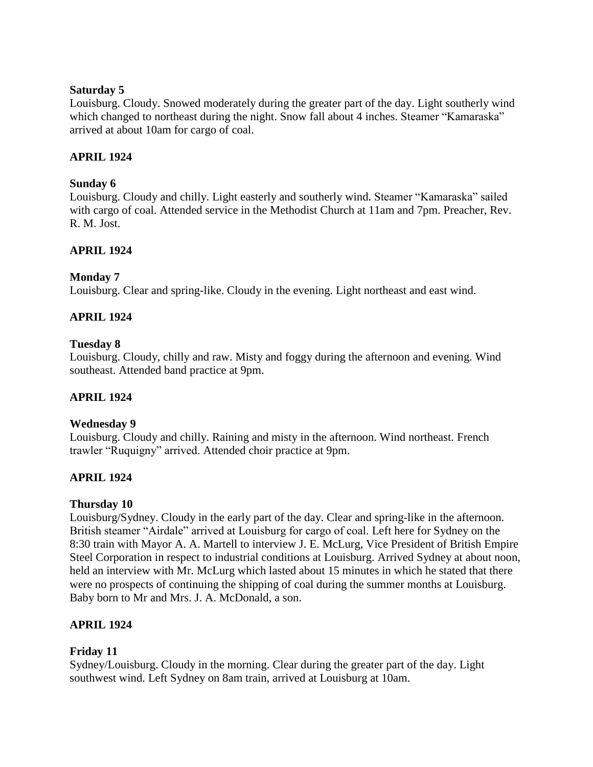**Saturday 5**

Louisburg. Cloudy. Snowed moderately during the greater part of the day. Light southerly wind which changed to northeast during the night. Snow fall about 4 inches. Steamer "Kamaraska" arrived at about 10am for cargo of coal.

**APRIL 1924**

**Sunday 6**

Louisburg. Cloudy and chilly. Light easterly and southerly wind. Steamer "Kamaraska" sailed with cargo of coal. Attended service in the Methodist Church at 11am and 7pm. Preacher, Rev. R. M. Jost.

**APRIL 1924**

**Monday 7**

Louisburg. Clear and spring-like. Cloudy in the evening. Light northeast and east wind.

**APRIL 1924**

**Tuesday 8**

Louisburg. Cloudy, chilly and raw. Misty and foggy during the afternoon and evening. Wind southeast. Attended band practice at 9pm.

**APRIL 1924**

**Wednesday 9**

Louisburg. Cloudy and chilly. Raining and misty in the afternoon. Wind northeast. French trawler "Ruquigny" arrived. Attended choir practice at 9pm.

**APRIL 1924**

**Thursday 10**

Louisburg/Sydney. Cloudy in the early part of the day. Clear and spring-like in the afternoon. British steamer "Airdale" arrived at Louisburg for cargo of coal. Left here for Sydney on the 8:30 train with Mayor A. A. Martell to interview J. E. McLurg, Vice President of British Empire Steel Corporation in respect to industrial conditions at Louisburg. Arrived Sydney at about noon, held an interview with Mr. McLurg which lasted about 15 minutes in which he stated that there were no prospects of continuing the shipping of coal during the summer months at Louisburg. Baby born to Mr and Mrs. J. A. McDonald, a son.

**APRIL 1924**

**Friday 11**

Sydney/Louisburg. Cloudy in the morning. Clear during the greater part of the day. Light southwest wind. Left Sydney on 8am train, arrived at Louisburg at 10am.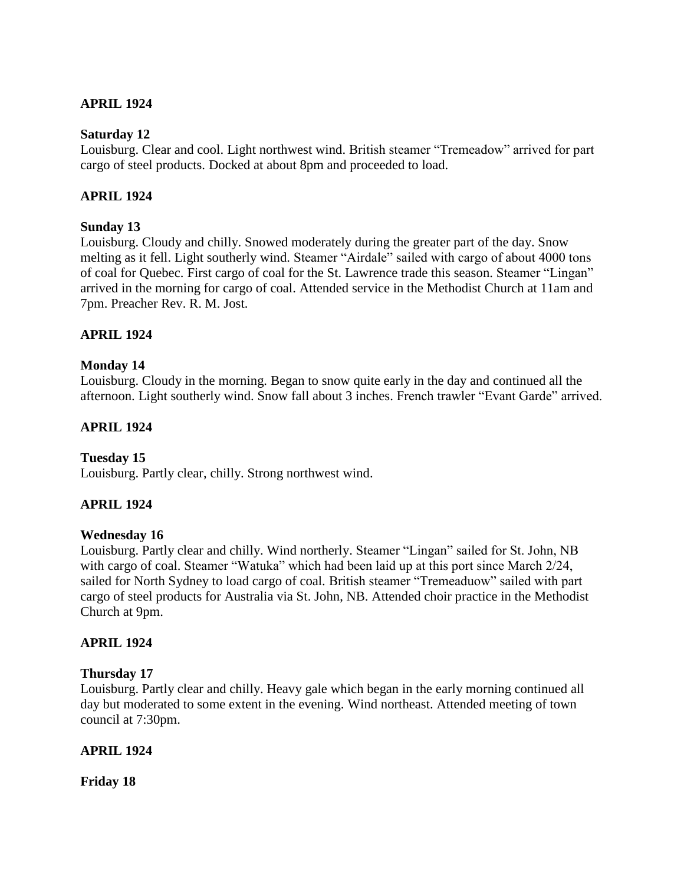**APRIL 1924**

**Saturday 12**

Louisburg. Clear and cool. Light northwest wind. British steamer "Tremeadow" arrived for part cargo of steel products. Docked at about 8pm and proceeded to load.

**APRIL 1924**

**Sunday 13**

Louisburg. Cloudy and chilly. Snowed moderately during the greater part of the day. Snow melting as it fell. Light southerly wind. Steamer "Airdale" sailed with cargo of about 4000 tons of coal for Quebec. First cargo of coal for the St. Lawrence trade this season. Steamer "Lingan" arrived in the morning for cargo of coal. Attended service in the Methodist Church at 11am and 7pm. Preacher Rev. R. M. Jost.

**APRIL 1924**

**Monday 14**

Louisburg. Cloudy in the morning. Began to snow quite early in the day and continued all the afternoon. Light southerly wind. Snow fall about 3 inches. French trawler "Evant Garde" arrived.

**APRIL 1924**

**Tuesday 15**

Louisburg. Partly clear, chilly. Strong northwest wind.

**APRIL 1924**

**Wednesday 16**

Louisburg. Partly clear and chilly. Wind northerly. Steamer "Lingan" sailed for St. John, NB with cargo of coal. Steamer "Watuka" which had been laid up at this port since March 2/24, sailed for North Sydney to load cargo of coal. British steamer "Tremeaduow" sailed with part cargo of steel products for Australia via St. John, NB. Attended choir practice in the Methodist Church at 9pm.

**APRIL 1924**

**Thursday 17**

Louisburg. Partly clear and chilly. Heavy gale which began in the early morning continued all day but moderated to some extent in the evening. Wind northeast. Attended meeting of town council at 7:30pm.

**APRIL 1924**

**Friday 18**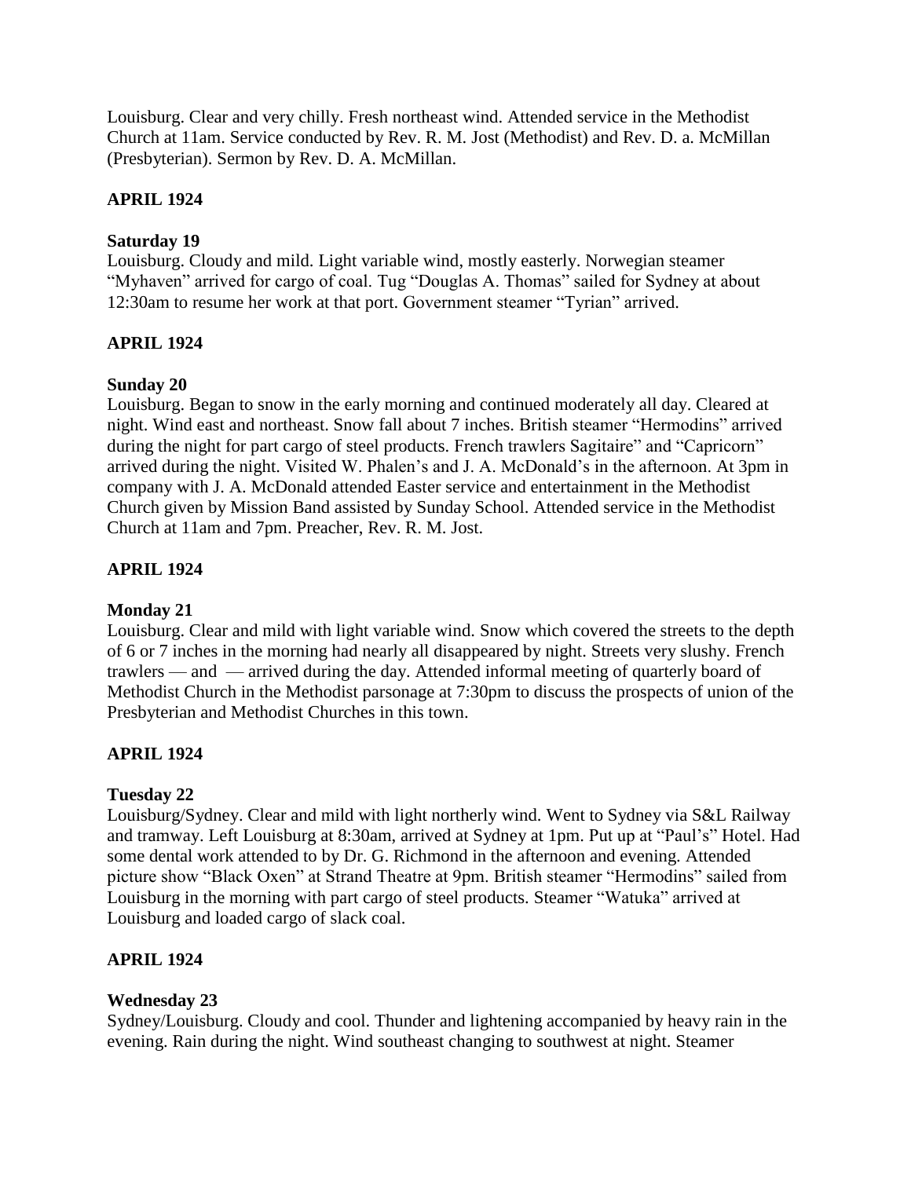Louisburg. Clear and very chilly. Fresh northeast wind. Attended service in the Methodist Church at 11am. Service conducted by Rev. R. M. Jost (Methodist) and Rev. D. a. McMillan (Presbyterian). Sermon by Rev. D. A. McMillan.

## APRIL 1924

### Saturday 19

Louisburg. Cloudy and mild. Light variable wind, mostly easterly. Norwegian steamer "Myhaven" arrived for cargo of coal. Tug "Douglas A. Thomas" sailed for Sydney at about 12:30am to resume her work at that port. Government steamer "Tyrian" arrived.

## APRIL 1924

### Sunday 20

Louisburg. Began to snow in the early morning and continued moderately all day. Cleared at night. Wind east and northeast. Snow fall about 7 inches. British steamer "Hermodins" arrived during the night for part cargo of steel products. French trawlers Sagitaire" and "Capricorn" arrived during the night. Visited W. Phalen's and J. A. McDonald's in the afternoon. At 3pm in company with J. A. McDonald attended Easter service and entertainment in the Methodist Church given by Mission Band assisted by Sunday School. Attended service in the Methodist Church at 11am and 7pm. Preacher, Rev. R. M. Jost.

## APRIL 1924

### Monday 21

Louisburg. Clear and mild with light variable wind. Snow which covered the streets to the depth of 6 or 7 inches in the morning had nearly all disappeared by night. Streets very slushy. French trawlers — and — arrived during the day. Attended informal meeting of quarterly board of Methodist Church in the Methodist parsonage at 7:30pm to discuss the prospects of union of the Presbyterian and Methodist Churches in this town.

## APRIL 1924

### Tuesday 22

Louisburg/Sydney. Clear and mild with light northerly wind. Went to Sydney via S&L Railway and tramway. Left Louisburg at 8:30am, arrived at Sydney at 1pm. Put up at "Paul's" Hotel. Had some dental work attended to by Dr. G. Richmond in the afternoon and evening. Attended picture show "Black Oxen" at Strand Theatre at 9pm. British steamer "Hermodins" sailed from Louisburg in the morning with part cargo of steel products. Steamer "Watuka" arrived at Louisburg and loaded cargo of slack coal.

## APRIL 1924

### Wednesday 23

Sydney/Louisburg. Cloudy and cool. Thunder and lightening accompanied by heavy rain in the evening. Rain during the night. Wind southeast changing to southwest at night. Steamer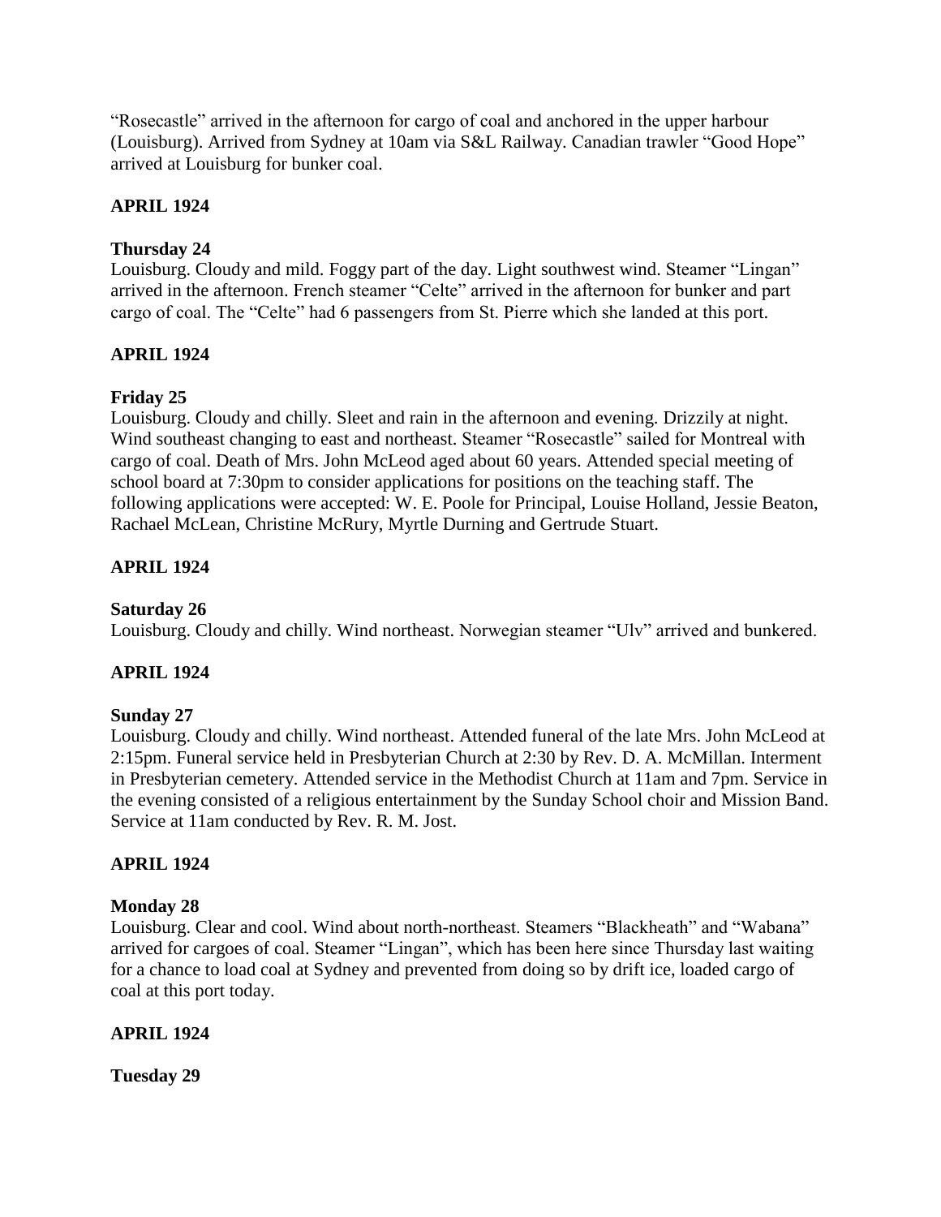"Rosecastle" arrived in the afternoon for cargo of coal and anchored in the upper harbour (Louisburg). Arrived from Sydney at 10am via S&L Railway. Canadian trawler "Good Hope" arrived at Louisburg for bunker coal.

**APRIL 1924**

**Thursday 24**
Louisburg. Cloudy and mild. Foggy part of the day. Light southwest wind. Steamer "Lingan" arrived in the afternoon. French steamer "Celte" arrived in the afternoon for bunker and part cargo of coal. The "Celte" had 6 passengers from St. Pierre which she landed at this port.

**APRIL 1924**

**Friday 25**
Louisburg. Cloudy and chilly. Sleet and rain in the afternoon and evening. Drizzily at night. Wind southeast changing to east and northeast. Steamer "Rosecastle" sailed for Montreal with cargo of coal. Death of Mrs. John McLeod aged about 60 years. Attended special meeting of school board at 7:30pm to consider applications for positions on the teaching staff. The following applications were accepted: W. E. Poole for Principal, Louise Holland, Jessie Beaton, Rachael McLean, Christine McRury, Myrtle Durning and Gertrude Stuart.

**APRIL 1924**

**Saturday 26**
Louisburg. Cloudy and chilly. Wind northeast. Norwegian steamer "Ulv" arrived and bunkered.

**APRIL 1924**

**Sunday 27**
Louisburg. Cloudy and chilly. Wind northeast. Attended funeral of the late Mrs. John McLeod at 2:15pm. Funeral service held in Presbyterian Church at 2:30 by Rev. D. A. McMillan. Interment in Presbyterian cemetery. Attended service in the Methodist Church at 11am and 7pm. Service in the evening consisted of a religious entertainment by the Sunday School choir and Mission Band. Service at 11am conducted by Rev. R. M. Jost.

**APRIL 1924**

**Monday 28**
Louisburg. Clear and cool. Wind about north-northeast. Steamers "Blackheath" and "Wabana" arrived for cargoes of coal. Steamer "Lingan", which has been here since Thursday last waiting for a chance to load coal at Sydney and prevented from doing so by drift ice, loaded cargo of coal at this port today.

**APRIL 1924**

**Tuesday 29**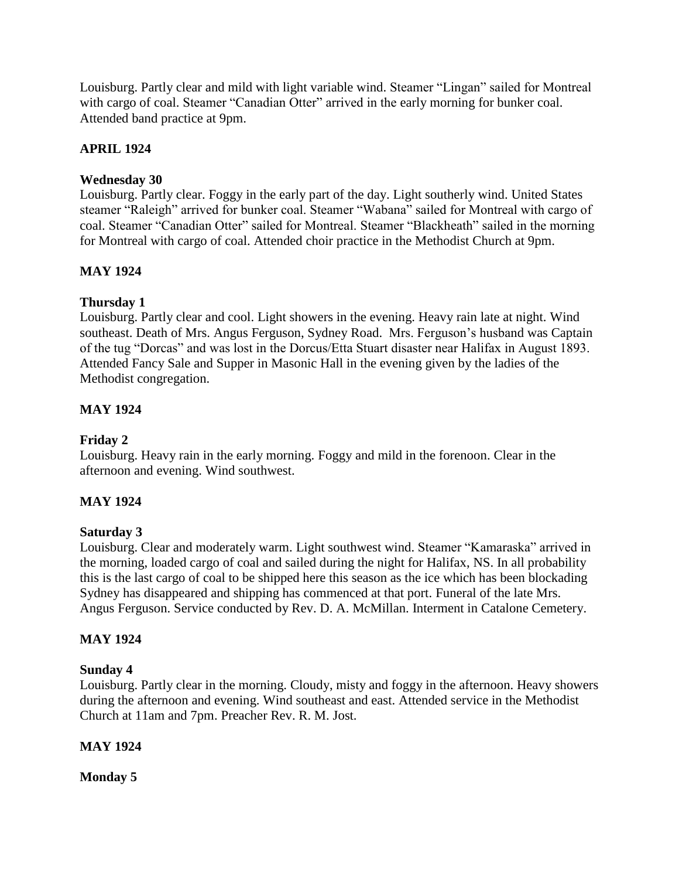Louisburg. Partly clear and mild with light variable wind. Steamer "Lingan" sailed for Montreal with cargo of coal. Steamer "Canadian Otter" arrived in the early morning for bunker coal. Attended band practice at 9pm.

**APRIL 1924**

**Wednesday 30**

Louisburg. Partly clear. Foggy in the early part of the day. Light southerly wind. United States steamer "Raleigh" arrived for bunker coal. Steamer "Wabana" sailed for Montreal with cargo of coal. Steamer "Canadian Otter" sailed for Montreal. Steamer "Blackheath" sailed in the morning for Montreal with cargo of coal. Attended choir practice in the Methodist Church at 9pm.

**MAY 1924**

**Thursday 1**

Louisburg. Partly clear and cool. Light showers in the evening. Heavy rain late at night. Wind southeast. Death of Mrs. Angus Ferguson, Sydney Road. Mrs. Ferguson's husband was Captain of the tug "Dorcas" and was lost in the Dorcus/Etta Stuart disaster near Halifax in August 1893. Attended Fancy Sale and Supper in Masonic Hall in the evening given by the ladies of the Methodist congregation.

**MAY 1924**

**Friday 2**

Louisburg. Heavy rain in the early morning. Foggy and mild in the forenoon. Clear in the afternoon and evening. Wind southwest.

**MAY 1924**

**Saturday 3**

Louisburg. Clear and moderately warm. Light southwest wind. Steamer "Kamaraska" arrived in the morning, loaded cargo of coal and sailed during the night for Halifax, NS. In all probability this is the last cargo of coal to be shipped here this season as the ice which has been blockading Sydney has disappeared and shipping has commenced at that port. Funeral of the late Mrs. Angus Ferguson. Service conducted by Rev. D. A. McMillan. Interment in Catalone Cemetery.

**MAY 1924**

**Sunday 4**

Louisburg. Partly clear in the morning. Cloudy, misty and foggy in the afternoon. Heavy showers during the afternoon and evening. Wind southeast and east. Attended service in the Methodist Church at 11am and 7pm. Preacher Rev. R. M. Jost.

**MAY 1924**

**Monday 5**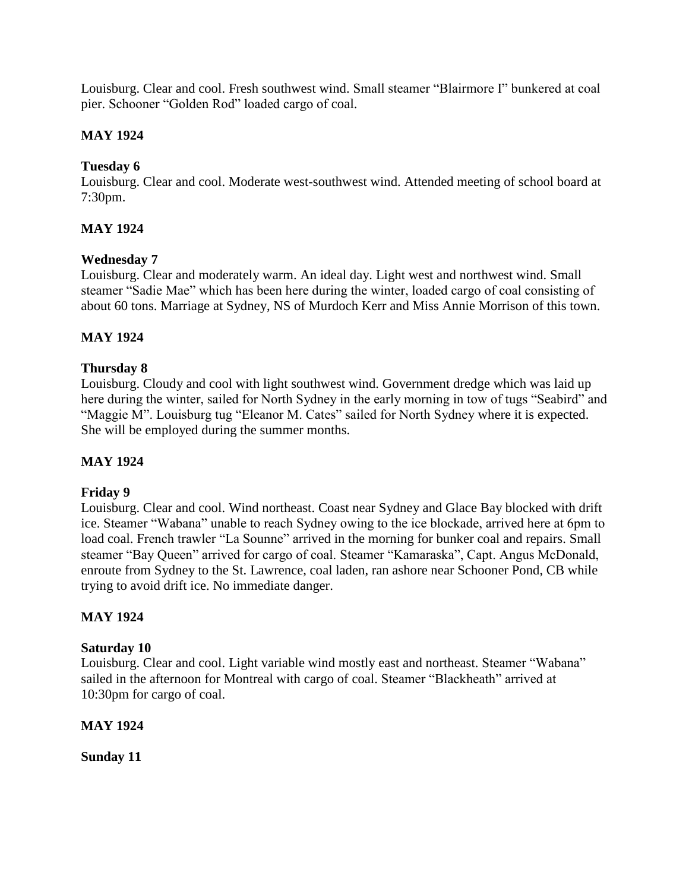Louisburg. Clear and cool. Fresh southwest wind. Small steamer "Blairmore I" bunkered at coal pier. Schooner "Golden Rod" loaded cargo of coal.

**MAY 1924**

**Tuesday 6**
Louisburg. Clear and cool. Moderate west-southwest wind. Attended meeting of school board at 7:30pm.

**MAY 1924**

**Wednesday 7**
Louisburg. Clear and moderately warm. An ideal day. Light west and northwest wind. Small steamer "Sadie Mae" which has been here during the winter, loaded cargo of coal consisting of about 60 tons. Marriage at Sydney, NS of Murdoch Kerr and Miss Annie Morrison of this town.

**MAY 1924**

**Thursday 8**
Louisburg. Cloudy and cool with light southwest wind. Government dredge which was laid up here during the winter, sailed for North Sydney in the early morning in tow of tugs "Seabird" and "Maggie M". Louisburg tug "Eleanor M. Cates" sailed for North Sydney where it is expected. She will be employed during the summer months.

**MAY 1924**

**Friday 9**
Louisburg. Clear and cool. Wind northeast. Coast near Sydney and Glace Bay blocked with drift ice. Steamer "Wabana" unable to reach Sydney owing to the ice blockade, arrived here at 6pm to load coal. French trawler "La Sounne" arrived in the morning for bunker coal and repairs. Small steamer "Bay Queen" arrived for cargo of coal. Steamer "Kamaraska", Capt. Angus McDonald, enroute from Sydney to the St. Lawrence, coal laden, ran ashore near Schooner Pond, CB while trying to avoid drift ice. No immediate danger.

**MAY 1924**

**Saturday 10**
Louisburg. Clear and cool. Light variable wind mostly east and northeast. Steamer "Wabana" sailed in the afternoon for Montreal with cargo of coal. Steamer "Blackheath" arrived at 10:30pm for cargo of coal.

**MAY 1924**

**Sunday 11**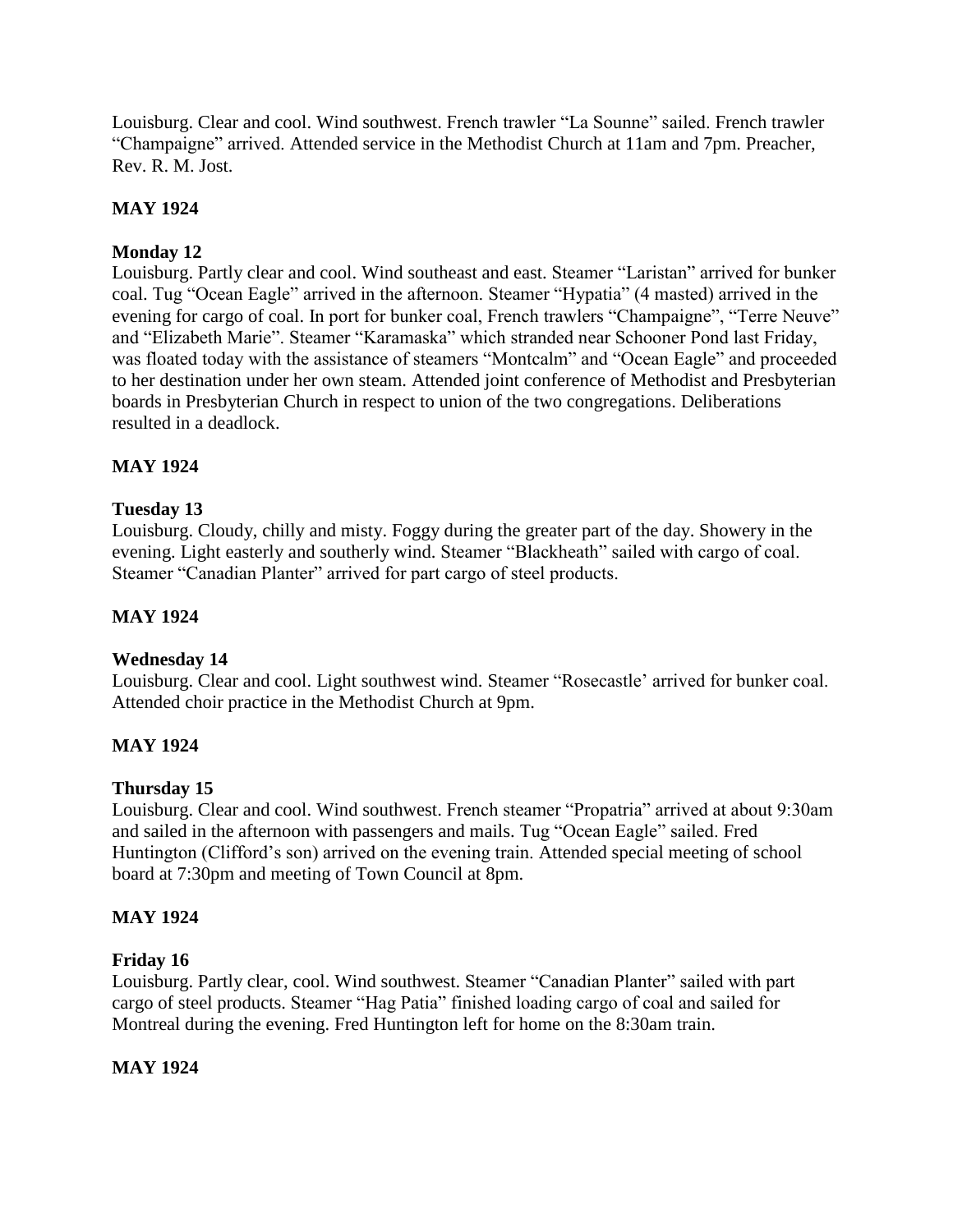Louisburg. Clear and cool. Wind southwest. French trawler "La Sounne" sailed. French trawler "Champaigne" arrived. Attended service in the Methodist Church at 11am and 7pm. Preacher, Rev. R. M. Jost.

**MAY 1924**

**Monday 12**
Louisburg. Partly clear and cool. Wind southeast and east. Steamer "Laristan" arrived for bunker coal. Tug "Ocean Eagle" arrived in the afternoon. Steamer "Hypatia" (4 masted) arrived in the evening for cargo of coal. In port for bunker coal, French trawlers "Champaigne", "Terre Neuve" and "Elizabeth Marie". Steamer "Karamaska" which stranded near Schooner Pond last Friday, was floated today with the assistance of steamers "Montcalm" and "Ocean Eagle" and proceeded to her destination under her own steam. Attended joint conference of Methodist and Presbyterian boards in Presbyterian Church in respect to union of the two congregations. Deliberations resulted in a deadlock.

**MAY 1924**

**Tuesday 13**
Louisburg. Cloudy, chilly and misty. Foggy during the greater part of the day. Showery in the evening. Light easterly and southerly wind. Steamer "Blackheath" sailed with cargo of coal. Steamer "Canadian Planter" arrived for part cargo of steel products.

**MAY 1924**

**Wednesday 14**
Louisburg. Clear and cool. Light southwest wind. Steamer "Rosecastle' arrived for bunker coal. Attended choir practice in the Methodist Church at 9pm.

**MAY 1924**

**Thursday 15**
Louisburg. Clear and cool. Wind southwest. French steamer "Propatria" arrived at about 9:30am and sailed in the afternoon with passengers and mails. Tug "Ocean Eagle" sailed. Fred Huntington (Clifford's son) arrived on the evening train. Attended special meeting of school board at 7:30pm and meeting of Town Council at 8pm.

**MAY 1924**

**Friday 16**
Louisburg. Partly clear, cool. Wind southwest. Steamer "Canadian Planter" sailed with part cargo of steel products. Steamer "Hag Patia" finished loading cargo of coal and sailed for Montreal during the evening. Fred Huntington left for home on the 8:30am train.

**MAY 1924**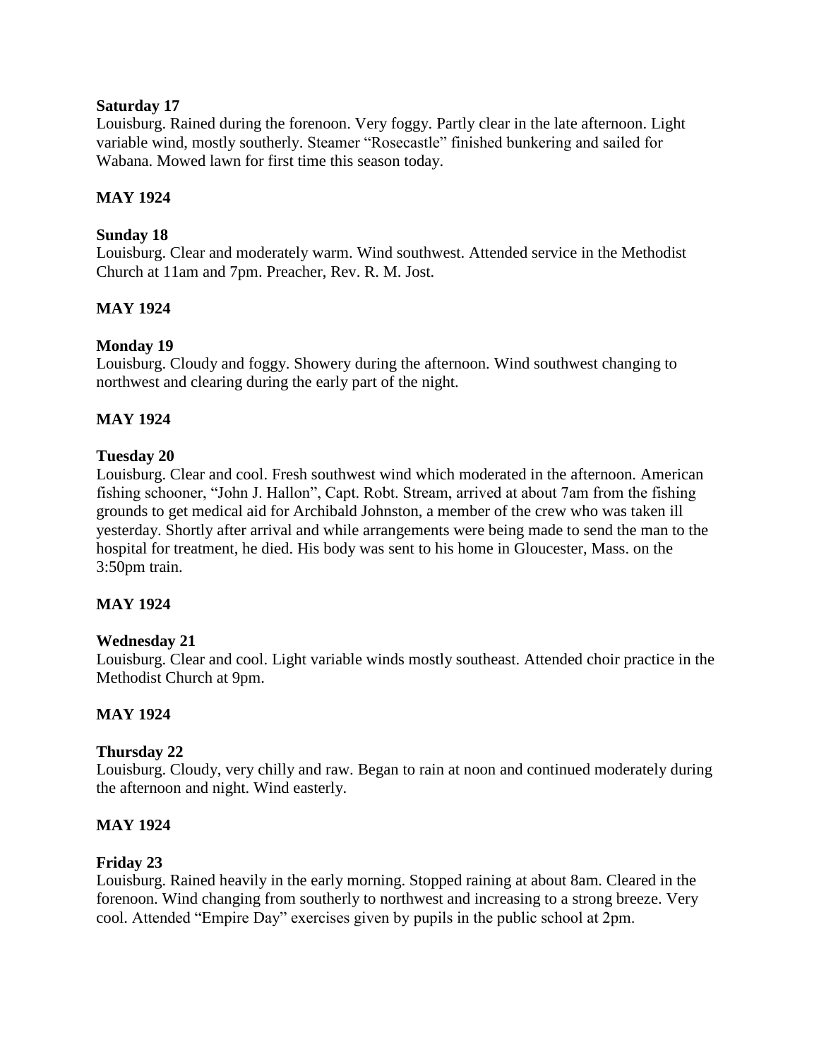**Saturday 17**

Louisburg. Rained during the forenoon. Very foggy. Partly clear in the late afternoon. Light variable wind, mostly southerly. Steamer "Rosecastle" finished bunkering and sailed for Wabana. Mowed lawn for first time this season today.

**MAY 1924**

**Sunday 18**

Louisburg. Clear and moderately warm. Wind southwest. Attended service in the Methodist Church at 11am and 7pm. Preacher, Rev. R. M. Jost.

**MAY 1924**

**Monday 19**

Louisburg. Cloudy and foggy. Showery during the afternoon. Wind southwest changing to northwest and clearing during the early part of the night.

**MAY 1924**

**Tuesday 20**

Louisburg. Clear and cool. Fresh southwest wind which moderated in the afternoon. American fishing schooner, "John J. Hallon", Capt. Robt. Stream, arrived at about 7am from the fishing grounds to get medical aid for Archibald Johnston, a member of the crew who was taken ill yesterday. Shortly after arrival and while arrangements were being made to send the man to the hospital for treatment, he died. His body was sent to his home in Gloucester, Mass. on the 3:50pm train.

**MAY 1924**

**Wednesday 21**

Louisburg. Clear and cool. Light variable winds mostly southeast. Attended choir practice in the Methodist Church at 9pm.

**MAY 1924**

**Thursday 22**

Louisburg. Cloudy, very chilly and raw. Began to rain at noon and continued moderately during the afternoon and night. Wind easterly.

**MAY 1924**

**Friday 23**

Louisburg. Rained heavily in the early morning. Stopped raining at about 8am. Cleared in the forenoon. Wind changing from southerly to northwest and increasing to a strong breeze. Very cool. Attended "Empire Day" exercises given by pupils in the public school at 2pm.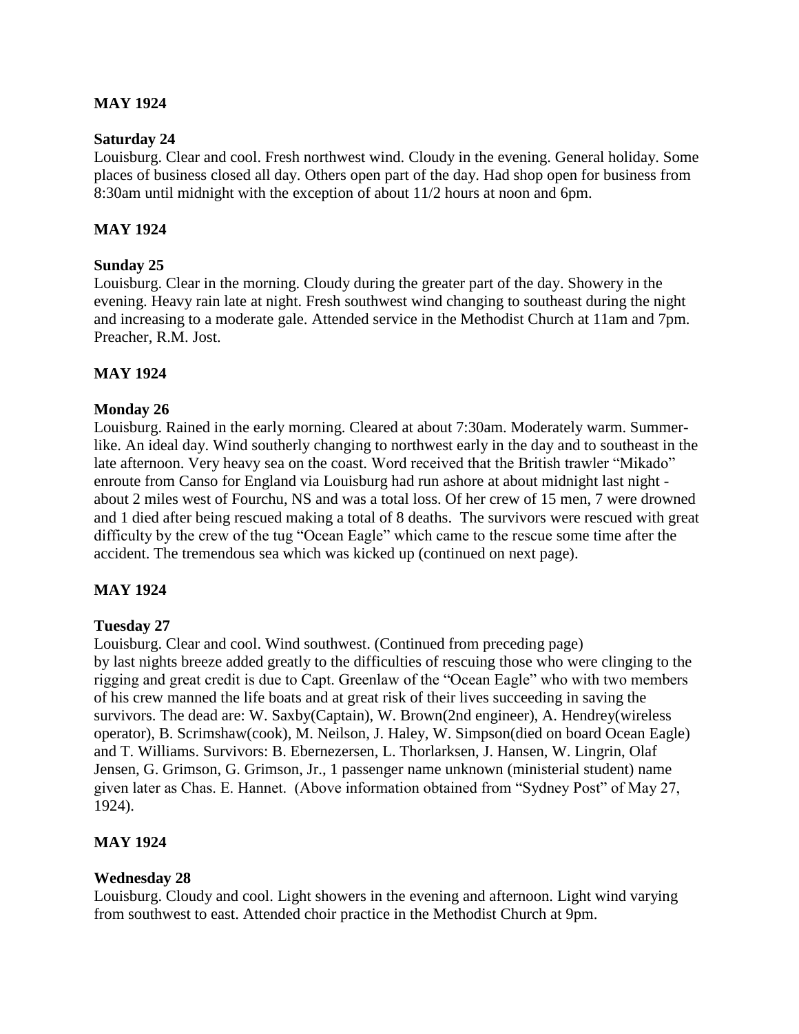**MAY 1924**

**Saturday 24**

Louisburg. Clear and cool. Fresh northwest wind. Cloudy in the evening. General holiday. Some places of business closed all day. Others open part of the day. Had shop open for business from 8:30am until midnight with the exception of about 11/2 hours at noon and 6pm.

**MAY 1924**

**Sunday 25**

Louisburg. Clear in the morning. Cloudy during the greater part of the day. Showery in the evening. Heavy rain late at night. Fresh southwest wind changing to southeast during the night and increasing to a moderate gale. Attended service in the Methodist Church at 11am and 7pm. Preacher, R.M. Jost.

**MAY 1924**

**Monday 26**

Louisburg. Rained in the early morning. Cleared at about 7:30am. Moderately warm. Summer-like. An ideal day. Wind southerly changing to northwest early in the day and to southeast in the late afternoon. Very heavy sea on the coast. Word received that the British trawler "Mikado" enroute from Canso for England via Louisburg had run ashore at about midnight last night - about 2 miles west of Fourchu, NS and was a total loss. Of her crew of 15 men, 7 were drowned and 1 died after being rescued making a total of 8 deaths. The survivors were rescued with great difficulty by the crew of the tug "Ocean Eagle" which came to the rescue some time after the accident. The tremendous sea which was kicked up (continued on next page).

**MAY 1924**

**Tuesday 27**

Louisburg. Clear and cool. Wind southwest. (Continued from preceding page) by last nights breeze added greatly to the difficulties of rescuing those who were clinging to the rigging and great credit is due to Capt. Greenlaw of the "Ocean Eagle" who with two members of his crew manned the life boats and at great risk of their lives succeeding in saving the survivors. The dead are: W. Saxby(Captain), W. Brown(2nd engineer), A. Hendrey(wireless operator), B. Scrimshaw(cook), M. Neilson, J. Haley, W. Simpson(died on board Ocean Eagle) and T. Williams. Survivors: B. Ebernezersen, L. Thorlarksen, J. Hansen, W. Lingrin, Olaf Jensen, G. Grimson, G. Grimson, Jr., 1 passenger name unknown (ministerial student) name given later as Chas. E. Hannet. (Above information obtained from "Sydney Post" of May 27, 1924).

**MAY 1924**

**Wednesday 28**

Louisburg. Cloudy and cool. Light showers in the evening and afternoon. Light wind varying from southwest to east. Attended choir practice in the Methodist Church at 9pm.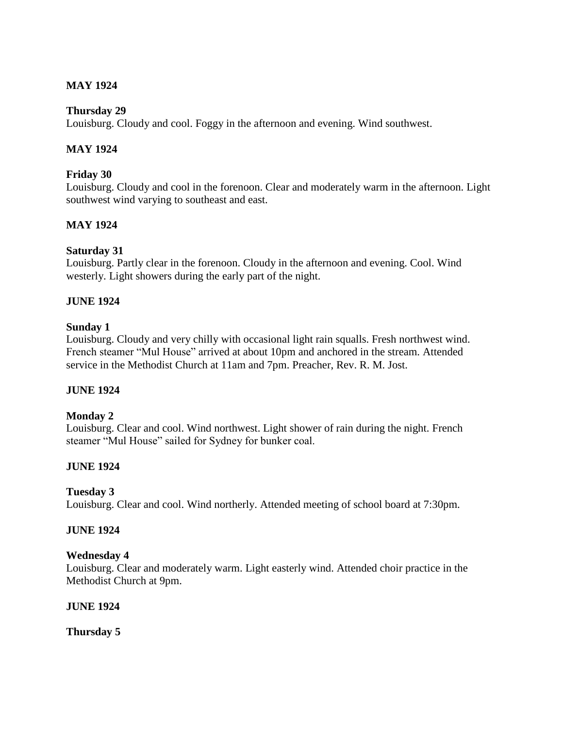**MAY 1924**

**Thursday 29**
Louisburg. Cloudy and cool. Foggy in the afternoon and evening. Wind southwest.

**MAY 1924**

**Friday 30**
Louisburg. Cloudy and cool in the forenoon. Clear and moderately warm in the afternoon. Light southwest wind varying to southeast and east.

**MAY 1924**

**Saturday 31**
Louisburg. Partly clear in the forenoon. Cloudy in the afternoon and evening. Cool. Wind westerly. Light showers during the early part of the night.

**JUNE 1924**

**Sunday 1**
Louisburg. Cloudy and very chilly with occasional light rain squalls. Fresh northwest wind. French steamer "Mul House" arrived at about 10pm and anchored in the stream. Attended service in the Methodist Church at 11am and 7pm. Preacher, Rev. R. M. Jost.

**JUNE 1924**

**Monday 2**
Louisburg. Clear and cool. Wind northwest. Light shower of rain during the night. French steamer "Mul House" sailed for Sydney for bunker coal.

**JUNE 1924**

**Tuesday 3**
Louisburg. Clear and cool. Wind northerly. Attended meeting of school board at 7:30pm.

**JUNE 1924**

**Wednesday 4**
Louisburg. Clear and moderately warm. Light easterly wind. Attended choir practice in the Methodist Church at 9pm.

**JUNE 1924**

**Thursday 5**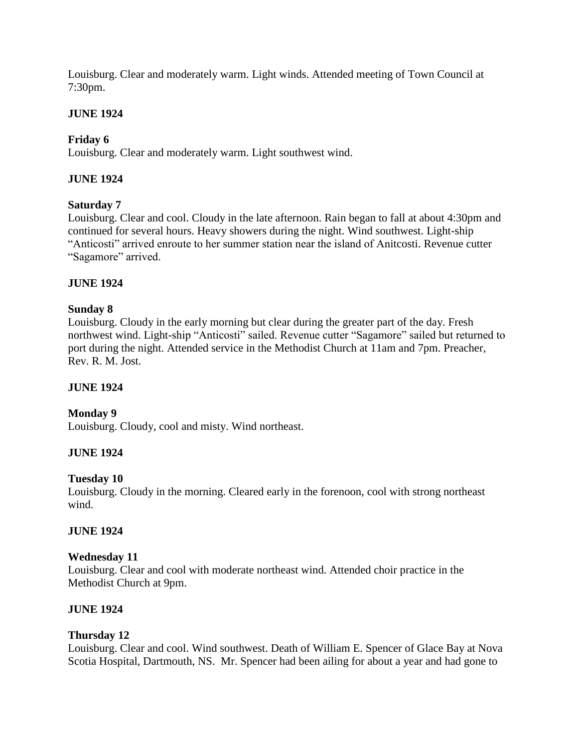Louisburg. Clear and moderately warm. Light winds. Attended meeting of Town Council at 7:30pm.

**JUNE 1924**

**Friday 6**
Louisburg. Clear and moderately warm. Light southwest wind.

**JUNE 1924**

**Saturday 7**
Louisburg. Clear and cool. Cloudy in the late afternoon. Rain began to fall at about 4:30pm and continued for several hours. Heavy showers during the night. Wind southwest. Light-ship "Anticosti" arrived enroute to her summer station near the island of Anitcosti. Revenue cutter "Sagamore" arrived.

**JUNE 1924**

**Sunday 8**
Louisburg. Cloudy in the early morning but clear during the greater part of the day. Fresh northwest wind. Light-ship "Anticosti" sailed. Revenue cutter "Sagamore" sailed but returned to port during the night. Attended service in the Methodist Church at 11am and 7pm. Preacher, Rev. R. M. Jost.

**JUNE 1924**

**Monday 9**
Louisburg. Cloudy, cool and misty. Wind northeast.

**JUNE 1924**

**Tuesday 10**
Louisburg. Cloudy in the morning. Cleared early in the forenoon, cool with strong northeast wind.

**JUNE 1924**

**Wednesday 11**
Louisburg. Clear and cool with moderate northeast wind. Attended choir practice in the Methodist Church at 9pm.

**JUNE 1924**

**Thursday 12**
Louisburg. Clear and cool. Wind southwest. Death of William E. Spencer of Glace Bay at Nova Scotia Hospital, Dartmouth, NS. Mr. Spencer had been ailing for about a year and had gone to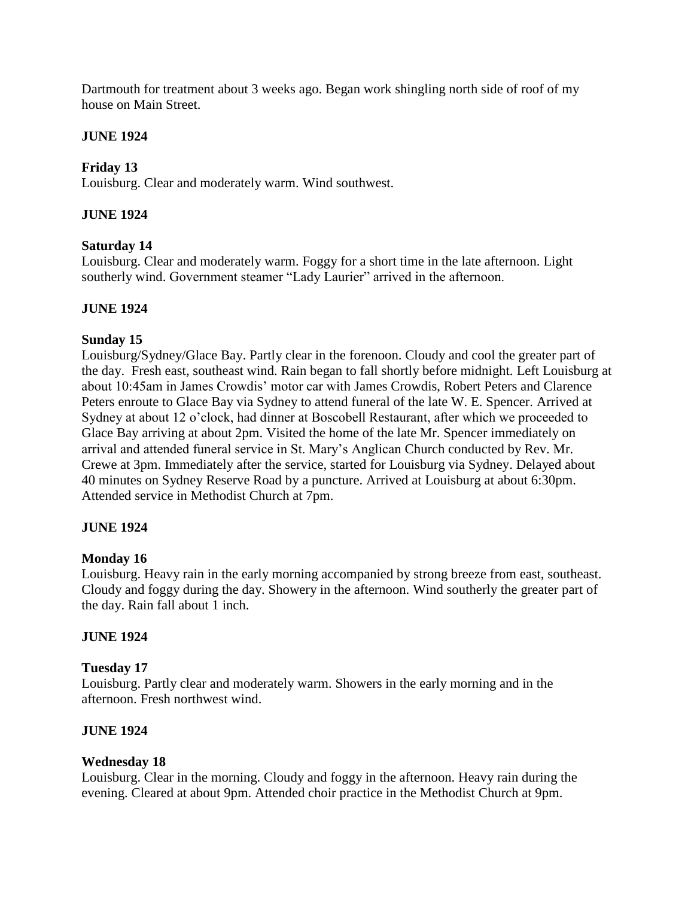Dartmouth for treatment about 3 weeks ago. Began work shingling north side of roof of my house on Main Street.

**JUNE 1924**

**Friday 13**
Louisburg. Clear and moderately warm. Wind southwest.

**JUNE 1924**

**Saturday 14**
Louisburg. Clear and moderately warm. Foggy for a short time in the late afternoon. Light southerly wind. Government steamer "Lady Laurier" arrived in the afternoon.

**JUNE 1924**

**Sunday 15**
Louisburg/Sydney/Glace Bay. Partly clear in the forenoon. Cloudy and cool the greater part of the day. Fresh east, southeast wind. Rain began to fall shortly before midnight. Left Louisburg at about 10:45am in James Crowdis' motor car with James Crowdis, Robert Peters and Clarence Peters enroute to Glace Bay via Sydney to attend funeral of the late W. E. Spencer. Arrived at Sydney at about 12 o'clock, had dinner at Boscobell Restaurant, after which we proceeded to Glace Bay arriving at about 2pm. Visited the home of the late Mr. Spencer immediately on arrival and attended funeral service in St. Mary's Anglican Church conducted by Rev. Mr. Crewe at 3pm. Immediately after the service, started for Louisburg via Sydney. Delayed about 40 minutes on Sydney Reserve Road by a puncture. Arrived at Louisburg at about 6:30pm. Attended service in Methodist Church at 7pm.

**JUNE 1924**

**Monday 16**
Louisburg. Heavy rain in the early morning accompanied by strong breeze from east, southeast. Cloudy and foggy during the day. Showery in the afternoon. Wind southerly the greater part of the day. Rain fall about 1 inch.

**JUNE 1924**

**Tuesday 17**
Louisburg. Partly clear and moderately warm. Showers in the early morning and in the afternoon. Fresh northwest wind.

**JUNE 1924**

**Wednesday 18**
Louisburg. Clear in the morning. Cloudy and foggy in the afternoon. Heavy rain during the evening. Cleared at about 9pm. Attended choir practice in the Methodist Church at 9pm.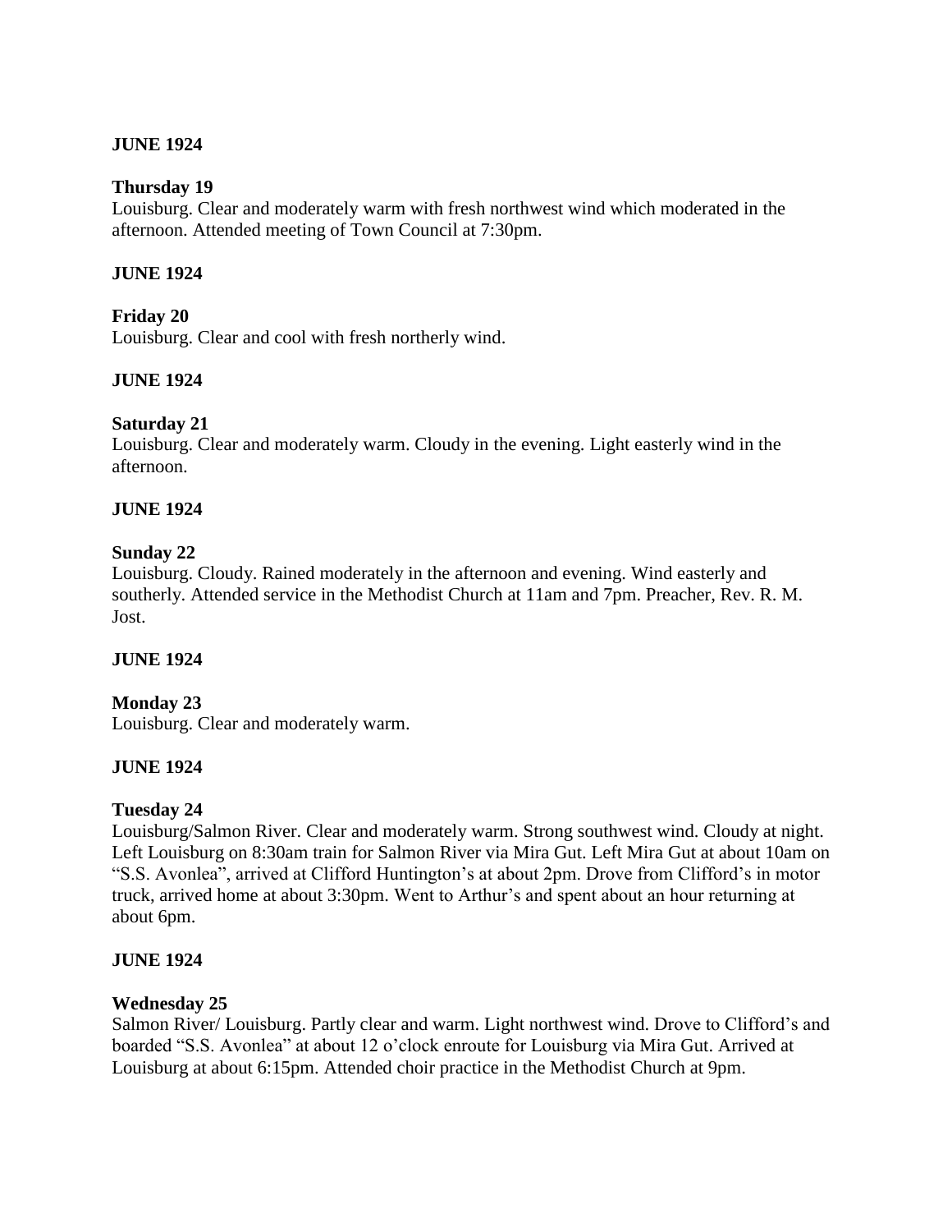**JUNE 1924**

**Thursday 19**
Louisburg. Clear and moderately warm with fresh northwest wind which moderated in the afternoon. Attended meeting of Town Council at 7:30pm.

**JUNE 1924**

**Friday 20**
Louisburg. Clear and cool with fresh northerly wind.

**JUNE 1924**

**Saturday 21**
Louisburg. Clear and moderately warm. Cloudy in the evening. Light easterly wind in the afternoon.

**JUNE 1924**

**Sunday 22**
Louisburg. Cloudy. Rained moderately in the afternoon and evening. Wind easterly and southerly. Attended service in the Methodist Church at 11am and 7pm. Preacher, Rev. R. M. Jost.

**JUNE 1924**

**Monday 23**
Louisburg. Clear and moderately warm.

**JUNE 1924**

**Tuesday 24**
Louisburg/Salmon River. Clear and moderately warm. Strong southwest wind. Cloudy at night. Left Louisburg on 8:30am train for Salmon River via Mira Gut. Left Mira Gut at about 10am on "S.S. Avonlea", arrived at Clifford Huntington's at about 2pm. Drove from Clifford's in motor truck, arrived home at about 3:30pm. Went to Arthur's and spent about an hour returning at about 6pm.

**JUNE 1924**

**Wednesday 25**
Salmon River/ Louisburg. Partly clear and warm. Light northwest wind. Drove to Clifford's and boarded "S.S. Avonlea" at about 12 o'clock enroute for Louisburg via Mira Gut. Arrived at Louisburg at about 6:15pm. Attended choir practice in the Methodist Church at 9pm.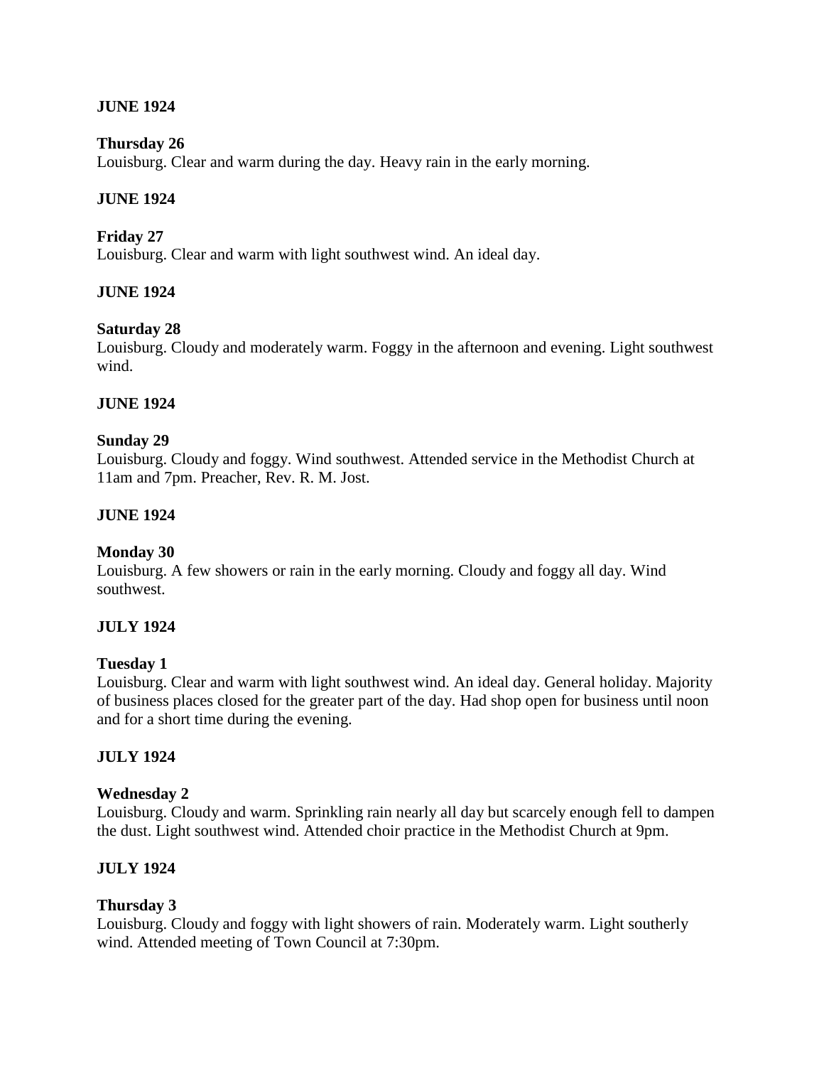**JUNE 1924**

**Thursday 26**
Louisburg. Clear and warm during the day. Heavy rain in the early morning.

**JUNE 1924**

**Friday 27**
Louisburg. Clear and warm with light southwest wind. An ideal day.

**JUNE 1924**

**Saturday 28**
Louisburg. Cloudy and moderately warm. Foggy in the afternoon and evening. Light southwest wind.

**JUNE 1924**

**Sunday 29**
Louisburg. Cloudy and foggy. Wind southwest. Attended service in the Methodist Church at 11am and 7pm. Preacher, Rev. R. M. Jost.

**JUNE 1924**

**Monday 30**
Louisburg. A few showers or rain in the early morning. Cloudy and foggy all day. Wind southwest.

**JULY 1924**

**Tuesday 1**
Louisburg. Clear and warm with light southwest wind. An ideal day. General holiday. Majority of business places closed for the greater part of the day. Had shop open for business until noon and for a short time during the evening.

**JULY 1924**

**Wednesday 2**
Louisburg. Cloudy and warm. Sprinkling rain nearly all day but scarcely enough fell to dampen the dust. Light southwest wind. Attended choir practice in the Methodist Church at 9pm.

**JULY 1924**

**Thursday 3**
Louisburg. Cloudy and foggy with light showers of rain. Moderately warm. Light southerly wind. Attended meeting of Town Council at 7:30pm.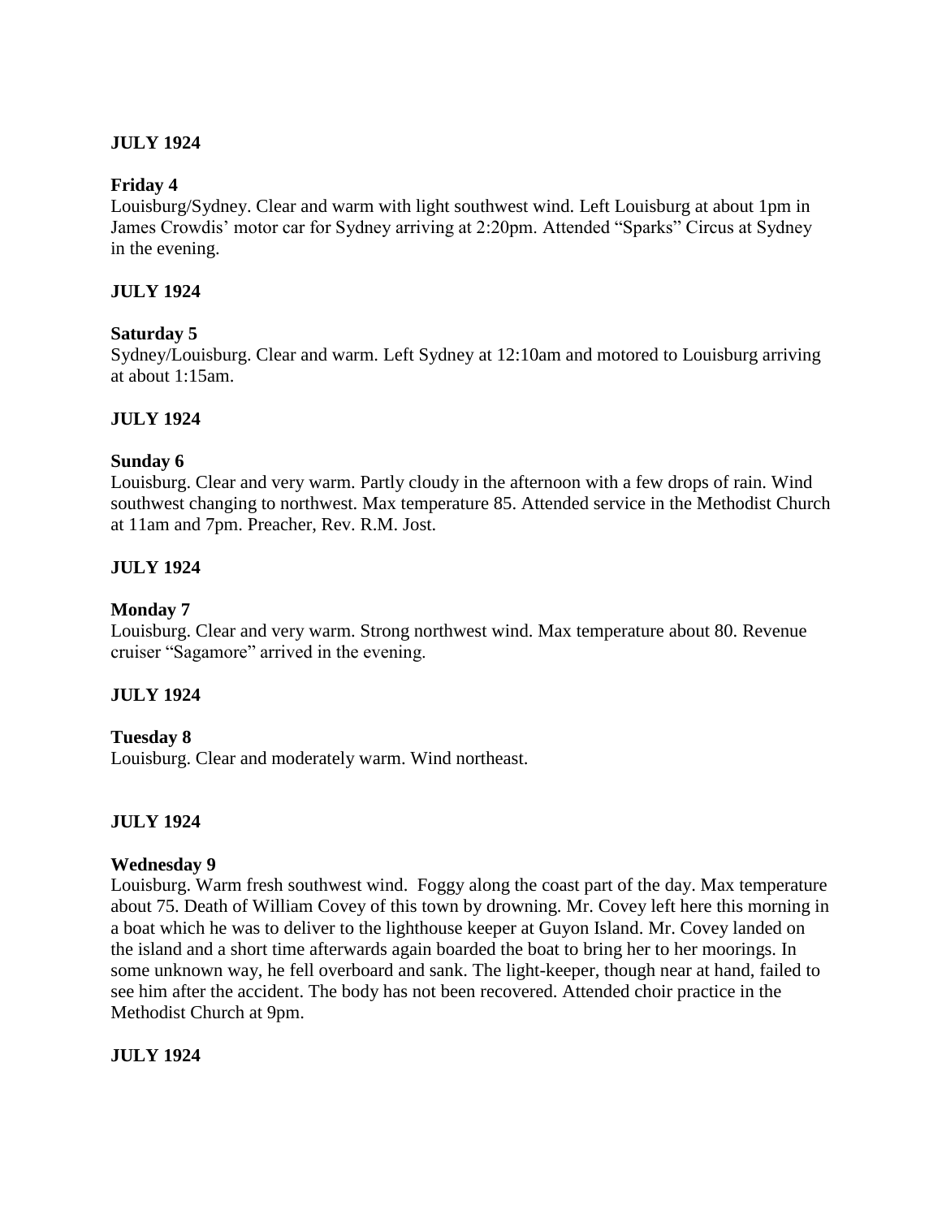**JULY 1924**

**Friday 4**

Louisburg/Sydney. Clear and warm with light southwest wind. Left Louisburg at about 1pm in James Crowdis' motor car for Sydney arriving at 2:20pm. Attended "Sparks" Circus at Sydney in the evening.

**JULY 1924**

**Saturday 5**

Sydney/Louisburg. Clear and warm. Left Sydney at 12:10am and motored to Louisburg arriving at about 1:15am.

**JULY 1924**

**Sunday 6**

Louisburg. Clear and very warm. Partly cloudy in the afternoon with a few drops of rain. Wind southwest changing to northwest. Max temperature 85. Attended service in the Methodist Church at 11am and 7pm. Preacher, Rev. R.M. Jost.

**JULY 1924**

**Monday 7**

Louisburg. Clear and very warm. Strong northwest wind. Max temperature about 80. Revenue cruiser "Sagamore" arrived in the evening.

**JULY 1924**

**Tuesday 8**

Louisburg. Clear and moderately warm. Wind northeast.

**JULY 1924**

**Wednesday 9**

Louisburg. Warm fresh southwest wind. Foggy along the coast part of the day. Max temperature about 75. Death of William Covey of this town by drowning. Mr. Covey left here this morning in a boat which he was to deliver to the lighthouse keeper at Guyon Island. Mr. Covey landed on the island and a short time afterwards again boarded the boat to bring her to her moorings. In some unknown way, he fell overboard and sank. The light-keeper, though near at hand, failed to see him after the accident. The body has not been recovered. Attended choir practice in the Methodist Church at 9pm.

**JULY 1924**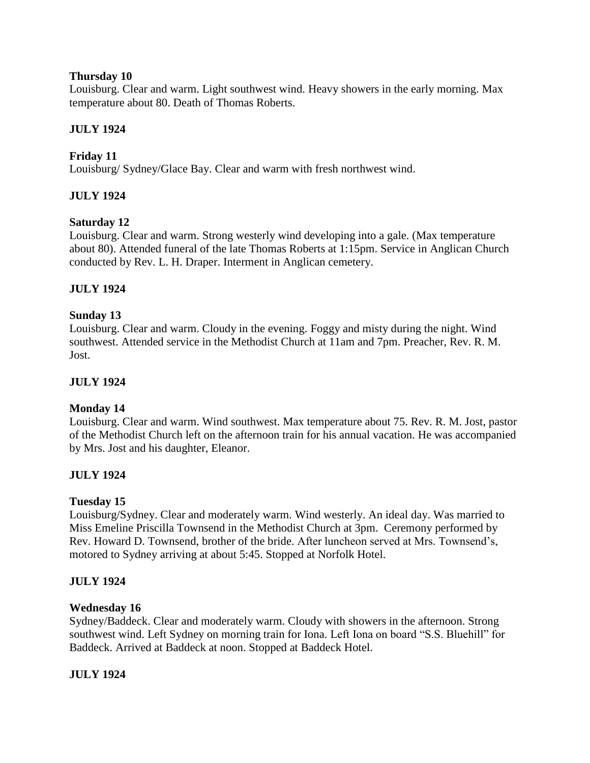**Thursday 10**

Louisburg. Clear and warm. Light southwest wind. Heavy showers in the early morning. Max temperature about 80. Death of Thomas Roberts.

**JULY 1924**

**Friday 11**

Louisburg/ Sydney/Glace Bay. Clear and warm with fresh northwest wind.

**JULY 1924**

**Saturday 12**

Louisburg. Clear and warm. Strong westerly wind developing into a gale. (Max temperature about 80). Attended funeral of the late Thomas Roberts at 1:15pm. Service in Anglican Church conducted by Rev. L. H. Draper. Interment in Anglican cemetery.

**JULY 1924**

**Sunday 13**

Louisburg. Clear and warm. Cloudy in the evening. Foggy and misty during the night. Wind southwest. Attended service in the Methodist Church at 11am and 7pm. Preacher, Rev. R. M. Jost.

**JULY 1924**

**Monday 14**

Louisburg. Clear and warm. Wind southwest. Max temperature about 75. Rev. R. M. Jost, pastor of the Methodist Church left on the afternoon train for his annual vacation. He was accompanied by Mrs. Jost and his daughter, Eleanor.

**JULY 1924**

**Tuesday 15**

Louisburg/Sydney. Clear and moderately warm. Wind westerly. An ideal day. Was married to Miss Emeline Priscilla Townsend in the Methodist Church at 3pm. Ceremony performed by Rev. Howard D. Townsend, brother of the bride. After luncheon served at Mrs. Townsend's, motored to Sydney arriving at about 5:45. Stopped at Norfolk Hotel.

**JULY 1924**

**Wednesday 16**

Sydney/Baddeck. Clear and moderately warm. Cloudy with showers in the afternoon. Strong southwest wind. Left Sydney on morning train for Iona. Left Iona on board "S.S. Bluehill" for Baddeck. Arrived at Baddeck at noon. Stopped at Baddeck Hotel.

**JULY 1924**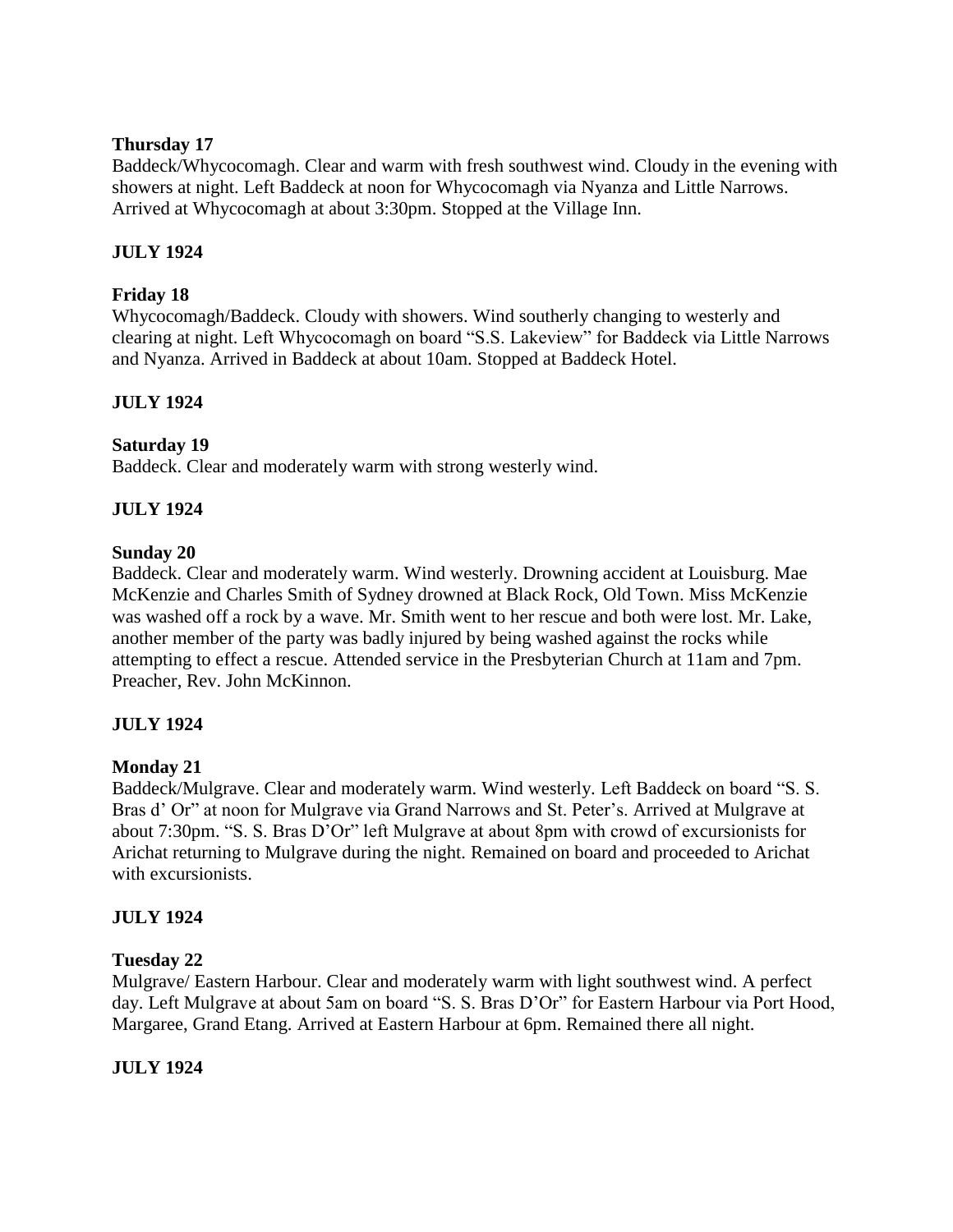**Thursday 17**

Baddeck/Whycocomagh. Clear and warm with fresh southwest wind. Cloudy in the evening with showers at night. Left Baddeck at noon for Whycocomagh via Nyanza and Little Narrows. Arrived at Whycocomagh at about 3:30pm. Stopped at the Village Inn.

**JULY 1924**

**Friday 18**

Whycocomagh/Baddeck. Cloudy with showers. Wind southerly changing to westerly and clearing at night. Left Whycocomagh on board "S.S. Lakeview" for Baddeck via Little Narrows and Nyanza. Arrived in Baddeck at about 10am. Stopped at Baddeck Hotel.

**JULY 1924**

**Saturday 19**

Baddeck. Clear and moderately warm with strong westerly wind.

**JULY 1924**

**Sunday 20**

Baddeck. Clear and moderately warm. Wind westerly. Drowning accident at Louisburg. Mae McKenzie and Charles Smith of Sydney drowned at Black Rock, Old Town. Miss McKenzie was washed off a rock by a wave. Mr. Smith went to her rescue and both were lost. Mr. Lake, another member of the party was badly injured by being washed against the rocks while attempting to effect a rescue. Attended service in the Presbyterian Church at 11am and 7pm. Preacher, Rev. John McKinnon.

**JULY 1924**

**Monday 21**

Baddeck/Mulgrave. Clear and moderately warm. Wind westerly. Left Baddeck on board "S. S. Bras d' Or" at noon for Mulgrave via Grand Narrows and St. Peter's. Arrived at Mulgrave at about 7:30pm. "S. S. Bras D'Or" left Mulgrave at about 8pm with crowd of excursionists for Arichat returning to Mulgrave during the night. Remained on board and proceeded to Arichat with excursionists.

**JULY 1924**

**Tuesday 22**

Mulgrave/ Eastern Harbour. Clear and moderately warm with light southwest wind. A perfect day. Left Mulgrave at about 5am on board "S. S. Bras D'Or" for Eastern Harbour via Port Hood, Margaree, Grand Etang. Arrived at Eastern Harbour at 6pm. Remained there all night.

**JULY 1924**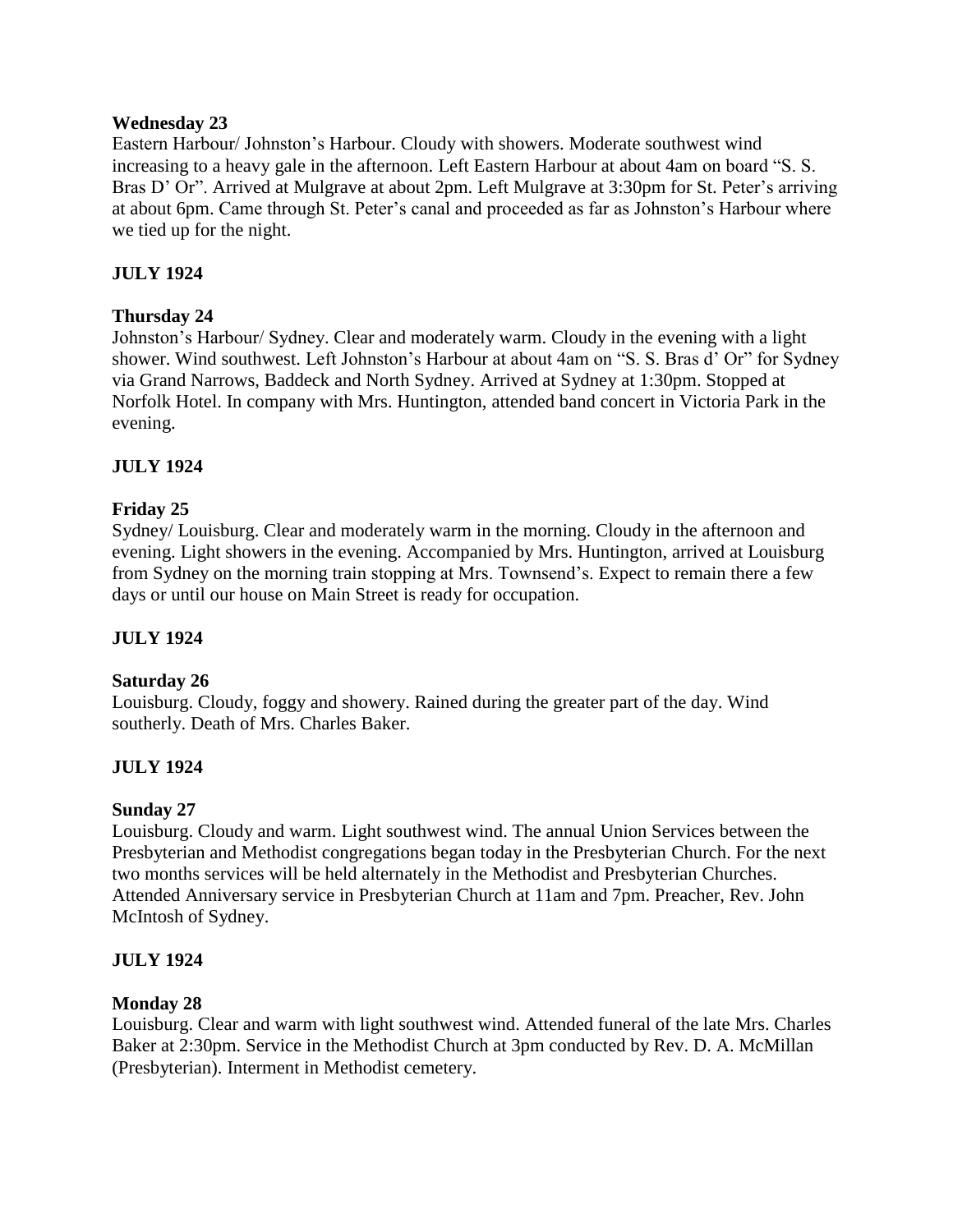**Wednesday 23**

Eastern Harbour/ Johnston's Harbour. Cloudy with showers. Moderate southwest wind increasing to a heavy gale in the afternoon. Left Eastern Harbour at about 4am on board "S. S. Bras D' Or". Arrived at Mulgrave at about 2pm. Left Mulgrave at 3:30pm for St. Peter's arriving at about 6pm. Came through St. Peter's canal and proceeded as far as Johnston's Harbour where we tied up for the night.

**JULY 1924**

**Thursday 24**

Johnston's Harbour/ Sydney. Clear and moderately warm. Cloudy in the evening with a light shower. Wind southwest. Left Johnston's Harbour at about 4am on "S. S. Bras d' Or" for Sydney via Grand Narrows, Baddeck and North Sydney. Arrived at Sydney at 1:30pm. Stopped at Norfolk Hotel. In company with Mrs. Huntington, attended band concert in Victoria Park in the evening.

**JULY 1924**

**Friday 25**

Sydney/ Louisburg. Clear and moderately warm in the morning. Cloudy in the afternoon and evening. Light showers in the evening. Accompanied by Mrs. Huntington, arrived at Louisburg from Sydney on the morning train stopping at Mrs. Townsend's. Expect to remain there a few days or until our house on Main Street is ready for occupation.

**JULY 1924**

**Saturday 26**

Louisburg. Cloudy, foggy and showery. Rained during the greater part of the day. Wind southerly. Death of Mrs. Charles Baker.

**JULY 1924**

**Sunday 27**

Louisburg. Cloudy and warm. Light southwest wind. The annual Union Services between the Presbyterian and Methodist congregations began today in the Presbyterian Church. For the next two months services will be held alternately in the Methodist and Presbyterian Churches. Attended Anniversary service in Presbyterian Church at 11am and 7pm. Preacher, Rev. John McIntosh of Sydney.

**JULY 1924**

**Monday 28**

Louisburg. Clear and warm with light southwest wind. Attended funeral of the late Mrs. Charles Baker at 2:30pm. Service in the Methodist Church at 3pm conducted by Rev. D. A. McMillan (Presbyterian). Interment in Methodist cemetery.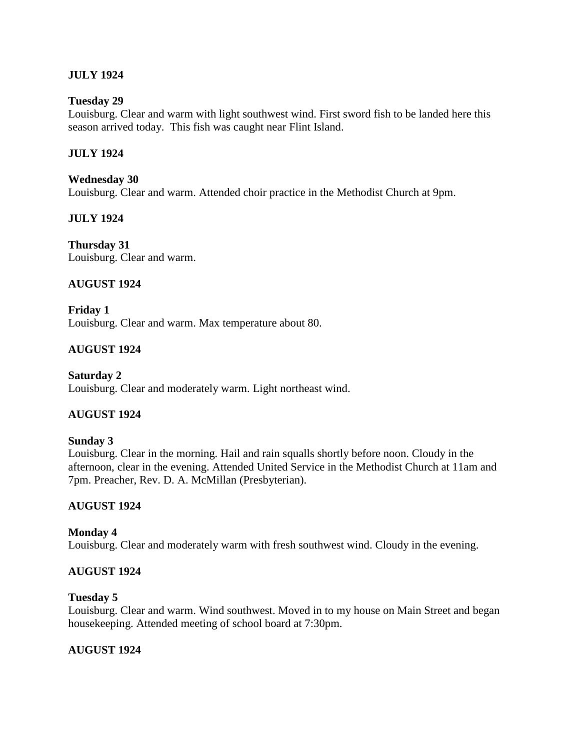**JULY 1924**

**Tuesday 29**
Louisburg. Clear and warm with light southwest wind. First sword fish to be landed here this season arrived today. This fish was caught near Flint Island.

**JULY 1924**

**Wednesday 30**
Louisburg. Clear and warm. Attended choir practice in the Methodist Church at 9pm.

**JULY 1924**

**Thursday 31**
Louisburg. Clear and warm.

**AUGUST 1924**

**Friday 1**
Louisburg. Clear and warm. Max temperature about 80.

**AUGUST 1924**

**Saturday 2**
Louisburg. Clear and moderately warm. Light northeast wind.

**AUGUST 1924**

**Sunday 3**
Louisburg. Clear in the morning. Hail and rain squalls shortly before noon. Cloudy in the afternoon, clear in the evening. Attended United Service in the Methodist Church at 11am and 7pm. Preacher, Rev. D. A. McMillan (Presbyterian).

**AUGUST 1924**

**Monday 4**
Louisburg. Clear and moderately warm with fresh southwest wind. Cloudy in the evening.

**AUGUST 1924**

**Tuesday 5**
Louisburg. Clear and warm. Wind southwest. Moved in to my house on Main Street and began housekeeping. Attended meeting of school board at 7:30pm.

**AUGUST 1924**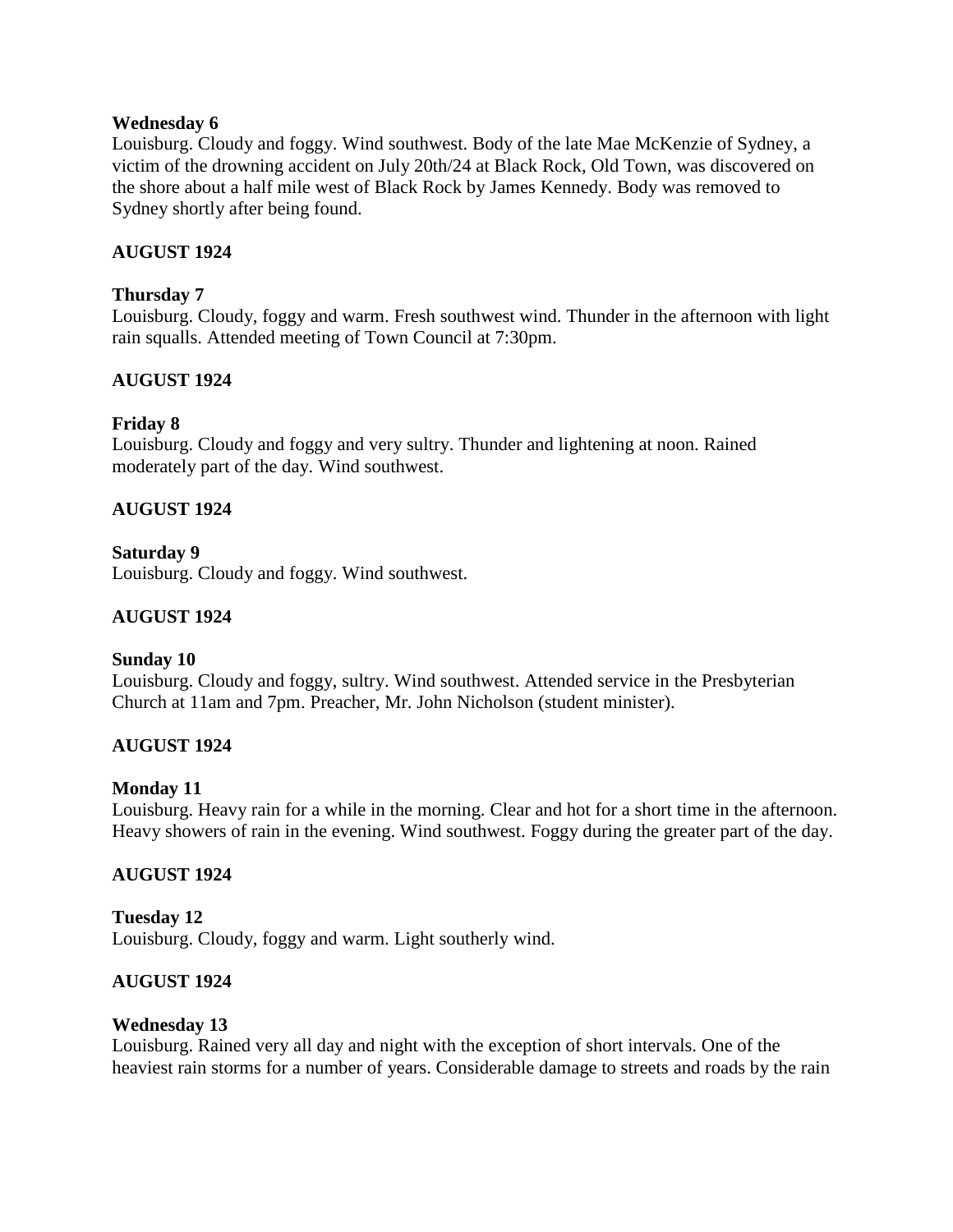**Wednesday 6**
Louisburg. Cloudy and foggy. Wind southwest. Body of the late Mae McKenzie of Sydney, a victim of the drowning accident on July 20th/24 at Black Rock, Old Town, was discovered on the shore about a half mile west of Black Rock by James Kennedy. Body was removed to Sydney shortly after being found.

**AUGUST 1924**

**Thursday 7**
Louisburg. Cloudy, foggy and warm. Fresh southwest wind. Thunder in the afternoon with light rain squalls. Attended meeting of Town Council at 7:30pm.

**AUGUST 1924**

**Friday 8**
Louisburg. Cloudy and foggy and very sultry. Thunder and lightening at noon. Rained moderately part of the day. Wind southwest.

**AUGUST 1924**

**Saturday 9**
Louisburg. Cloudy and foggy. Wind southwest.

**AUGUST 1924**

**Sunday 10**
Louisburg. Cloudy and foggy, sultry. Wind southwest. Attended service in the Presbyterian Church at 11am and 7pm. Preacher, Mr. John Nicholson (student minister).

**AUGUST 1924**

**Monday 11**
Louisburg. Heavy rain for a while in the morning. Clear and hot for a short time in the afternoon. Heavy showers of rain in the evening. Wind southwest. Foggy during the greater part of the day.

**AUGUST 1924**

**Tuesday 12**
Louisburg. Cloudy, foggy and warm. Light southerly wind.

**AUGUST 1924**

**Wednesday 13**
Louisburg. Rained very all day and night with the exception of short intervals. One of the heaviest rain storms for a number of years. Considerable damage to streets and roads by the rain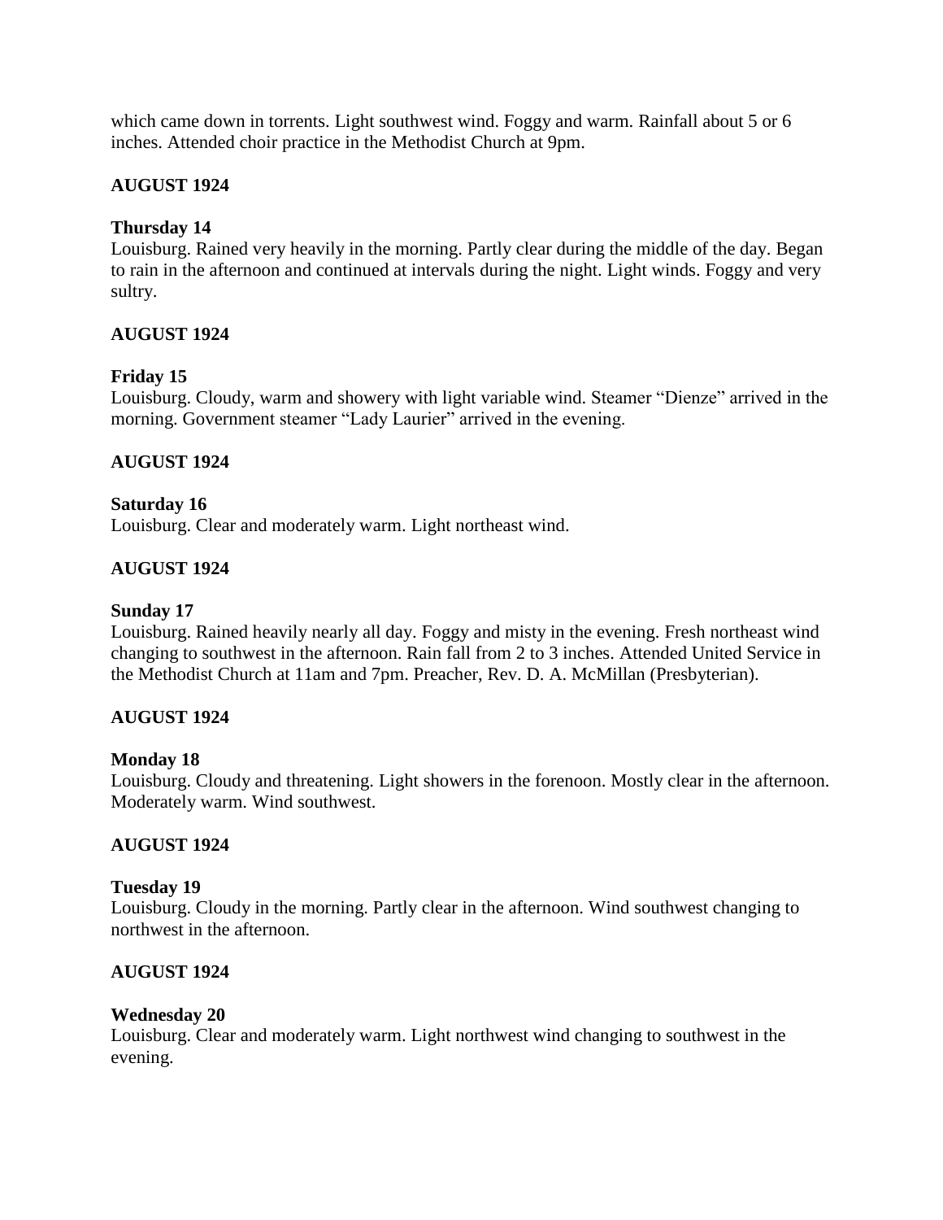which came down in torrents. Light southwest wind. Foggy and warm. Rainfall about 5 or 6 inches. Attended choir practice in the Methodist Church at 9pm.

**AUGUST 1924**

**Thursday 14**
Louisburg. Rained very heavily in the morning. Partly clear during the middle of the day. Began to rain in the afternoon and continued at intervals during the night. Light winds. Foggy and very sultry.

**AUGUST 1924**

**Friday 15**
Louisburg. Cloudy, warm and showery with light variable wind. Steamer "Dienze" arrived in the morning. Government steamer "Lady Laurier" arrived in the evening.

**AUGUST 1924**

**Saturday 16**
Louisburg. Clear and moderately warm. Light northeast wind.

**AUGUST 1924**

**Sunday 17**
Louisburg. Rained heavily nearly all day. Foggy and misty in the evening. Fresh northeast wind changing to southwest in the afternoon. Rain fall from 2 to 3 inches. Attended United Service in the Methodist Church at 11am and 7pm. Preacher, Rev. D. A. McMillan (Presbyterian).

**AUGUST 1924**

**Monday 18**
Louisburg. Cloudy and threatening. Light showers in the forenoon. Mostly clear in the afternoon. Moderately warm. Wind southwest.

**AUGUST 1924**

**Tuesday 19**
Louisburg. Cloudy in the morning. Partly clear in the afternoon. Wind southwest changing to northwest in the afternoon.

**AUGUST 1924**

**Wednesday 20**
Louisburg. Clear and moderately warm. Light northwest wind changing to southwest in the evening.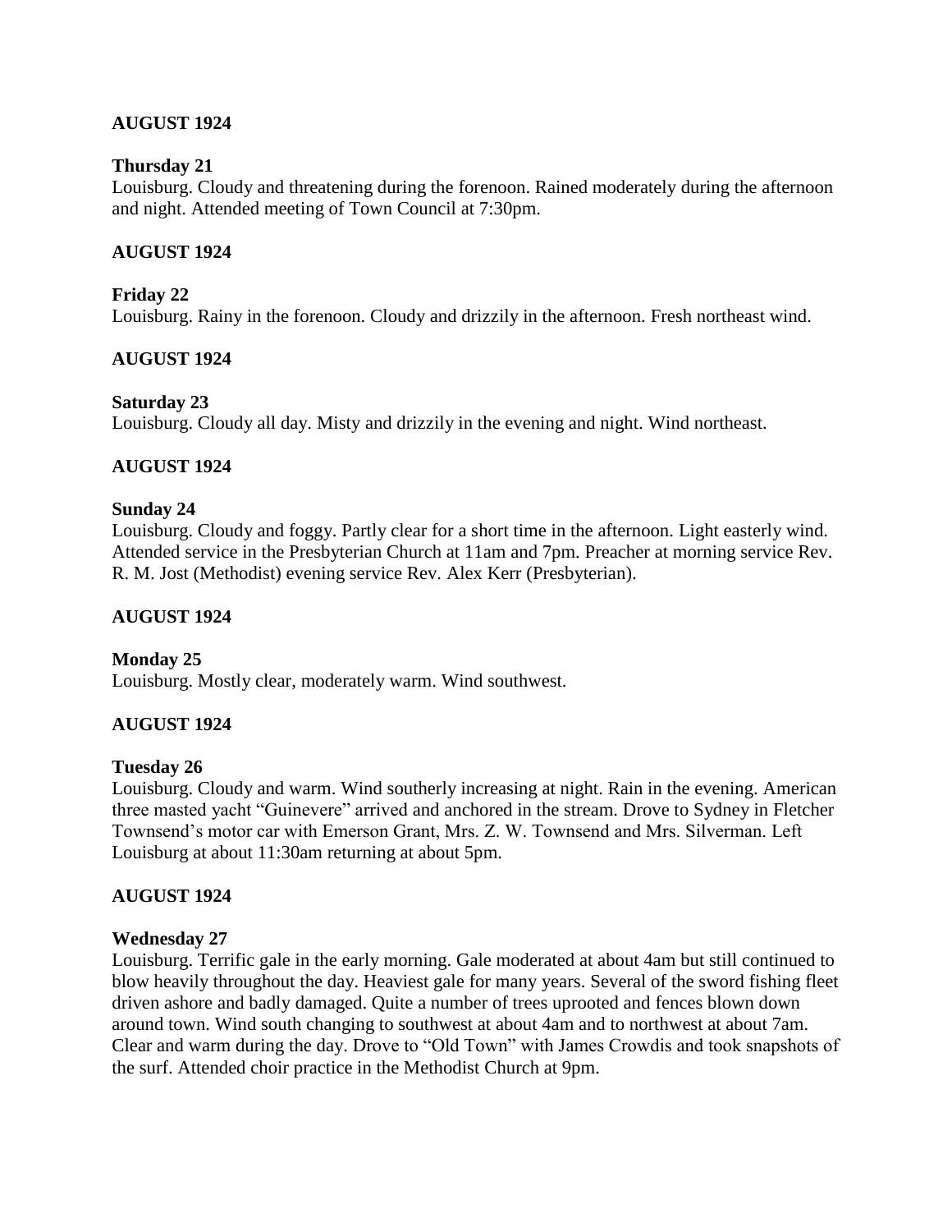**AUGUST 1924**

**Thursday 21**
Louisburg. Cloudy and threatening during the forenoon. Rained moderately during the afternoon and night. Attended meeting of Town Council at 7:30pm.

**AUGUST 1924**

**Friday 22**
Louisburg. Rainy in the forenoon. Cloudy and drizzily in the afternoon. Fresh northeast wind.

**AUGUST 1924**

**Saturday 23**
Louisburg. Cloudy all day. Misty and drizzily in the evening and night. Wind northeast.

**AUGUST 1924**

**Sunday 24**
Louisburg. Cloudy and foggy. Partly clear for a short time in the afternoon. Light easterly wind. Attended service in the Presbyterian Church at 11am and 7pm. Preacher at morning service Rev. R. M. Jost (Methodist) evening service Rev. Alex Kerr (Presbyterian).

**AUGUST 1924**

**Monday 25**
Louisburg. Mostly clear, moderately warm. Wind southwest.

**AUGUST 1924**

**Tuesday 26**
Louisburg. Cloudy and warm. Wind southerly increasing at night. Rain in the evening. American three masted yacht "Guinevere" arrived and anchored in the stream. Drove to Sydney in Fletcher Townsend's motor car with Emerson Grant, Mrs. Z. W. Townsend and Mrs. Silverman. Left Louisburg at about 11:30am returning at about 5pm.

**AUGUST 1924**

**Wednesday 27**
Louisburg. Terrific gale in the early morning. Gale moderated at about 4am but still continued to blow heavily throughout the day. Heaviest gale for many years. Several of the sword fishing fleet driven ashore and badly damaged. Quite a number of trees uprooted and fences blown down around town. Wind south changing to southwest at about 4am and to northwest at about 7am. Clear and warm during the day. Drove to "Old Town" with James Crowdis and took snapshots of the surf. Attended choir practice in the Methodist Church at 9pm.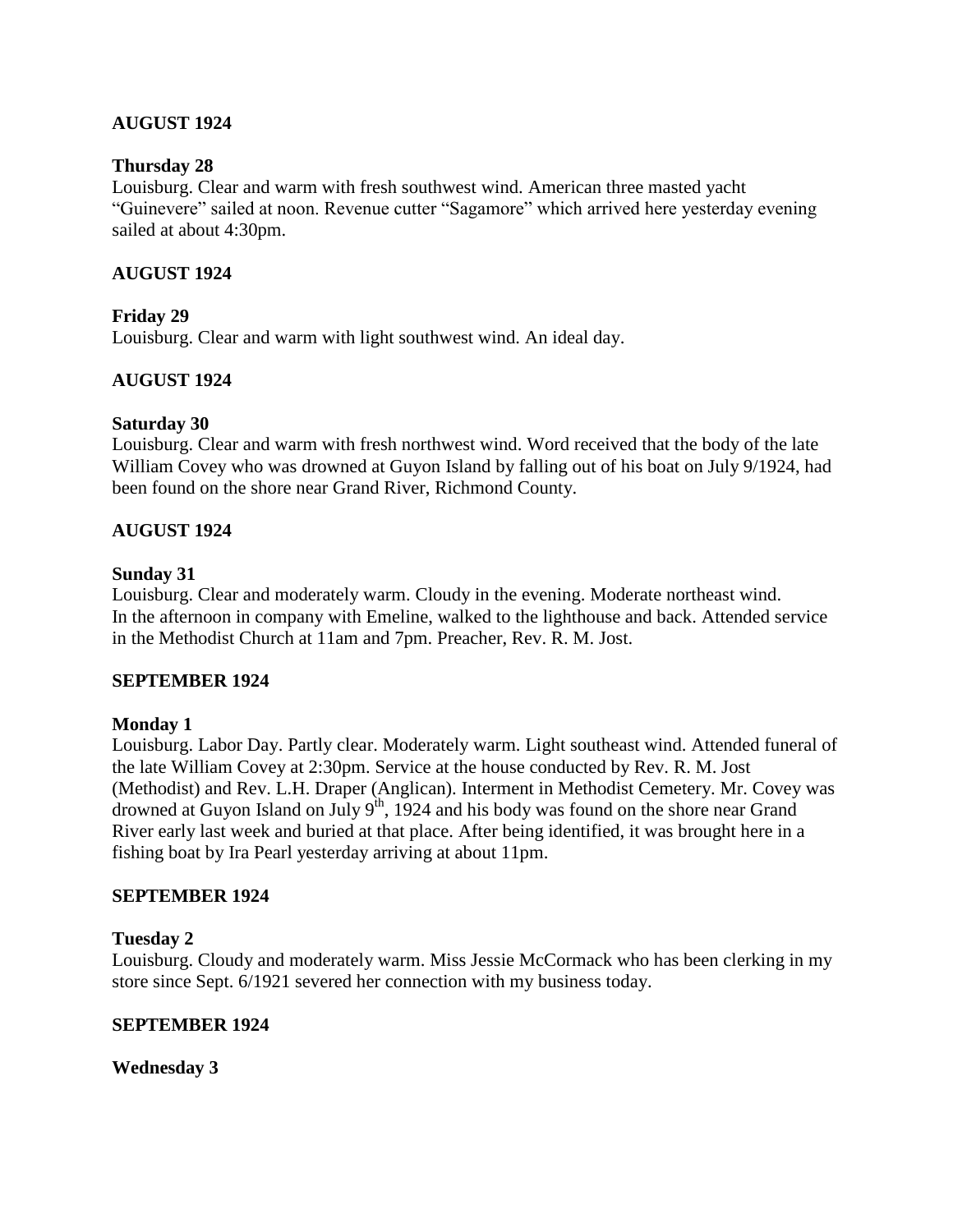**AUGUST 1924**

**Thursday 28**

Louisburg. Clear and warm with fresh southwest wind. American three masted yacht "Guinevere" sailed at noon. Revenue cutter "Sagamore" which arrived here yesterday evening sailed at about 4:30pm.

**AUGUST 1924**

**Friday 29**

Louisburg. Clear and warm with light southwest wind. An ideal day.

**AUGUST 1924**

**Saturday 30**

Louisburg. Clear and warm with fresh northwest wind. Word received that the body of the late William Covey who was drowned at Guyon Island by falling out of his boat on July 9/1924, had been found on the shore near Grand River, Richmond County.

**AUGUST 1924**

**Sunday 31**

Louisburg. Clear and moderately warm. Cloudy in the evening. Moderate northeast wind. In the afternoon in company with Emeline, walked to the lighthouse and back. Attended service in the Methodist Church at 11am and 7pm. Preacher, Rev. R. M. Jost.

**SEPTEMBER 1924**

**Monday 1**

Louisburg. Labor Day. Partly clear. Moderately warm. Light southeast wind. Attended funeral of the late William Covey at 2:30pm. Service at the house conducted by Rev. R. M. Jost (Methodist) and Rev. L.H. Draper (Anglican). Interment in Methodist Cemetery. Mr. Covey was drowned at Guyon Island on July 9th, 1924 and his body was found on the shore near Grand River early last week and buried at that place. After being identified, it was brought here in a fishing boat by Ira Pearl yesterday arriving at about 11pm.

**SEPTEMBER 1924**

**Tuesday 2**

Louisburg. Cloudy and moderately warm. Miss Jessie McCormack who has been clerking in my store since Sept. 6/1921 severed her connection with my business today.

**SEPTEMBER 1924**

**Wednesday 3**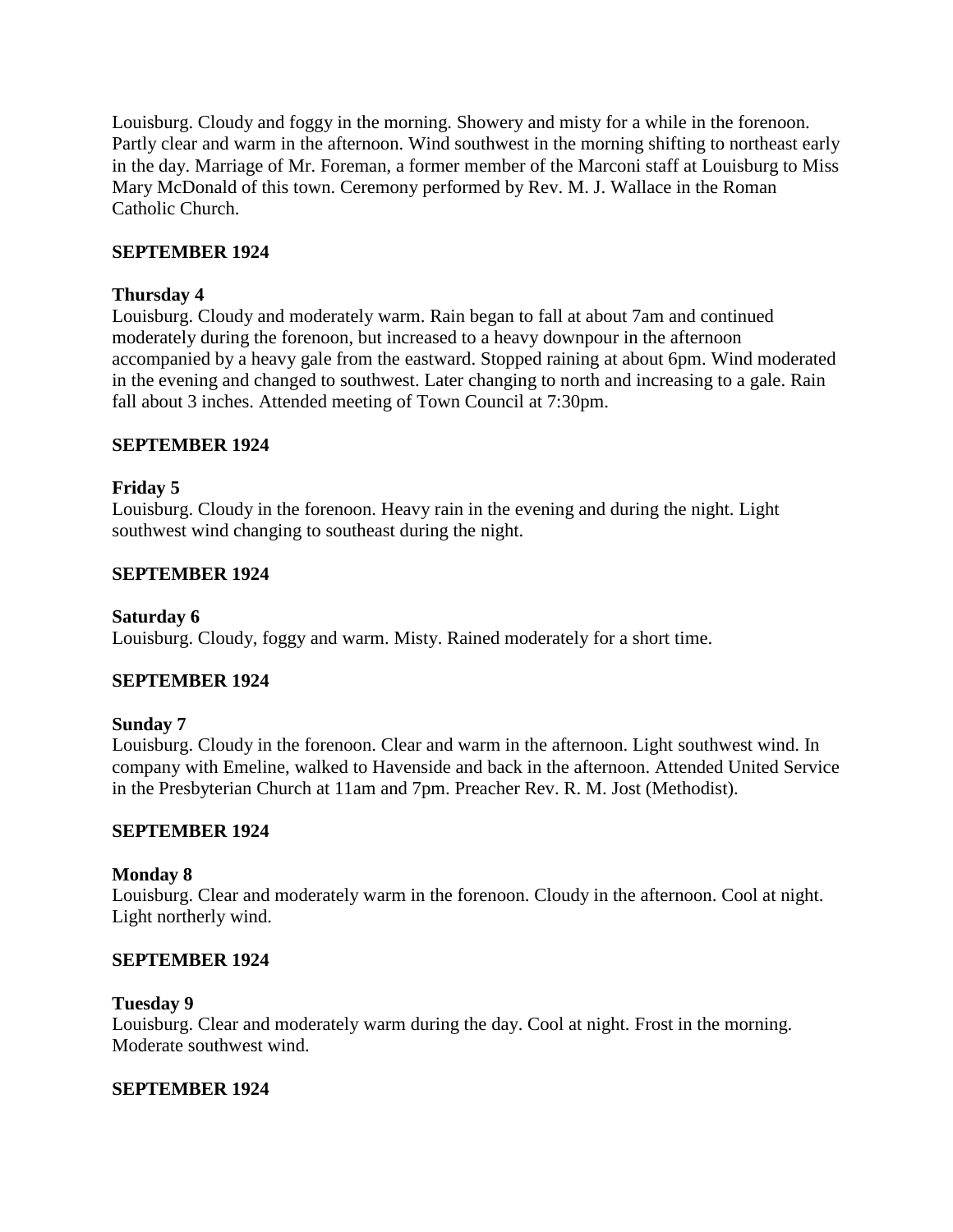Louisburg. Cloudy and foggy in the morning. Showery and misty for a while in the forenoon. Partly clear and warm in the afternoon. Wind southwest in the morning shifting to northeast early in the day. Marriage of Mr. Foreman, a former member of the Marconi staff at Louisburg to Miss Mary McDonald of this town. Ceremony performed by Rev. M. J. Wallace in the Roman Catholic Church.

**SEPTEMBER 1924**

**Thursday 4**
Louisburg. Cloudy and moderately warm. Rain began to fall at about 7am and continued moderately during the forenoon, but increased to a heavy downpour in the afternoon accompanied by a heavy gale from the eastward. Stopped raining at about 6pm. Wind moderated in the evening and changed to southwest. Later changing to north and increasing to a gale. Rain fall about 3 inches. Attended meeting of Town Council at 7:30pm.

**SEPTEMBER 1924**

**Friday 5**
Louisburg. Cloudy in the forenoon. Heavy rain in the evening and during the night. Light southwest wind changing to southeast during the night.

**SEPTEMBER 1924**

**Saturday 6**
Louisburg. Cloudy, foggy and warm. Misty. Rained moderately for a short time.

**SEPTEMBER 1924**

**Sunday 7**
Louisburg. Cloudy in the forenoon. Clear and warm in the afternoon. Light southwest wind. In company with Emeline, walked to Havenside and back in the afternoon. Attended United Service in the Presbyterian Church at 11am and 7pm. Preacher Rev. R. M. Jost (Methodist).

**SEPTEMBER 1924**

**Monday 8**
Louisburg. Clear and moderately warm in the forenoon. Cloudy in the afternoon. Cool at night. Light northerly wind.

**SEPTEMBER 1924**

**Tuesday 9**
Louisburg. Clear and moderately warm during the day. Cool at night. Frost in the morning. Moderate southwest wind.

**SEPTEMBER 1924**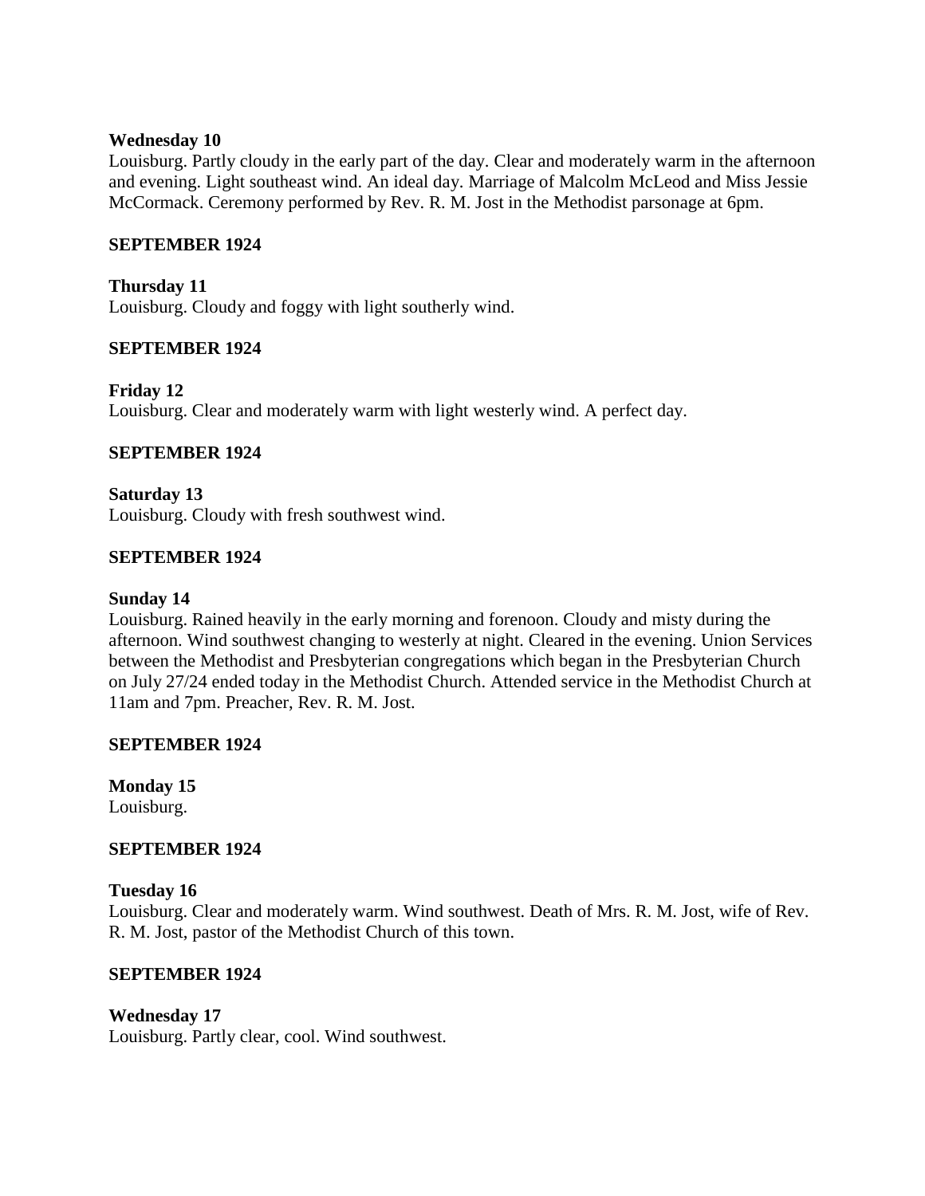**Wednesday 10**
Louisburg. Partly cloudy in the early part of the day. Clear and moderately warm in the afternoon and evening. Light southeast wind. An ideal day. Marriage of Malcolm McLeod and Miss Jessie McCormack. Ceremony performed by Rev. R. M. Jost in the Methodist parsonage at 6pm.

**SEPTEMBER 1924**

**Thursday 11**
Louisburg. Cloudy and foggy with light southerly wind.

**SEPTEMBER 1924**

**Friday 12**
Louisburg. Clear and moderately warm with light westerly wind. A perfect day.

**SEPTEMBER 1924**

**Saturday 13**
Louisburg. Cloudy with fresh southwest wind.

**SEPTEMBER 1924**

**Sunday 14**
Louisburg. Rained heavily in the early morning and forenoon. Cloudy and misty during the afternoon. Wind southwest changing to westerly at night. Cleared in the evening. Union Services between the Methodist and Presbyterian congregations which began in the Presbyterian Church on July 27/24 ended today in the Methodist Church. Attended service in the Methodist Church at 11am and 7pm. Preacher, Rev. R. M. Jost.

**SEPTEMBER 1924**

**Monday 15**
Louisburg.

**SEPTEMBER 1924**

**Tuesday 16**
Louisburg. Clear and moderately warm. Wind southwest. Death of Mrs. R. M. Jost, wife of Rev. R. M. Jost, pastor of the Methodist Church of this town.

**SEPTEMBER 1924**

**Wednesday 17**
Louisburg. Partly clear, cool. Wind southwest.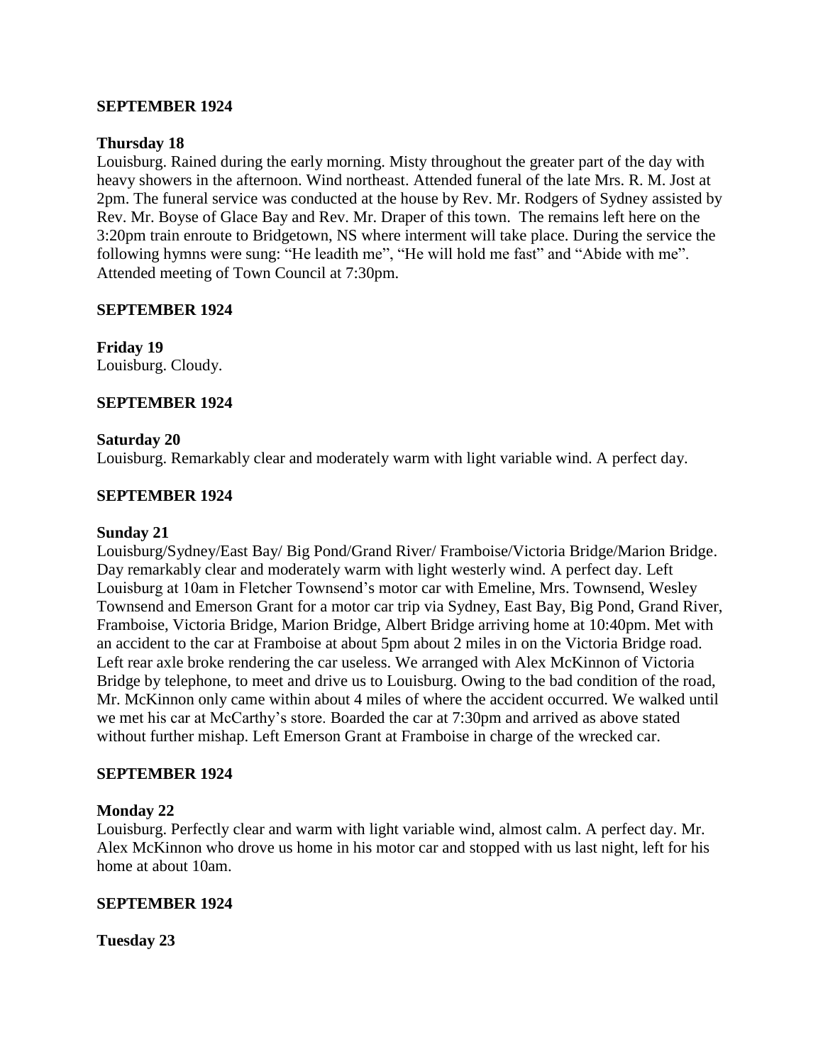**SEPTEMBER 1924**

**Thursday 18**

Louisburg. Rained during the early morning. Misty throughout the greater part of the day with heavy showers in the afternoon. Wind northeast. Attended funeral of the late Mrs. R. M. Jost at 2pm. The funeral service was conducted at the house by Rev. Mr. Rodgers of Sydney assisted by Rev. Mr. Boyse of Glace Bay and Rev. Mr. Draper of this town. The remains left here on the 3:20pm train enroute to Bridgetown, NS where interment will take place. During the service the following hymns were sung: "He leadith me", "He will hold me fast" and "Abide with me". Attended meeting of Town Council at 7:30pm.

**SEPTEMBER 1924**

**Friday 19**

Louisburg. Cloudy.

**SEPTEMBER 1924**

**Saturday 20**

Louisburg. Remarkably clear and moderately warm with light variable wind. A perfect day.

**SEPTEMBER 1924**

**Sunday 21**

Louisburg/Sydney/East Bay/ Big Pond/Grand River/ Framboise/Victoria Bridge/Marion Bridge. Day remarkably clear and moderately warm with light westerly wind. A perfect day. Left Louisburg at 10am in Fletcher Townsend's motor car with Emeline, Mrs. Townsend, Wesley Townsend and Emerson Grant for a motor car trip via Sydney, East Bay, Big Pond, Grand River, Framboise, Victoria Bridge, Marion Bridge, Albert Bridge arriving home at 10:40pm. Met with an accident to the car at Framboise at about 5pm about 2 miles in on the Victoria Bridge road. Left rear axle broke rendering the car useless. We arranged with Alex McKinnon of Victoria Bridge by telephone, to meet and drive us to Louisburg. Owing to the bad condition of the road, Mr. McKinnon only came within about 4 miles of where the accident occurred. We walked until we met his car at McCarthy's store. Boarded the car at 7:30pm and arrived as above stated without further mishap. Left Emerson Grant at Framboise in charge of the wrecked car.

**SEPTEMBER 1924**

**Monday 22**

Louisburg. Perfectly clear and warm with light variable wind, almost calm. A perfect day. Mr. Alex McKinnon who drove us home in his motor car and stopped with us last night, left for his home at about 10am.

**SEPTEMBER 1924**

**Tuesday 23**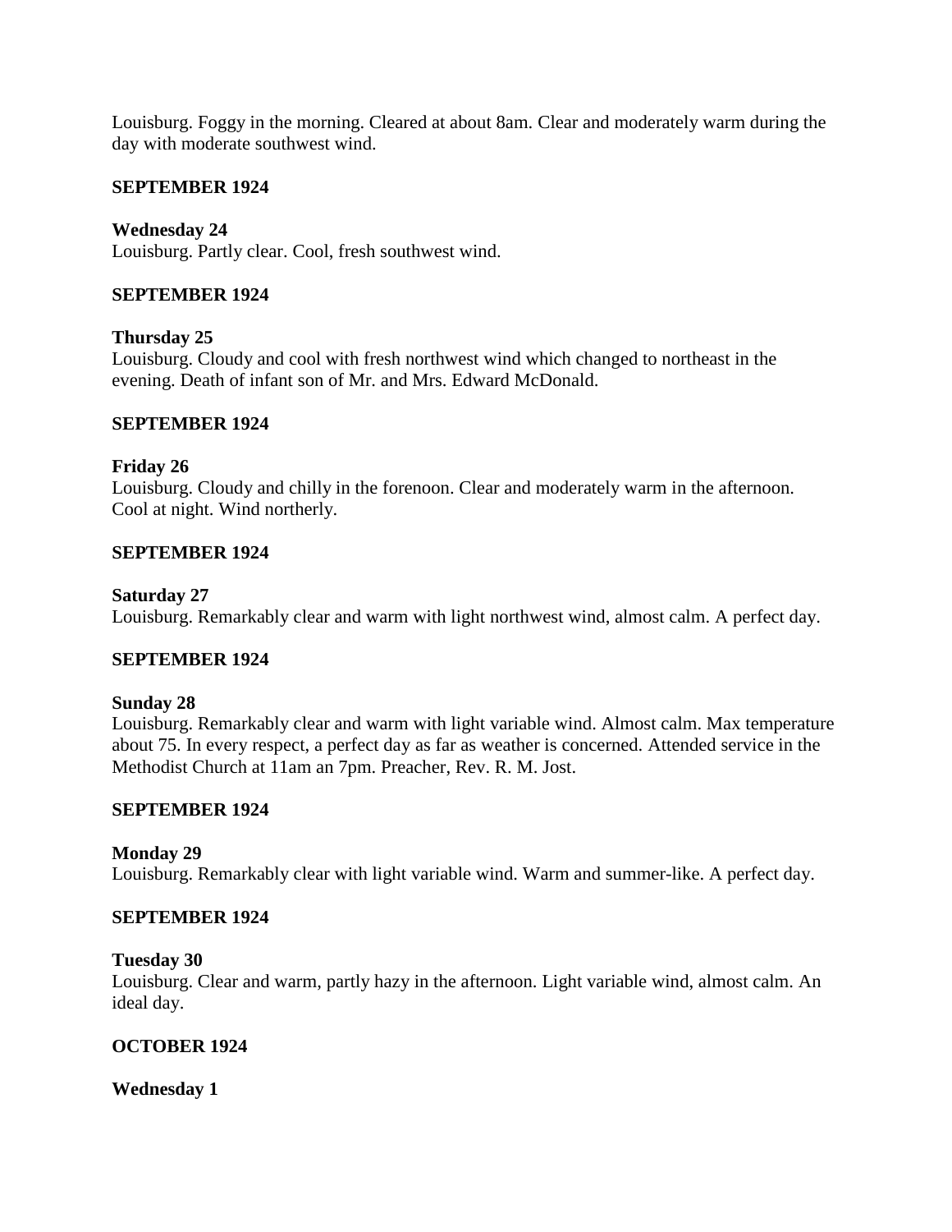Louisburg. Foggy in the morning. Cleared at about 8am. Clear and moderately warm during the day with moderate southwest wind.

**SEPTEMBER 1924**

**Wednesday 24**
Louisburg. Partly clear. Cool, fresh southwest wind.

**SEPTEMBER 1924**

**Thursday 25**
Louisburg. Cloudy and cool with fresh northwest wind which changed to northeast in the evening. Death of infant son of Mr. and Mrs. Edward McDonald.

**SEPTEMBER 1924**

**Friday 26**
Louisburg. Cloudy and chilly in the forenoon. Clear and moderately warm in the afternoon. Cool at night. Wind northerly.

**SEPTEMBER 1924**

**Saturday 27**
Louisburg. Remarkably clear and warm with light northwest wind, almost calm. A perfect day.

**SEPTEMBER 1924**

**Sunday 28**
Louisburg. Remarkably clear and warm with light variable wind. Almost calm. Max temperature about 75. In every respect, a perfect day as far as weather is concerned. Attended service in the Methodist Church at 11am an 7pm. Preacher, Rev. R. M. Jost.

**SEPTEMBER 1924**

**Monday 29**
Louisburg. Remarkably clear with light variable wind. Warm and summer-like. A perfect day.

**SEPTEMBER 1924**

**Tuesday 30**
Louisburg. Clear and warm, partly hazy in the afternoon. Light variable wind, almost calm. An ideal day.

**OCTOBER 1924**

**Wednesday 1**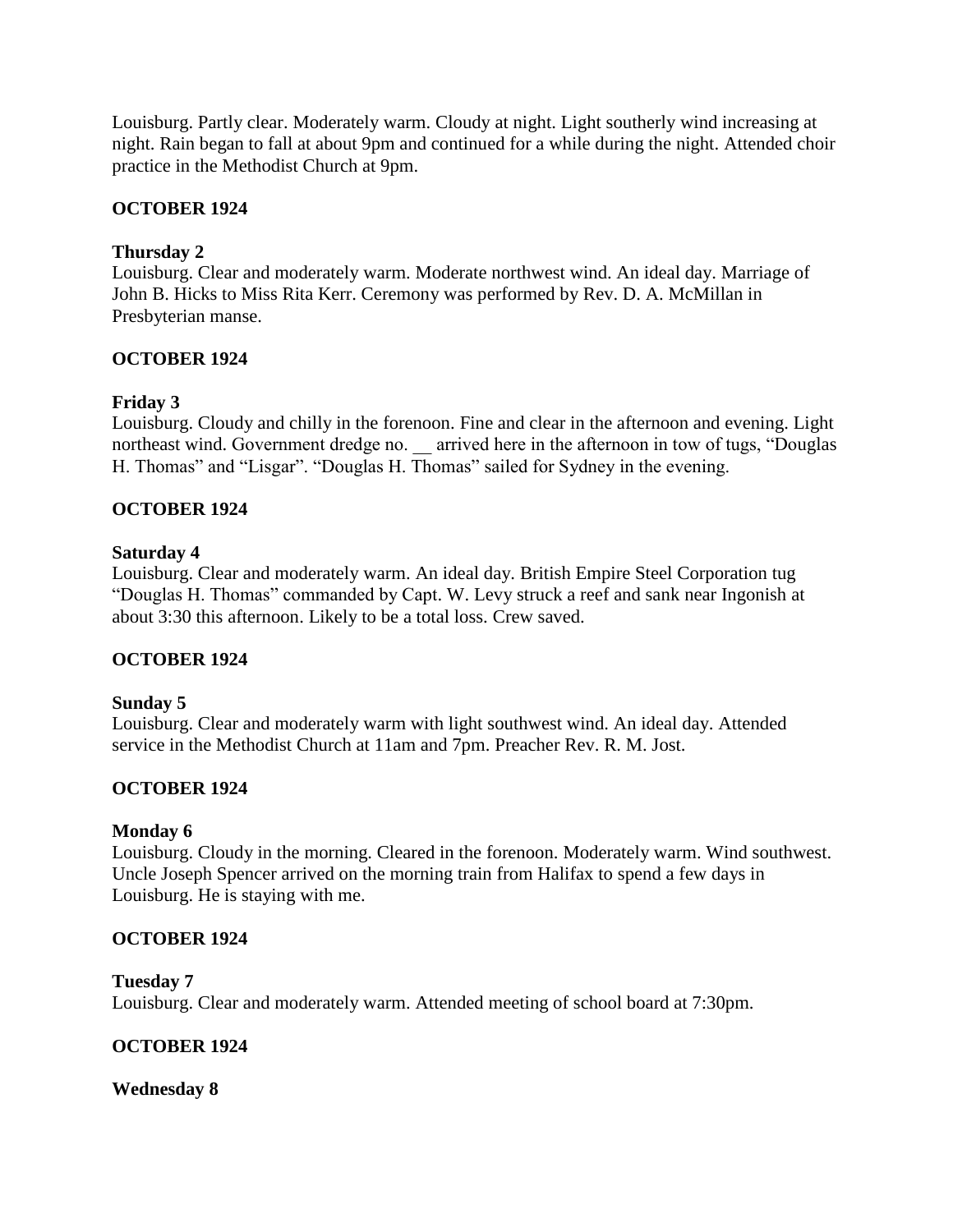Louisburg. Partly clear. Moderately warm. Cloudy at night. Light southerly wind increasing at night. Rain began to fall at about 9pm and continued for a while during the night. Attended choir practice in the Methodist Church at 9pm.

**OCTOBER 1924**

**Thursday 2**
Louisburg. Clear and moderately warm. Moderate northwest wind. An ideal day. Marriage of John B. Hicks to Miss Rita Kerr. Ceremony was performed by Rev. D. A. McMillan in Presbyterian manse.

**OCTOBER 1924**

**Friday 3**
Louisburg. Cloudy and chilly in the forenoon. Fine and clear in the afternoon and evening. Light northeast wind. Government dredge no. __ arrived here in the afternoon in tow of tugs, "Douglas H. Thomas" and "Lisgar". "Douglas H. Thomas" sailed for Sydney in the evening.

**OCTOBER 1924**

**Saturday 4**
Louisburg. Clear and moderately warm. An ideal day. British Empire Steel Corporation tug "Douglas H. Thomas" commanded by Capt. W. Levy struck a reef and sank near Ingonish at about 3:30 this afternoon. Likely to be a total loss. Crew saved.

**OCTOBER 1924**

**Sunday 5**
Louisburg. Clear and moderately warm with light southwest wind. An ideal day. Attended service in the Methodist Church at 11am and 7pm. Preacher Rev. R. M. Jost.

**OCTOBER 1924**

**Monday 6**
Louisburg. Cloudy in the morning. Cleared in the forenoon. Moderately warm. Wind southwest. Uncle Joseph Spencer arrived on the morning train from Halifax to spend a few days in Louisburg. He is staying with me.

**OCTOBER 1924**

**Tuesday 7**
Louisburg. Clear and moderately warm. Attended meeting of school board at 7:30pm.

**OCTOBER 1924**

**Wednesday 8**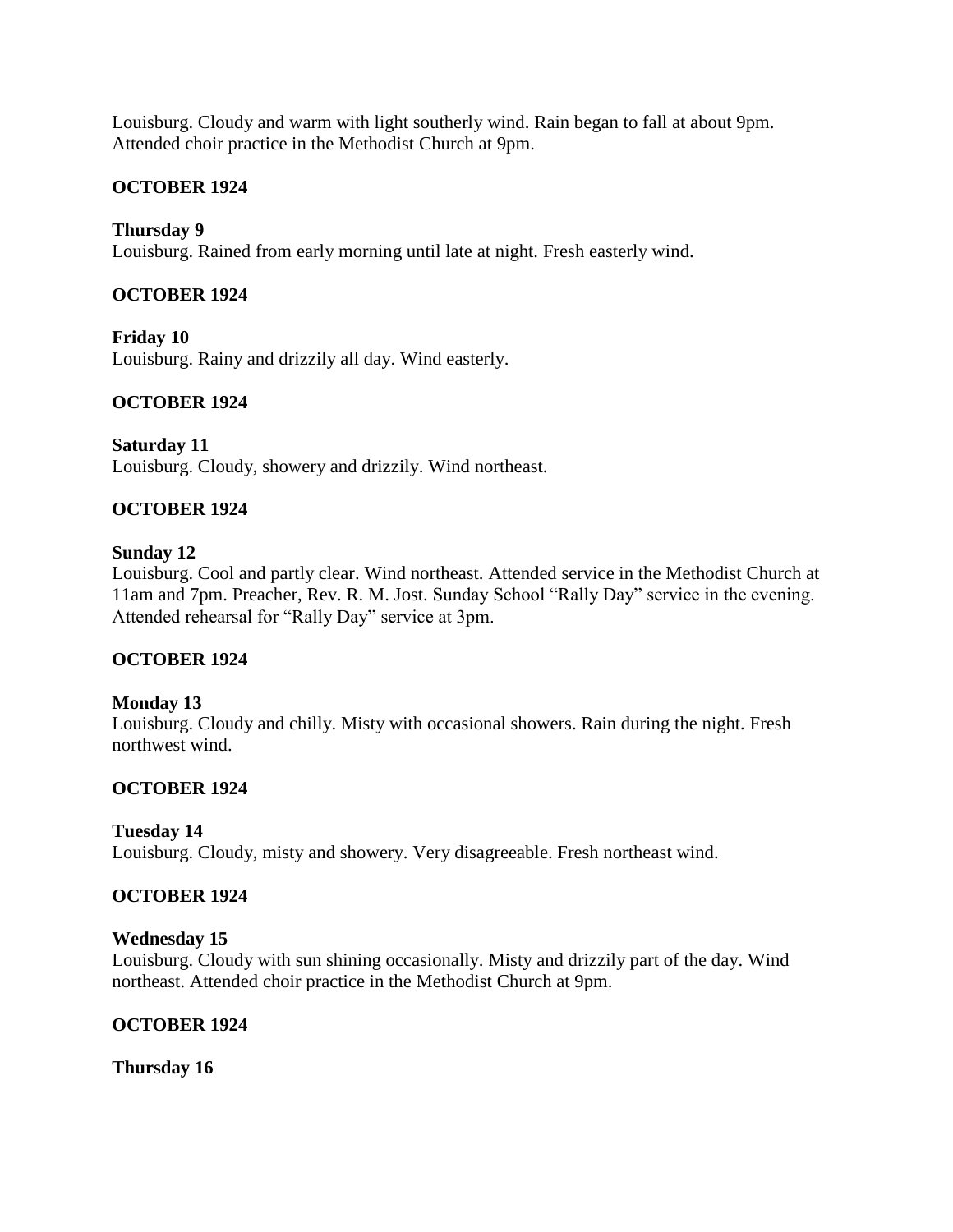Louisburg. Cloudy and warm with light southerly wind. Rain began to fall at about 9pm. Attended choir practice in the Methodist Church at 9pm.

**OCTOBER 1924**

**Thursday 9**
Louisburg. Rained from early morning until late at night. Fresh easterly wind.

**OCTOBER 1924**

**Friday 10**
Louisburg. Rainy and drizzily all day. Wind easterly.

**OCTOBER 1924**

**Saturday 11**
Louisburg. Cloudy, showery and drizzily. Wind northeast.

**OCTOBER 1924**

**Sunday 12**
Louisburg. Cool and partly clear. Wind northeast. Attended service in the Methodist Church at 11am and 7pm. Preacher, Rev. R. M. Jost. Sunday School "Rally Day" service in the evening. Attended rehearsal for "Rally Day" service at 3pm.

**OCTOBER 1924**

**Monday 13**
Louisburg. Cloudy and chilly. Misty with occasional showers. Rain during the night. Fresh northwest wind.

**OCTOBER 1924**

**Tuesday 14**
Louisburg. Cloudy, misty and showery. Very disagreeable. Fresh northeast wind.

**OCTOBER 1924**

**Wednesday 15**
Louisburg. Cloudy with sun shining occasionally. Misty and drizzily part of the day. Wind northeast. Attended choir practice in the Methodist Church at 9pm.

**OCTOBER 1924**

**Thursday 16**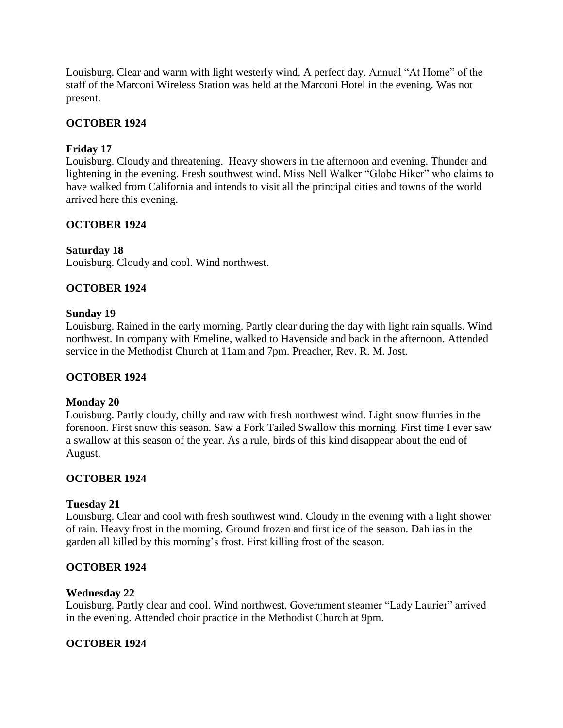Louisburg. Clear and warm with light westerly wind. A perfect day. Annual "At Home" of the staff of the Marconi Wireless Station was held at the Marconi Hotel in the evening. Was not present.

**OCTOBER 1924**

**Friday 17**
Louisburg. Cloudy and threatening. Heavy showers in the afternoon and evening. Thunder and lightening in the evening. Fresh southwest wind. Miss Nell Walker "Globe Hiker" who claims to have walked from California and intends to visit all the principal cities and towns of the world arrived here this evening.

**OCTOBER 1924**

**Saturday 18**
Louisburg. Cloudy and cool. Wind northwest.

**OCTOBER 1924**

**Sunday 19**
Louisburg. Rained in the early morning. Partly clear during the day with light rain squalls. Wind northwest. In company with Emeline, walked to Havenside and back in the afternoon. Attended service in the Methodist Church at 11am and 7pm. Preacher, Rev. R. M. Jost.

**OCTOBER 1924**

**Monday 20**
Louisburg. Partly cloudy, chilly and raw with fresh northwest wind. Light snow flurries in the forenoon. First snow this season. Saw a Fork Tailed Swallow this morning. First time I ever saw a swallow at this season of the year. As a rule, birds of this kind disappear about the end of August.

**OCTOBER 1924**

**Tuesday 21**
Louisburg. Clear and cool with fresh southwest wind. Cloudy in the evening with a light shower of rain. Heavy frost in the morning. Ground frozen and first ice of the season. Dahlias in the garden all killed by this morning's frost. First killing frost of the season.

**OCTOBER 1924**

**Wednesday 22**
Louisburg. Partly clear and cool. Wind northwest. Government steamer "Lady Laurier" arrived in the evening. Attended choir practice in the Methodist Church at 9pm.

**OCTOBER 1924**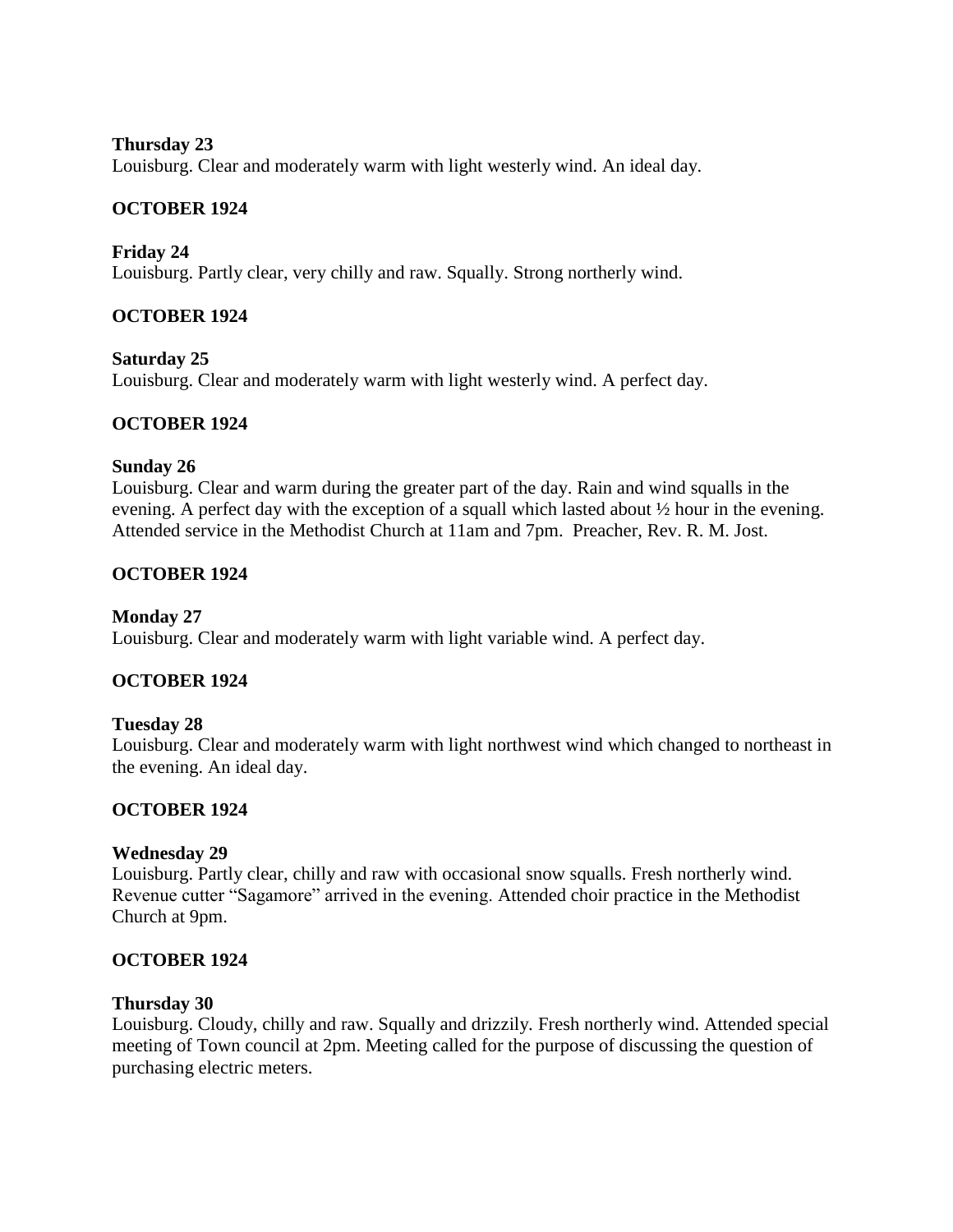**Thursday 23**
Louisburg. Clear and moderately warm with light westerly wind. An ideal day.

**OCTOBER 1924**

**Friday 24**
Louisburg. Partly clear, very chilly and raw. Squally. Strong northerly wind.

**OCTOBER 1924**

**Saturday 25**
Louisburg. Clear and moderately warm with light westerly wind. A perfect day.

**OCTOBER 1924**

**Sunday 26**
Louisburg. Clear and warm during the greater part of the day. Rain and wind squalls in the evening. A perfect day with the exception of a squall which lasted about ½ hour in the evening. Attended service in the Methodist Church at 11am and 7pm. Preacher, Rev. R. M. Jost.

**OCTOBER 1924**

**Monday 27**
Louisburg. Clear and moderately warm with light variable wind. A perfect day.

**OCTOBER 1924**

**Tuesday 28**
Louisburg. Clear and moderately warm with light northwest wind which changed to northeast in the evening. An ideal day.

**OCTOBER 1924**

**Wednesday 29**
Louisburg. Partly clear, chilly and raw with occasional snow squalls. Fresh northerly wind. Revenue cutter "Sagamore" arrived in the evening. Attended choir practice in the Methodist Church at 9pm.

**OCTOBER 1924**

**Thursday 30**
Louisburg. Cloudy, chilly and raw. Squally and drizzily. Fresh northerly wind. Attended special meeting of Town council at 2pm. Meeting called for the purpose of discussing the question of purchasing electric meters.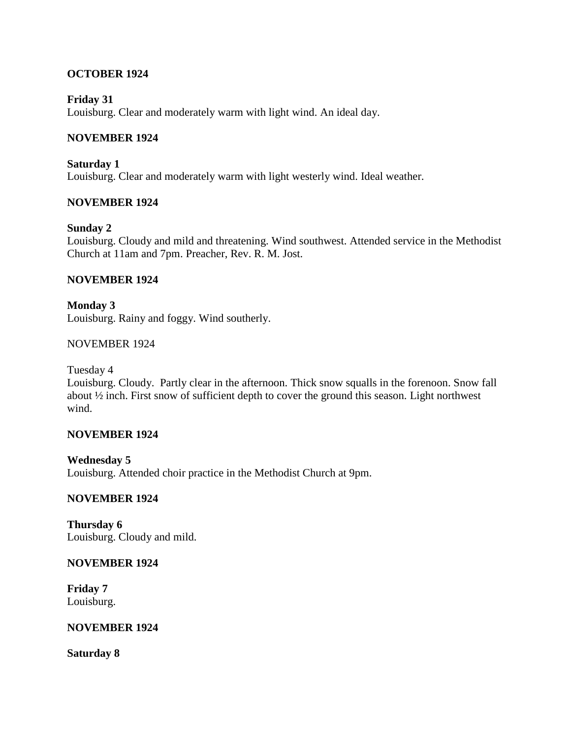**OCTOBER 1924**

**Friday 31**
Louisburg. Clear and moderately warm with light wind. An ideal day.

**NOVEMBER 1924**

**Saturday 1**
Louisburg. Clear and moderately warm with light westerly wind. Ideal weather.

**NOVEMBER 1924**

**Sunday 2**
Louisburg. Cloudy and mild and threatening. Wind southwest. Attended service in the Methodist Church at 11am and 7pm. Preacher, Rev. R. M. Jost.

**NOVEMBER 1924**

**Monday 3**
Louisburg. Rainy and foggy. Wind southerly.

NOVEMBER 1924

Tuesday 4
Louisburg. Cloudy. Partly clear in the afternoon. Thick snow squalls in the forenoon. Snow fall about ½ inch. First snow of sufficient depth to cover the ground this season. Light northwest wind.

**NOVEMBER 1924**

**Wednesday 5**
Louisburg. Attended choir practice in the Methodist Church at 9pm.

**NOVEMBER 1924**

**Thursday 6**
Louisburg. Cloudy and mild.

**NOVEMBER 1924**

**Friday 7**
Louisburg.

**NOVEMBER 1924**

**Saturday 8**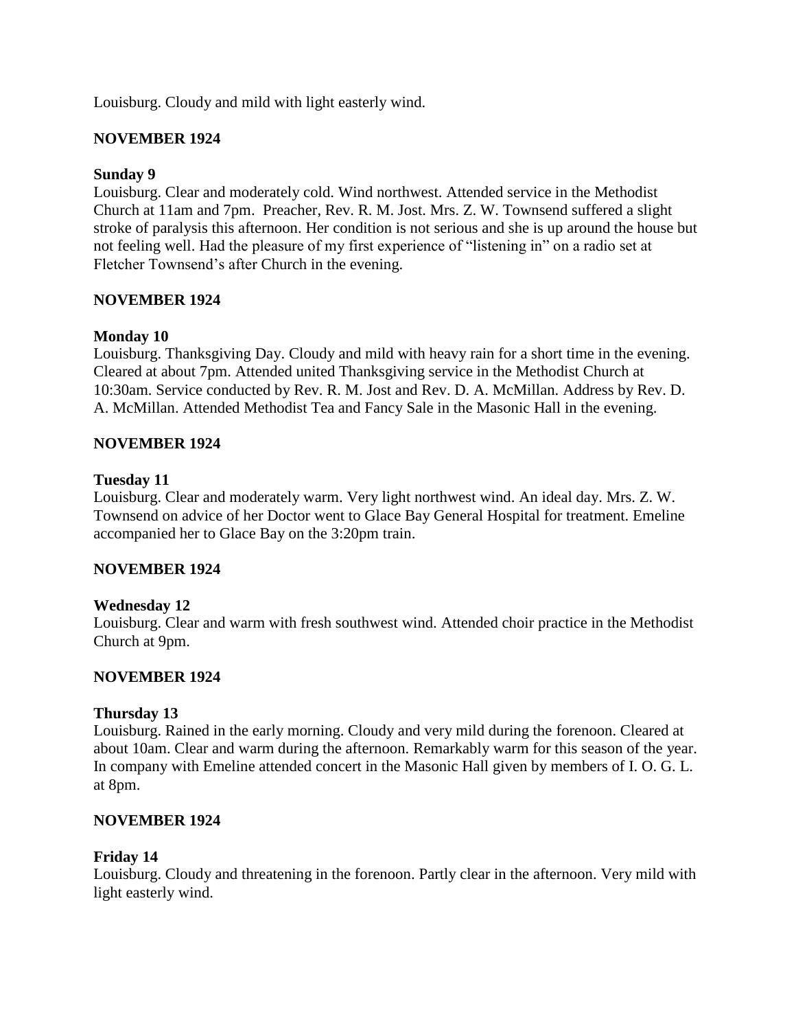Louisburg. Cloudy and mild with light easterly wind.

**NOVEMBER 1924**

**Sunday 9**
Louisburg. Clear and moderately cold. Wind northwest. Attended service in the Methodist Church at 11am and 7pm. Preacher, Rev. R. M. Jost. Mrs. Z. W. Townsend suffered a slight stroke of paralysis this afternoon. Her condition is not serious and she is up around the house but not feeling well. Had the pleasure of my first experience of "listening in" on a radio set at Fletcher Townsend's after Church in the evening.

**NOVEMBER 1924**

**Monday 10**
Louisburg. Thanksgiving Day. Cloudy and mild with heavy rain for a short time in the evening. Cleared at about 7pm. Attended united Thanksgiving service in the Methodist Church at 10:30am. Service conducted by Rev. R. M. Jost and Rev. D. A. McMillan. Address by Rev. D. A. McMillan. Attended Methodist Tea and Fancy Sale in the Masonic Hall in the evening.

**NOVEMBER 1924**

**Tuesday 11**
Louisburg. Clear and moderately warm. Very light northwest wind. An ideal day. Mrs. Z. W. Townsend on advice of her Doctor went to Glace Bay General Hospital for treatment. Emeline accompanied her to Glace Bay on the 3:20pm train.

**NOVEMBER 1924**

**Wednesday 12**
Louisburg. Clear and warm with fresh southwest wind. Attended choir practice in the Methodist Church at 9pm.

**NOVEMBER 1924**

**Thursday 13**
Louisburg. Rained in the early morning. Cloudy and very mild during the forenoon. Cleared at about 10am. Clear and warm during the afternoon. Remarkably warm for this season of the year. In company with Emeline attended concert in the Masonic Hall given by members of I. O. G. L. at 8pm.

**NOVEMBER 1924**

**Friday 14**
Louisburg. Cloudy and threatening in the forenoon. Partly clear in the afternoon. Very mild with light easterly wind.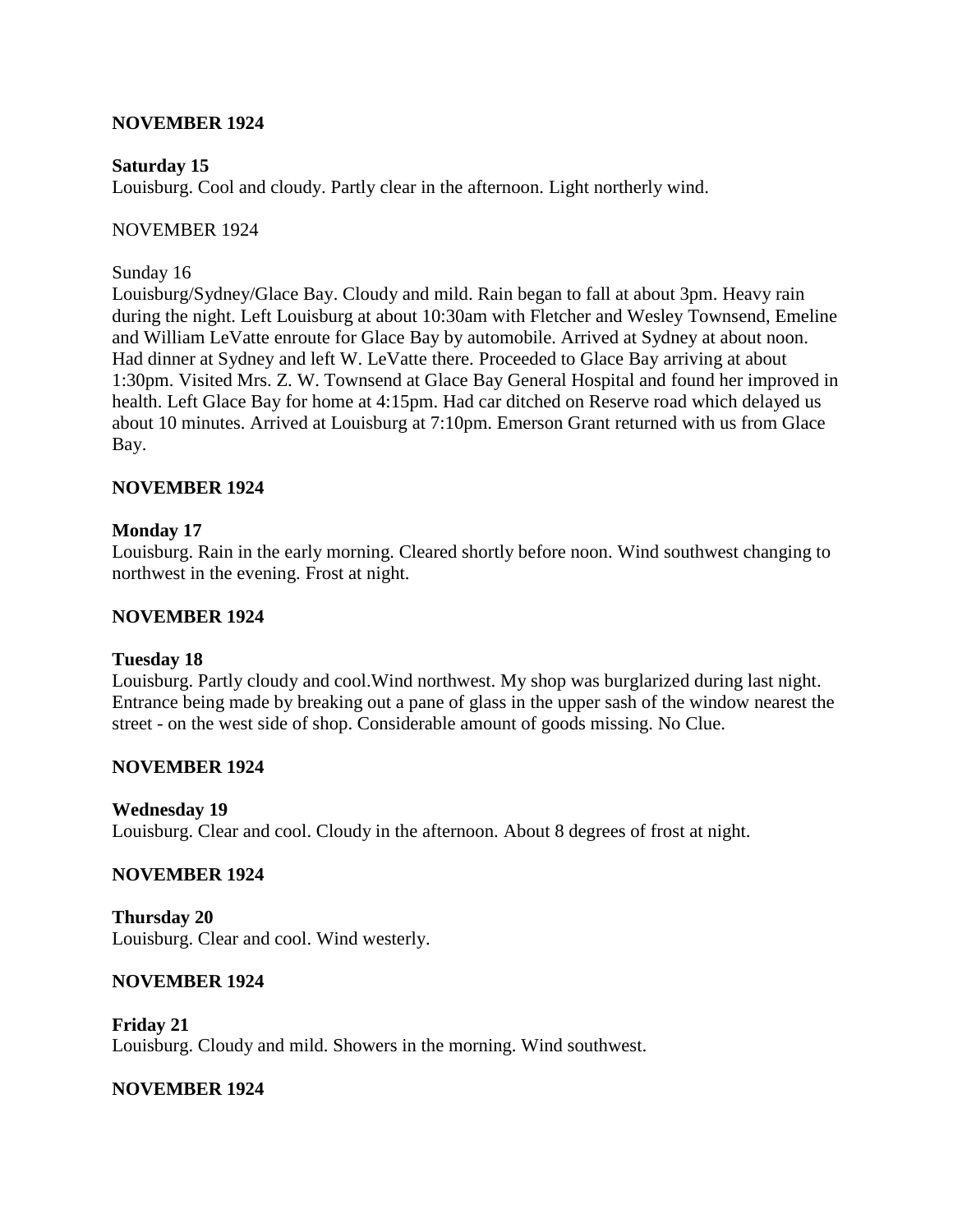**NOVEMBER 1924**

**Saturday 15**
Louisburg. Cool and cloudy. Partly clear in the afternoon. Light northerly wind.

NOVEMBER 1924

Sunday 16
Louisburg/Sydney/Glace Bay. Cloudy and mild. Rain began to fall at about 3pm. Heavy rain during the night. Left Louisburg at about 10:30am with Fletcher and Wesley Townsend, Emeline and William LeVatte enroute for Glace Bay by automobile. Arrived at Sydney at about noon. Had dinner at Sydney and left W. LeVatte there. Proceeded to Glace Bay arriving at about 1:30pm. Visited Mrs. Z. W. Townsend at Glace Bay General Hospital and found her improved in health. Left Glace Bay for home at 4:15pm. Had car ditched on Reserve road which delayed us about 10 minutes. Arrived at Louisburg at 7:10pm. Emerson Grant returned with us from Glace Bay.

**NOVEMBER 1924**

**Monday 17**
Louisburg. Rain in the early morning. Cleared shortly before noon. Wind southwest changing to northwest in the evening. Frost at night.

**NOVEMBER 1924**

**Tuesday 18**
Louisburg. Partly cloudy and cool.Wind northwest. My shop was burglarized during last night. Entrance being made by breaking out a pane of glass in the upper sash of the window nearest the street - on the west side of shop. Considerable amount of goods missing. No Clue.

**NOVEMBER 1924**

**Wednesday 19**
Louisburg. Clear and cool. Cloudy in the afternoon. About 8 degrees of frost at night.

**NOVEMBER 1924**

**Thursday 20**
Louisburg. Clear and cool. Wind westerly.

**NOVEMBER 1924**

**Friday 21**
Louisburg. Cloudy and mild. Showers in the morning. Wind southwest.

**NOVEMBER 1924**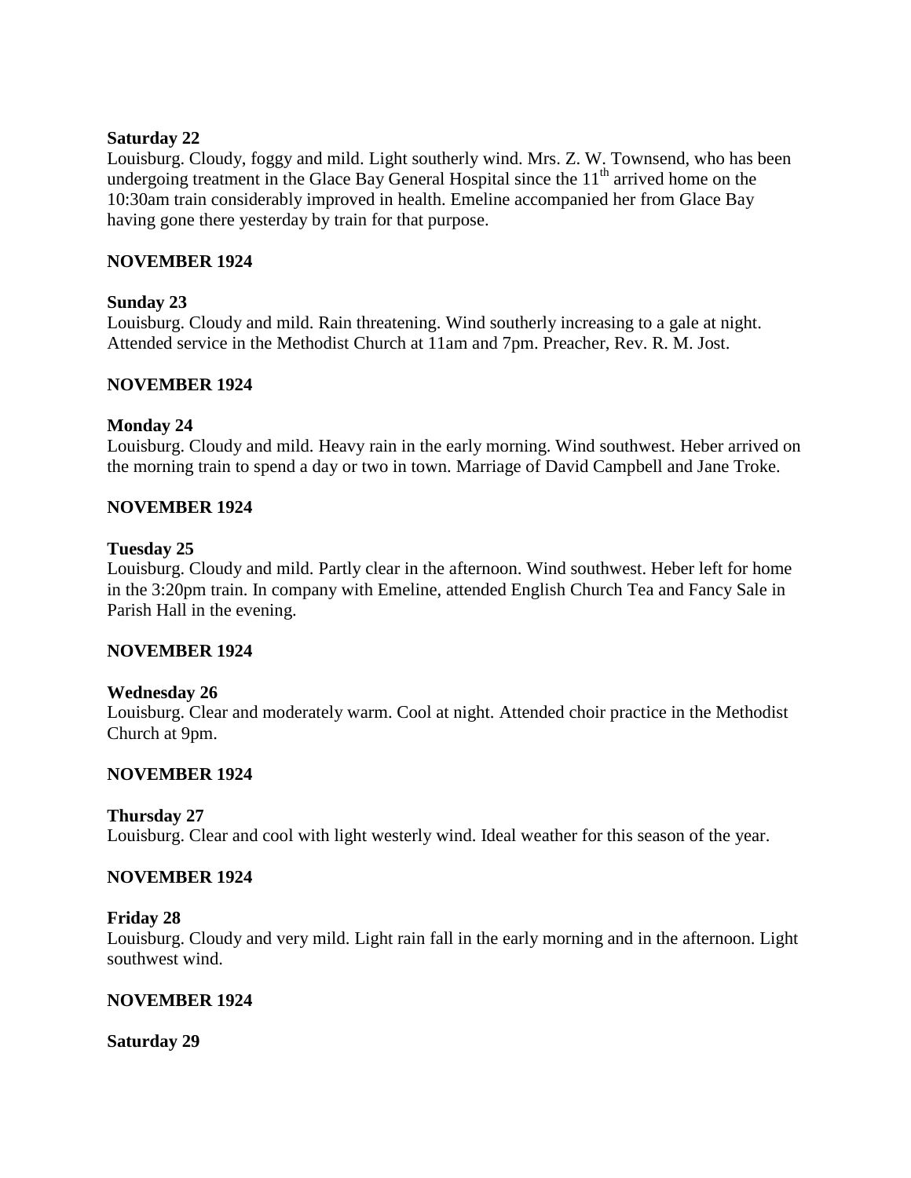**Saturday 22**

Louisburg. Cloudy, foggy and mild. Light southerly wind. Mrs. Z. W. Townsend, who has been undergoing treatment in the Glace Bay General Hospital since the 11th arrived home on the 10:30am train considerably improved in health. Emeline accompanied her from Glace Bay having gone there yesterday by train for that purpose.

**NOVEMBER 1924**

**Sunday 23**

Louisburg. Cloudy and mild. Rain threatening. Wind southerly increasing to a gale at night. Attended service in the Methodist Church at 11am and 7pm. Preacher, Rev. R. M. Jost.

**NOVEMBER 1924**

**Monday 24**

Louisburg. Cloudy and mild. Heavy rain in the early morning. Wind southwest. Heber arrived on the morning train to spend a day or two in town. Marriage of David Campbell and Jane Troke.

**NOVEMBER 1924**

**Tuesday 25**

Louisburg. Cloudy and mild. Partly clear in the afternoon. Wind southwest. Heber left for home in the 3:20pm train. In company with Emeline, attended English Church Tea and Fancy Sale in Parish Hall in the evening.

**NOVEMBER 1924**

**Wednesday 26**

Louisburg. Clear and moderately warm. Cool at night. Attended choir practice in the Methodist Church at 9pm.

**NOVEMBER 1924**

**Thursday 27**

Louisburg. Clear and cool with light westerly wind. Ideal weather for this season of the year.

**NOVEMBER 1924**

**Friday 28**

Louisburg. Cloudy and very mild. Light rain fall in the early morning and in the afternoon. Light southwest wind.

**NOVEMBER 1924**

**Saturday 29**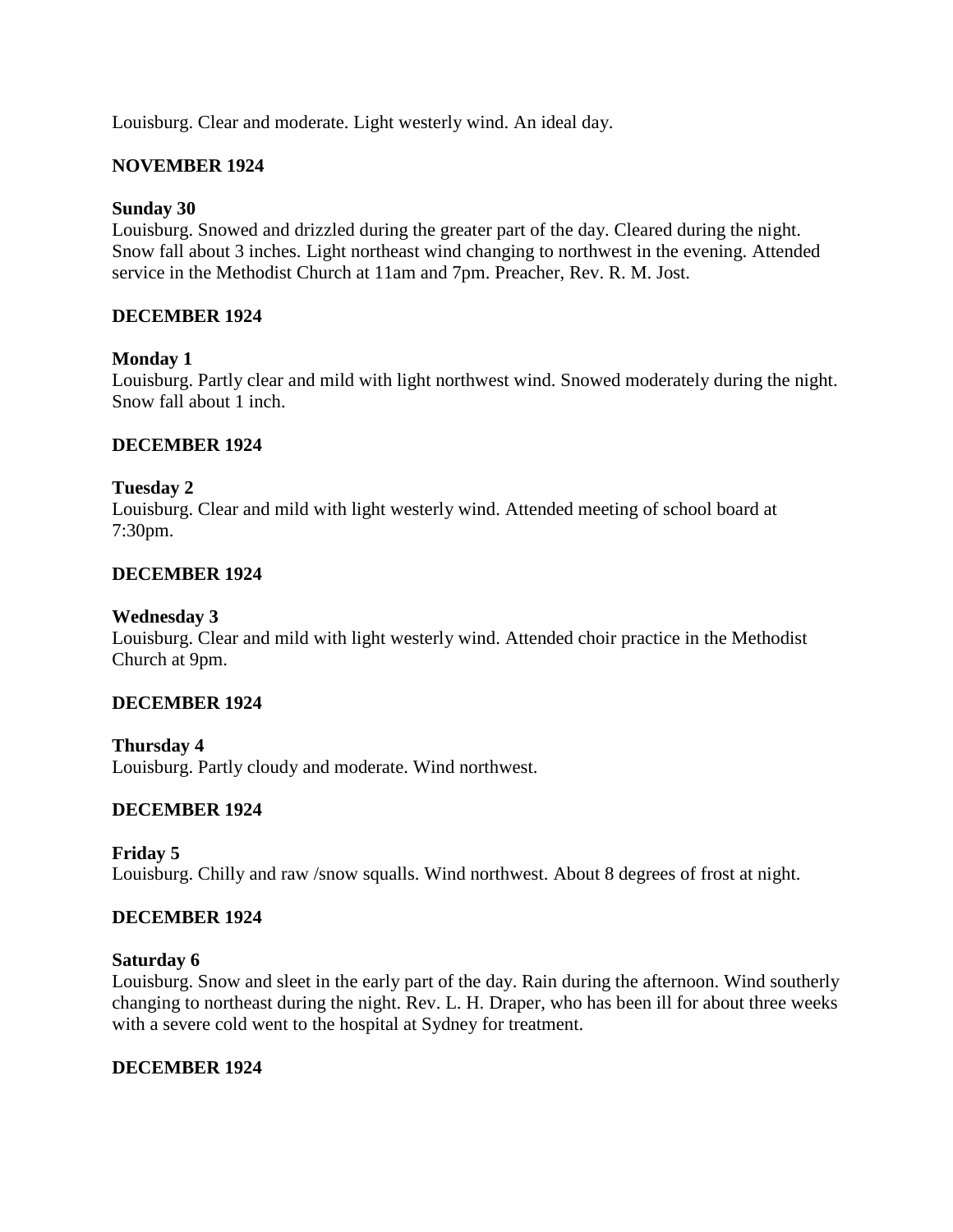Louisburg. Clear and moderate. Light westerly wind. An ideal day.

**NOVEMBER 1924**

**Sunday 30**
Louisburg. Snowed and drizzled during the greater part of the day. Cleared during the night. Snow fall about 3 inches. Light northeast wind changing to northwest in the evening. Attended service in the Methodist Church at 11am and 7pm. Preacher, Rev. R. M. Jost.

**DECEMBER 1924**

**Monday 1**
Louisburg. Partly clear and mild with light northwest wind. Snowed moderately during the night. Snow fall about 1 inch.

**DECEMBER 1924**

**Tuesday 2**
Louisburg. Clear and mild with light westerly wind. Attended meeting of school board at 7:30pm.

**DECEMBER 1924**

**Wednesday 3**
Louisburg. Clear and mild with light westerly wind. Attended choir practice in the Methodist Church at 9pm.

**DECEMBER 1924**

**Thursday 4**
Louisburg. Partly cloudy and moderate. Wind northwest.

**DECEMBER 1924**

**Friday 5**
Louisburg. Chilly and raw /snow squalls. Wind northwest. About 8 degrees of frost at night.

**DECEMBER 1924**

**Saturday 6**
Louisburg. Snow and sleet in the early part of the day. Rain during the afternoon. Wind southerly changing to northeast during the night. Rev. L. H. Draper, who has been ill for about three weeks with a severe cold went to the hospital at Sydney for treatment.

**DECEMBER 1924**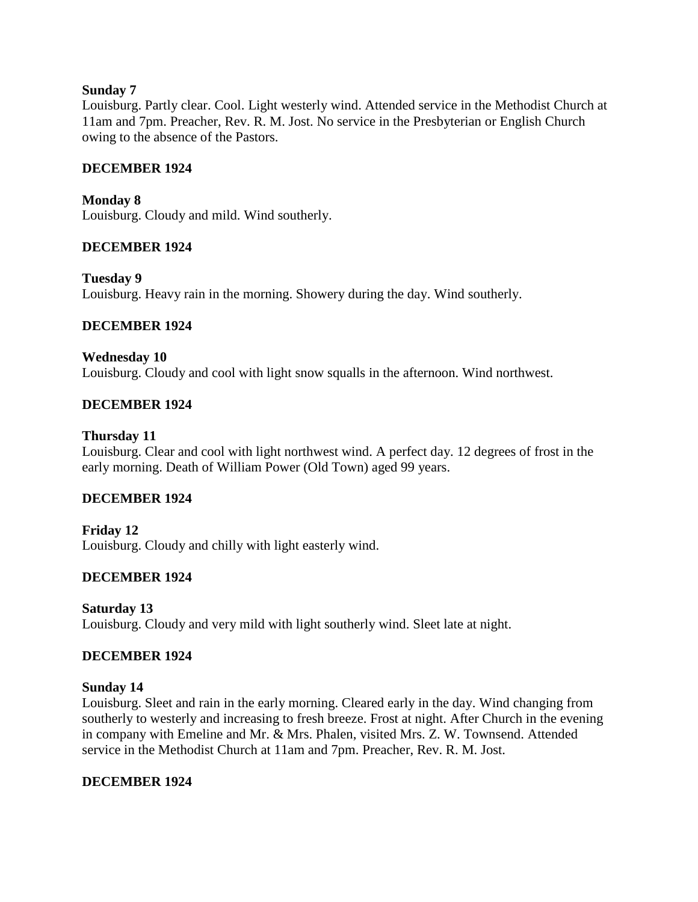**Sunday 7**
Louisburg. Partly clear. Cool. Light westerly wind. Attended service in the Methodist Church at 11am and 7pm. Preacher, Rev. R. M. Jost. No service in the Presbyterian or English Church owing to the absence of the Pastors.

**DECEMBER 1924**

**Monday 8**
Louisburg. Cloudy and mild. Wind southerly.

**DECEMBER 1924**

**Tuesday 9**
Louisburg. Heavy rain in the morning. Showery during the day. Wind southerly.

**DECEMBER 1924**

**Wednesday 10**
Louisburg. Cloudy and cool with light snow squalls in the afternoon. Wind northwest.

**DECEMBER 1924**

**Thursday 11**
Louisburg. Clear and cool with light northwest wind. A perfect day. 12 degrees of frost in the early morning. Death of William Power (Old Town) aged 99 years.

**DECEMBER 1924**

**Friday 12**
Louisburg. Cloudy and chilly with light easterly wind.

**DECEMBER 1924**

**Saturday 13**
Louisburg. Cloudy and very mild with light southerly wind. Sleet late at night.

**DECEMBER 1924**

**Sunday 14**
Louisburg. Sleet and rain in the early morning. Cleared early in the day. Wind changing from southerly to westerly and increasing to fresh breeze. Frost at night. After Church in the evening in company with Emeline and Mr. & Mrs. Phalen, visited Mrs. Z. W. Townsend. Attended service in the Methodist Church at 11am and 7pm. Preacher, Rev. R. M. Jost.

**DECEMBER 1924**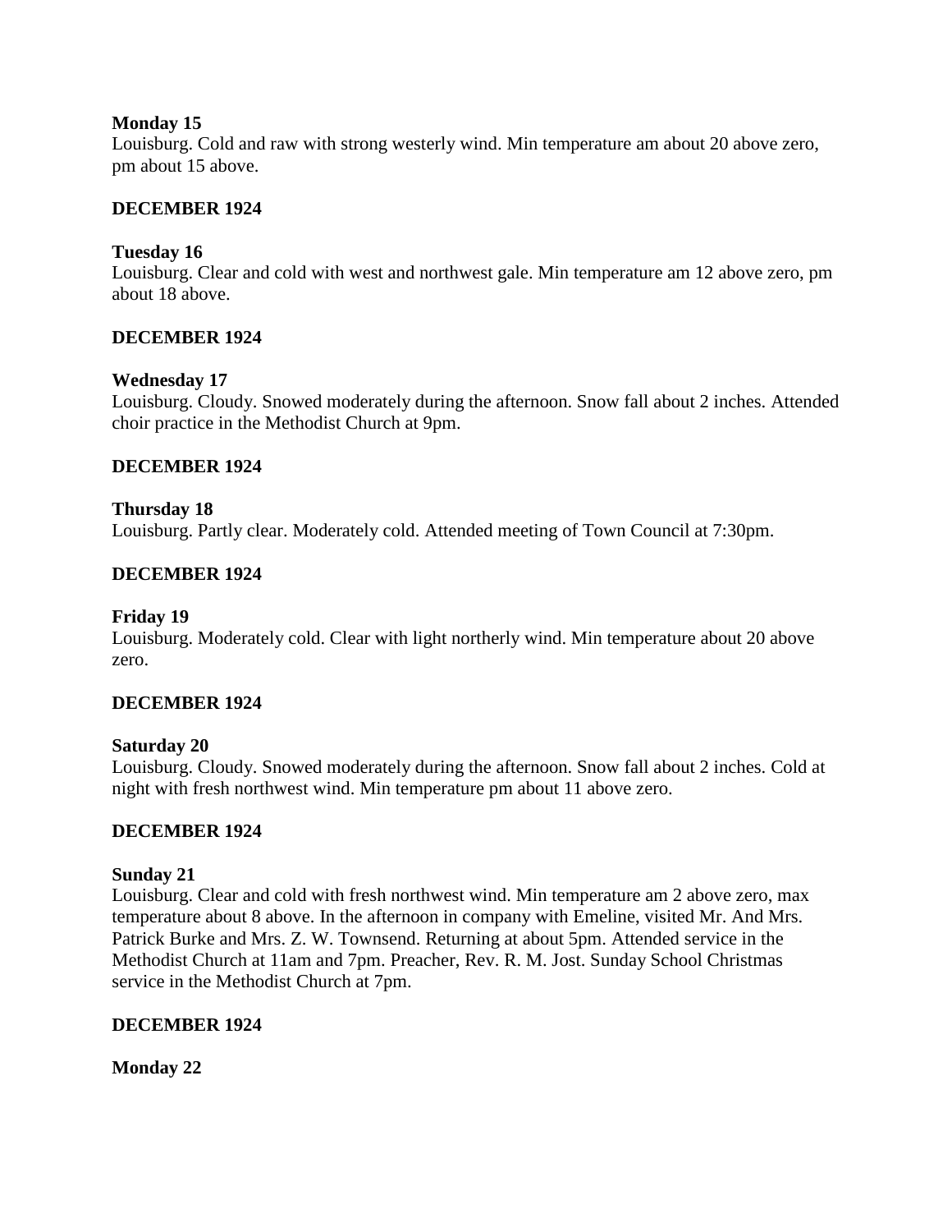**Monday 15**
Louisburg. Cold and raw with strong westerly wind. Min temperature am about 20 above zero, pm about 15 above.

**DECEMBER 1924**

**Tuesday 16**
Louisburg. Clear and cold with west and northwest gale. Min temperature am 12 above zero, pm about 18 above.

**DECEMBER 1924**

**Wednesday 17**
Louisburg. Cloudy. Snowed moderately during the afternoon. Snow fall about 2 inches. Attended choir practice in the Methodist Church at 9pm.

**DECEMBER 1924**

**Thursday 18**
Louisburg. Partly clear. Moderately cold. Attended meeting of Town Council at 7:30pm.

**DECEMBER 1924**

**Friday 19**
Louisburg. Moderately cold. Clear with light northerly wind. Min temperature about 20 above zero.

**DECEMBER 1924**

**Saturday 20**
Louisburg. Cloudy. Snowed moderately during the afternoon. Snow fall about 2 inches. Cold at night with fresh northwest wind. Min temperature pm about 11 above zero.

**DECEMBER 1924**

**Sunday 21**
Louisburg. Clear and cold with fresh northwest wind. Min temperature am 2 above zero, max temperature about 8 above. In the afternoon in company with Emeline, visited Mr. And Mrs. Patrick Burke and Mrs. Z. W. Townsend. Returning at about 5pm. Attended service in the Methodist Church at 11am and 7pm. Preacher, Rev. R. M. Jost. Sunday School Christmas service in the Methodist Church at 7pm.

**DECEMBER 1924**

**Monday 22**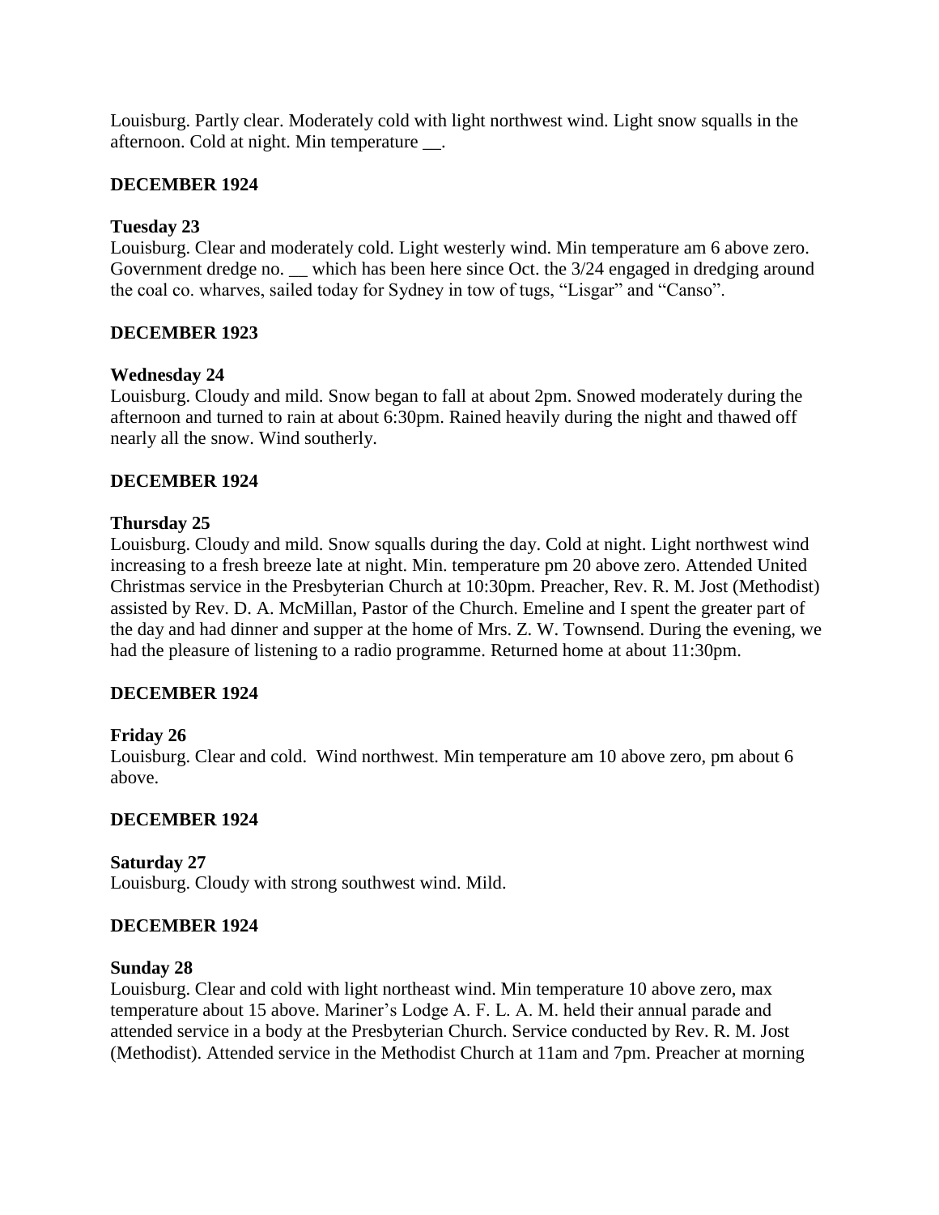Louisburg. Partly clear. Moderately cold with light northwest wind. Light snow squalls in the afternoon. Cold at night. Min temperature __.

**DECEMBER 1924**

**Tuesday 23**
Louisburg. Clear and moderately cold. Light westerly wind. Min temperature am 6 above zero. Government dredge no. __ which has been here since Oct. the 3/24 engaged in dredging around the coal co. wharves, sailed today for Sydney in tow of tugs, "Lisgar" and "Canso".

**DECEMBER 1923**

**Wednesday 24**
Louisburg. Cloudy and mild. Snow began to fall at about 2pm. Snowed moderately during the afternoon and turned to rain at about 6:30pm. Rained heavily during the night and thawed off nearly all the snow. Wind southerly.

**DECEMBER 1924**

**Thursday 25**
Louisburg. Cloudy and mild. Snow squalls during the day. Cold at night. Light northwest wind increasing to a fresh breeze late at night. Min. temperature pm 20 above zero. Attended United Christmas service in the Presbyterian Church at 10:30pm. Preacher, Rev. R. M. Jost (Methodist) assisted by Rev. D. A. McMillan, Pastor of the Church. Emeline and I spent the greater part of the day and had dinner and supper at the home of Mrs. Z. W. Townsend. During the evening, we had the pleasure of listening to a radio programme. Returned home at about 11:30pm.

**DECEMBER 1924**

**Friday 26**
Louisburg. Clear and cold. Wind northwest. Min temperature am 10 above zero, pm about 6 above.

**DECEMBER 1924**

**Saturday 27**
Louisburg. Cloudy with strong southwest wind. Mild.

**DECEMBER 1924**

**Sunday 28**
Louisburg. Clear and cold with light northeast wind. Min temperature 10 above zero, max temperature about 15 above. Mariner's Lodge A. F. L. A. M. held their annual parade and attended service in a body at the Presbyterian Church. Service conducted by Rev. R. M. Jost (Methodist). Attended service in the Methodist Church at 11am and 7pm. Preacher at morning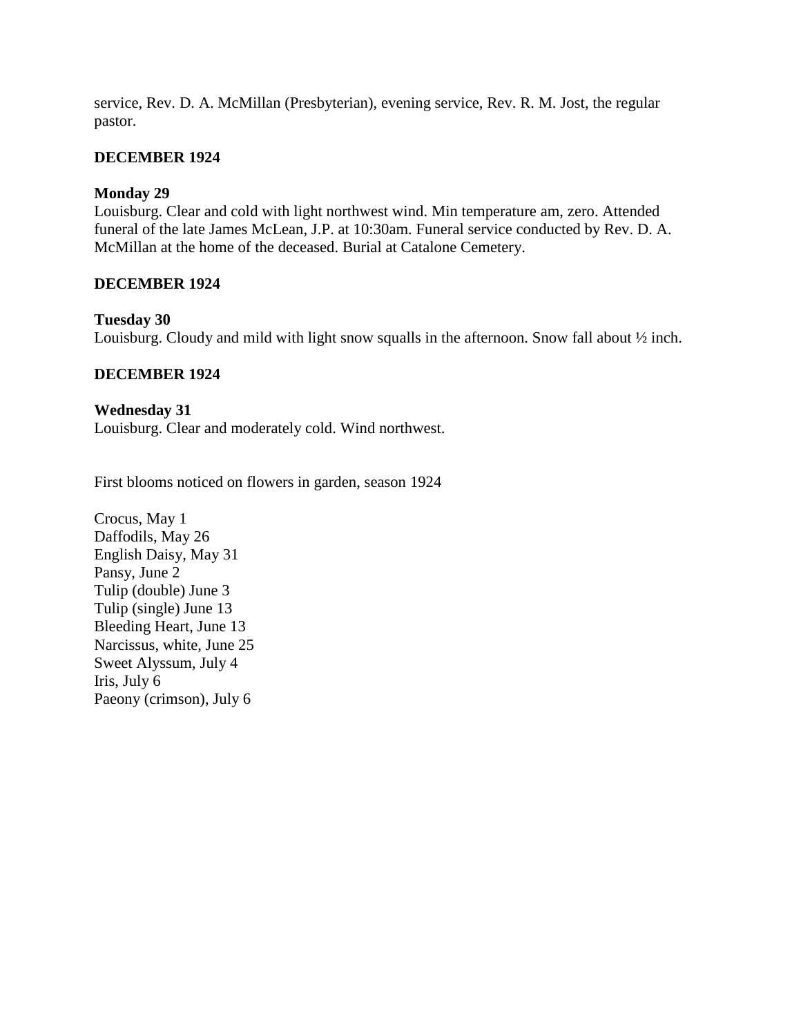service, Rev. D. A. McMillan (Presbyterian), evening service, Rev. R. M. Jost, the regular pastor.

**DECEMBER 1924**

**Monday 29**
Louisburg. Clear and cold with light northwest wind. Min temperature am, zero. Attended funeral of the late James McLean, J.P. at 10:30am. Funeral service conducted by Rev. D. A. McMillan at the home of the deceased. Burial at Catalone Cemetery.

**DECEMBER 1924**

**Tuesday 30**
Louisburg. Cloudy and mild with light snow squalls in the afternoon. Snow fall about ½ inch.

**DECEMBER 1924**

**Wednesday 31**
Louisburg. Clear and moderately cold. Wind northwest.

First blooms noticed on flowers in garden, season 1924

Crocus, May 1
Daffodils, May 26
English Daisy, May 31
Pansy, June 2
Tulip (double) June 3
Tulip (single) June 13
Bleeding Heart, June 13
Narcissus, white, June 25
Sweet Alyssum, July 4
Iris, July 6
Paeony (crimson), July 6